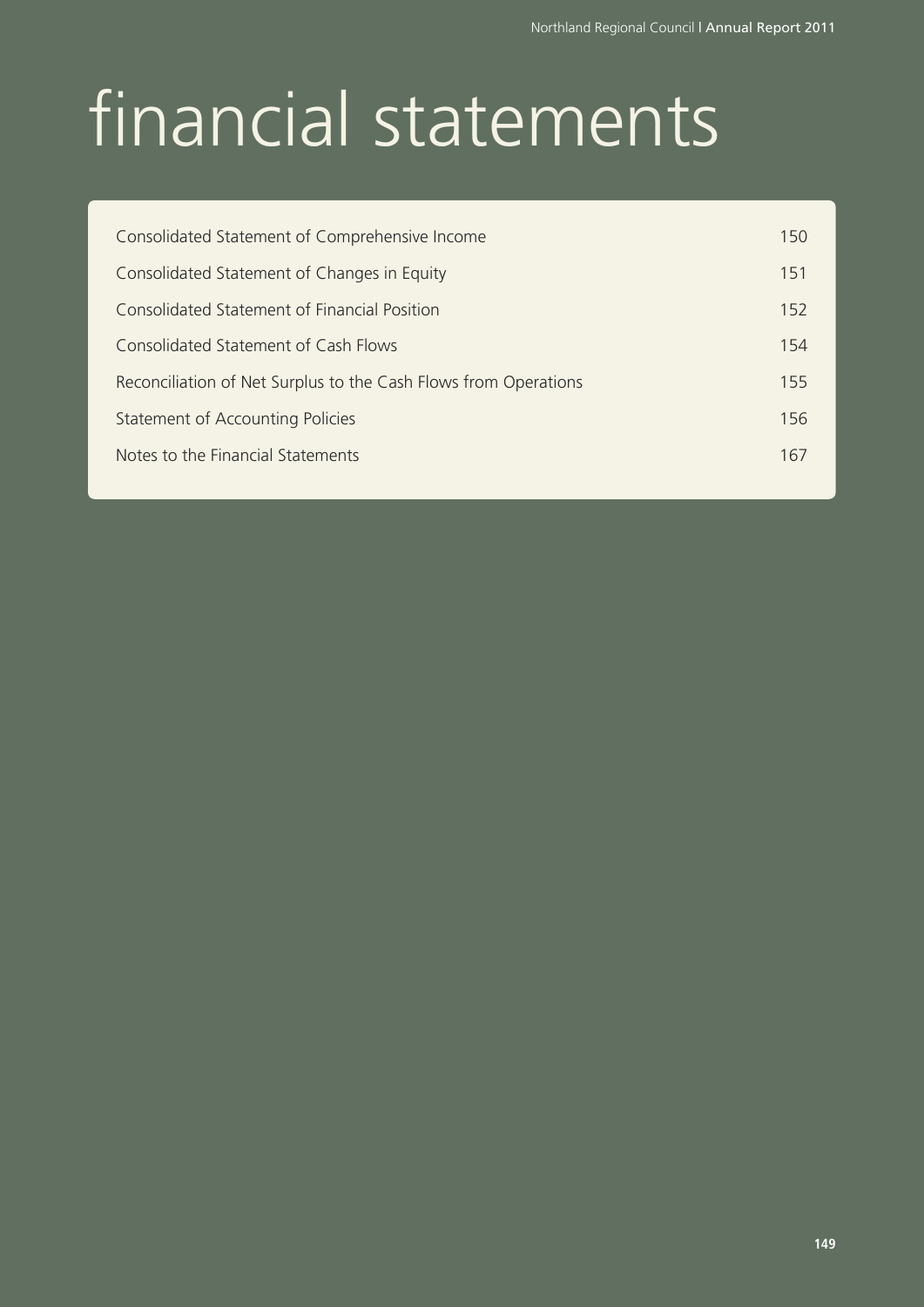# financial statements

| | |
|---|---|
| Consolidated Statement of Comprehensive Income | 150 |
| Consolidated Statement of Changes in Equity | 151 |
| Consolidated Statement of Financial Position | 152 |
| Consolidated Statement of Cash Flows | 154 |
| Reconciliation of Net Surplus to the Cash Flows from Operations | 155 |
| Statement of Accounting Policies | 156 |
| Notes to the Financial Statements | 167 |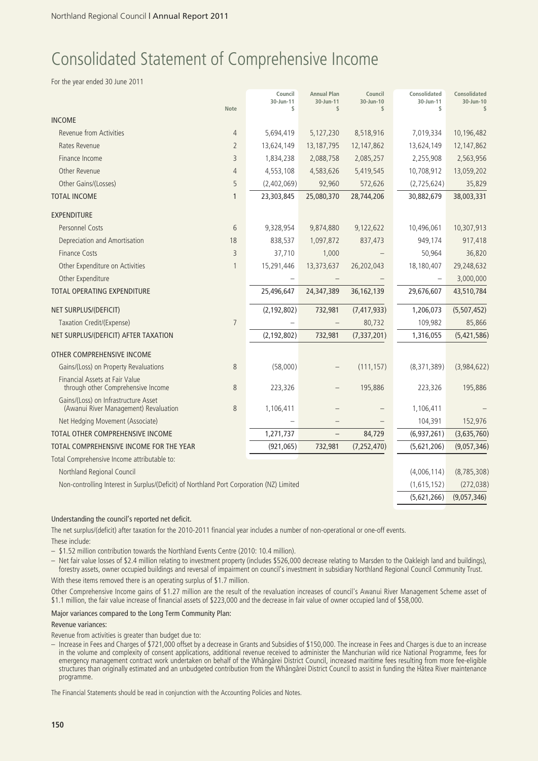# Consolidated Statement of Comprehensive Income

For the year ended 30 June 2011

| | Note | Council 30-Jun-11 $ | Annual Plan 30-Jun-11 $ | Council 30-Jun-10 $ | Consolidated 30-Jun-11 $ | Consolidated 30-Jun-10 $ |
|---|---|---|---|---|---|---|
| **INCOME** | | | | | | |
| Revenue from Activities | 4 | 5,694,419 | 5,127,230 | 8,518,916 | 7,019,334 | 10,196,482 |
| Rates Revenue | 2 | 13,624,149 | 13,187,795 | 12,147,862 | 13,624,149 | 12,147,862 |
| Finance Income | 3 | 1,834,238 | 2,088,758 | 2,085,257 | 2,255,908 | 2,563,956 |
| Other Revenue | 4 | 4,553,108 | 4,583,626 | 5,419,545 | 10,708,912 | 13,059,202 |
| Other Gains/(Losses) | 5 | (2,402,069) | 92,960 | 572,626 | (2,725,624) | 35,829 |
| **TOTAL INCOME** | 1 | 23,303,845 | 25,080,370 | 28,744,206 | 30,882,679 | 38,003,331 |
| **EXPENDITURE** | | | | | | |
| Personnel Costs | 6 | 9,328,954 | 9,874,880 | 9,122,622 | 10,496,061 | 10,307,913 |
| Depreciation and Amortisation | 18 | 838,537 | 1,097,872 | 837,473 | 949,174 | 917,418 |
| Finance Costs | 3 | 37,710 | 1,000 | – | 50,964 | 36,820 |
| Other Expenditure on Activities | 1 | 15,291,446 | 13,373,637 | 26,202,043 | 18,180,407 | 29,248,632 |
| Other Expenditure | | – | – | – | – | 3,000,000 |
| **TOTAL OPERATING EXPENDITURE** | | 25,496,647 | 24,347,389 | 36,162,139 | 29,676,607 | 43,510,784 |
| **NET SURPLUS/(DEFICIT)** | | (2,192,802) | 732,981 | (7,417,933) | 1,206,073 | (5,507,452) |
| Taxation Credit/(Expense) | 7 | – | – | 80,732 | 109,982 | 85,866 |
| **NET SURPLUS/(DEFICIT) AFTER TAXATION** | | (2,192,802) | 732,981 | (7,337,201) | 1,316,055 | (5,421,586) |
| **OTHER COMPREHENSIVE INCOME** | | | | | | |
| Gains/(Loss) on Property Revaluations | 8 | (58,000) | – | (111,157) | (8,371,389) | (3,984,622) |
| Financial Assets at Fair Value through other Comprehensive Income | 8 | 223,326 | – | 195,886 | 223,326 | 195,886 |
| Gains/(Loss) on Infrastructure Asset (Awanui River Management) Revaluation | 8 | 1,106,411 | – | – | 1,106,411 | – |
| Net Hedging Movement (Associate) | | – | – | – | 104,391 | 152,976 |
| **TOTAL OTHER COMPREHENSIVE INCOME** | | 1,271,737 | – | 84,729 | (6,937,261) | (3,635,760) |
| **TOTAL COMPREHENSIVE INCOME FOR THE YEAR** | | (921,065) | 732,981 | (7,252,470) | (5,621,206) | (9,057,346) |
| Total Comprehensive Income attributable to: | | | | | | |
| Northland Regional Council | | | | | (4,006,114) | (8,785,308) |
| Non-controlling Interest in Surplus/(Deficit) of Northland Port Corporation (NZ) Limited | | | | | (1,615,152) | (272,038) |
| | | | | | (5,621,266) | (9,057,346) |

**Understanding the council's reported net deficit.**

The net surplus/(deficit) after taxation for the 2010-2011 financial year includes a number of non-operational or one-off events.

These include:

- $1.52 million contribution towards the Northland Events Centre (2010: 10.4 million).
- Net fair value losses of $2.4 million relating to investment property (includes $526,000 decrease relating to Marsden to the Oakleigh land and buildings), forestry assets, owner occupied buildings and reversal of impairment on council's investment in subsidiary Northland Regional Council Community Trust.

With these items removed there is an operating surplus of $1.7 million.

Other Comprehensive Income gains of $1.27 million are the result of the revaluation increases of council's Awanui River Management Scheme asset of $1.1 million, the fair value increase of financial assets of $223,000 and the decrease in fair value of owner occupied land of $58,000.

**Major variances compared to the Long Term Community Plan:**

**Revenue variances:**

Revenue from activities is greater than budget due to:

- Increase in Fees and Charges of $721,000 offset by a decrease in Grants and Subsidies of $150,000. The increase in Fees and Charges is due to an increase in the volume and complexity of consent applications, additional revenue received to administer the Manchurian wild rice National Programme, fees for emergency management contract work undertaken on behalf of the Whāngārei District Council, increased maritime fees resulting from more fee-eligible structures than originally estimated and an unbudgeted contribution from the Whāngārei District Council to assist in funding the Hātea River maintenance programme.

The Financial Statements should be read in conjunction with the Accounting Policies and Notes.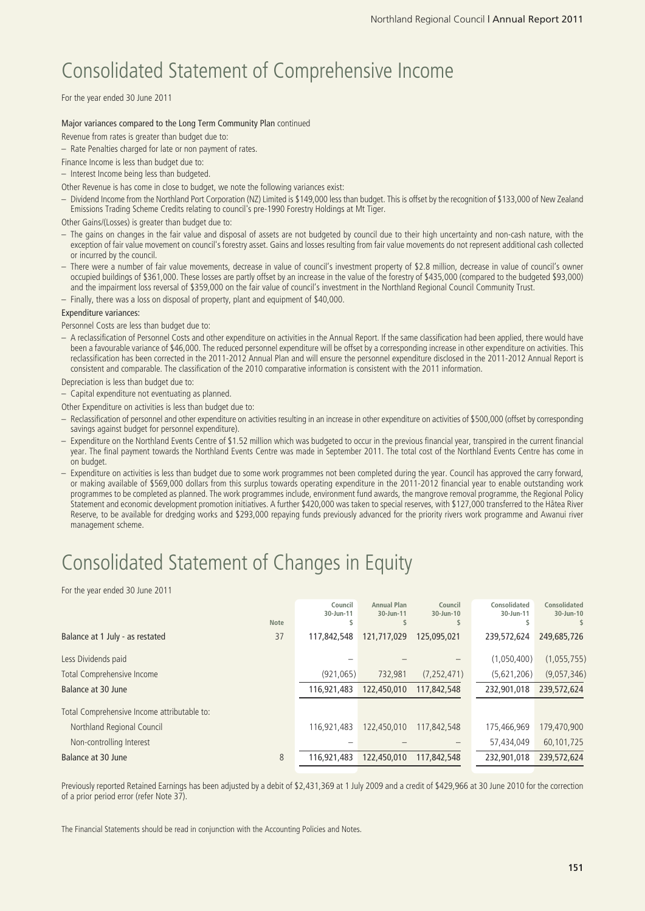# Consolidated Statement of Comprehensive Income

For the year ended 30 June 2011

Major variances compared to the Long Term Community Plan continued

Revenue from rates is greater than budget due to:

- Rate Penalties charged for late or non payment of rates.

Finance Income is less than budget due to:

- Interest Income being less than budgeted.

Other Revenue is has come in close to budget, we note the following variances exist:

- Dividend Income from the Northland Port Corporation (NZ) Limited is $149,000 less than budget. This is offset by the recognition of $133,000 of New Zealand Emissions Trading Scheme Credits relating to council's pre-1990 Forestry Holdings at Mt Tiger.

Other Gains/(Losses) is greater than budget due to:

- The gains on changes in the fair value and disposal of assets are not budgeted by council due to their high uncertainty and non-cash nature, with the exception of fair value movement on council's forestry asset. Gains and losses resulting from fair value movements do not represent additional cash collected or incurred by the council.
- There were a number of fair value movements, decrease in value of council's investment property of $2.8 million, decrease in value of council's owner occupied buildings of $361,000. These losses are partly offset by an increase in the value of the forestry of $435,000 (compared to the budgeted $93,000) and the impairment loss reversal of $359,000 on the fair value of council's investment in the Northland Regional Council Community Trust.
- Finally, there was a loss on disposal of property, plant and equipment of $40,000.

Expenditure variances:

Personnel Costs are less than budget due to:

- A reclassification of Personnel Costs and other expenditure on activities in the Annual Report. If the same classification had been applied, there would have been a favourable variance of $46,000. The reduced personnel expenditure will be offset by a corresponding increase in other expenditure on activities. This reclassification has been corrected in the 2011-2012 Annual Plan and will ensure the personnel expenditure disclosed in the 2011-2012 Annual Report is consistent and comparable. The classification of the 2010 comparative information is consistent with the 2011 information.

Depreciation is less than budget due to:

- Capital expenditure not eventuating as planned.

Other Expenditure on activities is less than budget due to:

- Reclassification of personnel and other expenditure on activities resulting in an increase in other expenditure on activities of $500,000 (offset by corresponding savings against budget for personnel expenditure).
- Expenditure on the Northland Events Centre of $1.52 million which was budgeted to occur in the previous financial year, transpired in the current financial year. The final payment towards the Northland Events Centre was made in September 2011. The total cost of the Northland Events Centre has come in on budget.
- Expenditure on activities is less than budget due to some work programmes not been completed during the year. Council has approved the carry forward, or making available of $569,000 dollars from this surplus towards operating expenditure in the 2011-2012 financial year to enable outstanding work programmes to be completed as planned. The work programmes include, environment fund awards, the mangrove removal programme, the Regional Policy Statement and economic development promotion initiatives. A further $420,000 was taken to special reserves, with $127,000 transferred to the Hātea River Reserve, to be available for dredging works and $293,000 repaying funds previously advanced for the priority rivers work programme and Awanui river management scheme.

# Consolidated Statement of Changes in Equity

For the year ended 30 June 2011

| | Note | Council 30-Jun-11 $ | Annual Plan 30-Jun-11 $ | Council 30-Jun-10 $ | Consolidated 30-Jun-11 $ | Consolidated 30-Jun-10 $ |
|---|---|---|---|---|---|---|
| Balance at 1 July - as restated | 37 | 117,842,548 | 121,717,029 | 125,095,021 | 239,572,624 | 249,685,726 |
| Less Dividends paid | | – | – | – | (1,050,400) | (1,055,755) |
| Total Comprehensive Income | | (921,065) | 732,981 | (7,252,471) | (5,621,206) | (9,057,346) |
| Balance at 30 June | | 116,921,483 | 122,450,010 | 117,842,548 | 232,901,018 | 239,572,624 |
| Total Comprehensive Income attributable to: | | | | | | |
| Northland Regional Council | | 116,921,483 | 122,450,010 | 117,842,548 | 175,466,969 | 179,470,900 |
| Non-controlling Interest | | – | – | – | 57,434,049 | 60,101,725 |
| Balance at 30 June | 8 | 116,921,483 | 122,450,010 | 117,842,548 | 232,901,018 | 239,572,624 |

Previously reported Retained Earnings has been adjusted by a debit of $2,431,369 at 1 July 2009 and a credit of $429,966 at 30 June 2010 for the correction of a prior period error (refer Note 37).

The Financial Statements should be read in conjunction with the Accounting Policies and Notes.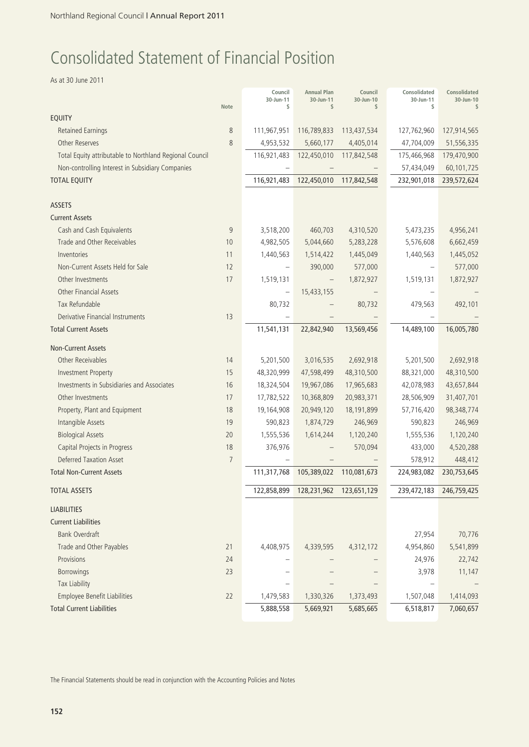# Consolidated Statement of Financial Position

As at 30 June 2011

| | Note | Council 30-Jun-11 $ | Annual Plan 30-Jun-11 $ | Council 30-Jun-10 $ | Consolidated 30-Jun-11 $ | Consolidated 30-Jun-10 $ |
|---|---|---|---|---|---|---|
| **EQUITY** | | | | | | |
| Retained Earnings | 8 | 111,967,951 | 116,789,833 | 113,437,534 | 127,762,960 | 127,914,565 |
| Other Reserves | 8 | 4,953,532 | 5,660,177 | 4,405,014 | 47,704,009 | 51,556,335 |
| Total Equity attributable to Northland Regional Council | | 116,921,483 | 122,450,010 | 117,842,548 | 175,466,968 | 179,470,900 |
| Non-controlling Interest in Subsidiary Companies | | – | – | – | 57,434,049 | 60,101,725 |
| TOTAL EQUITY | | 116,921,483 | 122,450,010 | 117,842,548 | 232,901,018 | 239,572,624 |
| | | | | | | |
| **ASSETS** | | | | | | |
| Current Assets | | | | | | |
| Cash and Cash Equivalents | 9 | 3,518,200 | 460,703 | 4,310,520 | 5,473,235 | 4,956,241 |
| Trade and Other Receivables | 10 | 4,982,505 | 5,044,660 | 5,283,228 | 5,576,608 | 6,662,459 |
| Inventories | 11 | 1,440,563 | 1,514,422 | 1,445,049 | 1,440,563 | 1,445,052 |
| Non-Current Assets Held for Sale | 12 | – | 390,000 | 577,000 | – | 577,000 |
| Other Investments | 17 | 1,519,131 | – | 1,872,927 | 1,519,131 | 1,872,927 |
| Other Financial Assets | | – | 15,433,155 | – | – | – |
| Tax Refundable | | 80,732 | – | 80,732 | 479,563 | 492,101 |
| Derivative Financial Instruments | 13 | – | – | – | – | – |
| Total Current Assets | | 11,541,131 | 22,842,940 | 13,569,456 | 14,489,100 | 16,005,780 |
| | | | | | | |
| Non-Current Assets | | | | | | |
| Other Receivables | 14 | 5,201,500 | 3,016,535 | 2,692,918 | 5,201,500 | 2,692,918 |
| Investment Property | 15 | 48,320,999 | 47,598,499 | 48,310,500 | 88,321,000 | 48,310,500 |
| Investments in Subsidiaries and Associates | 16 | 18,324,504 | 19,967,086 | 17,965,683 | 42,078,983 | 43,657,844 |
| Other Investments | 17 | 17,782,522 | 10,368,809 | 20,983,371 | 28,506,909 | 31,407,701 |
| Property, Plant and Equipment | 18 | 19,164,908 | 20,949,120 | 18,191,899 | 57,716,420 | 98,348,774 |
| Intangible Assets | 19 | 590,823 | 1,874,729 | 246,969 | 590,823 | 246,969 |
| Biological Assets | 20 | 1,555,536 | 1,614,244 | 1,120,240 | 1,555,536 | 1,120,240 |
| Capital Projects in Progress | 18 | 376,976 | – | 570,094 | 433,000 | 4,520,288 |
| Deferred Taxation Asset | 7 | – | – | – | 578,912 | 448,412 |
| Total Non-Current Assets | | 111,317,768 | 105,389,022 | 110,081,673 | 224,983,082 | 230,753,645 |
| | | | | | | |
| TOTAL ASSETS | | 122,858,899 | 128,231,962 | 123,651,129 | 239,472,183 | 246,759,425 |
| | | | | | | |
| **LIABILITIES** | | | | | | |
| Current Liabilities | | | | | | |
| Bank Overdraft | | | | | 27,954 | 70,776 |
| Trade and Other Payables | 21 | 4,408,975 | 4,339,595 | 4,312,172 | 4,954,860 | 5,541,899 |
| Provisions | 24 | – | – | – | 24,976 | 22,742 |
| Borrowings | 23 | – | – | – | 3,978 | 11,147 |
| Tax Liability | | – | – | – | – | – |
| Employee Benefit Liabilities | 22 | 1,479,583 | 1,330,326 | 1,373,493 | 1,507,048 | 1,414,093 |
| Total Current Liabilities | | 5,888,558 | 5,669,921 | 5,685,665 | 6,518,817 | 7,060,657 |

The Financial Statements should be read in conjunction with the Accounting Policies and Notes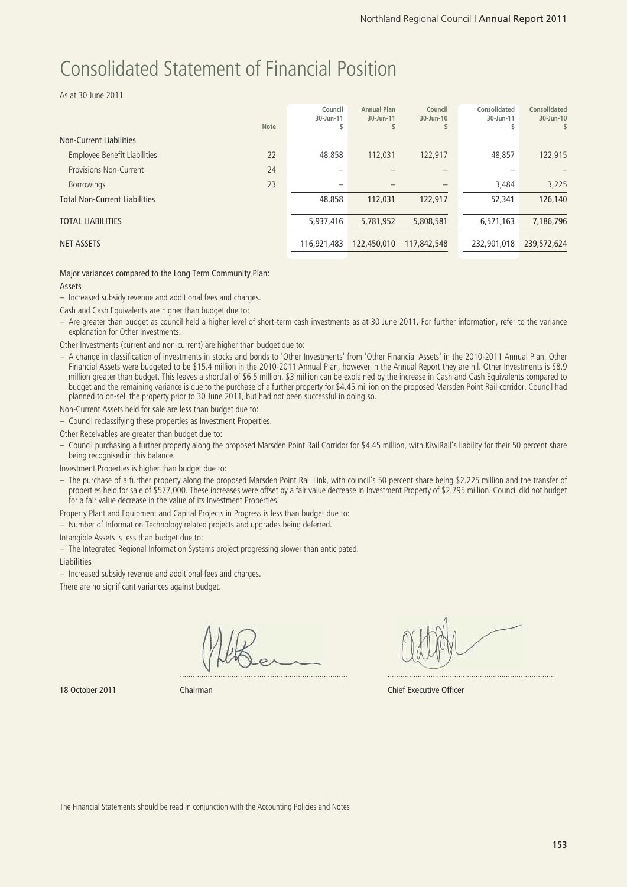# Consolidated Statement of Financial Position

As at 30 June 2011

| | Note | Council 30-Jun-11 $ | Annual Plan 30-Jun-11 $ | Council 30-Jun-10 $ | Consolidated 30-Jun-11 $ | Consolidated 30-Jun-10 $ |
|---|---|---|---|---|---|---|
| Non-Current Liabilities | | | | | | |
| Employee Benefit Liabilities | 22 | 48,858 | 112,031 | 122,917 | 48,857 | 122,915 |
| Provisions Non-Current | 24 | – | – | – | – | – |
| Borrowings | 23 | – | – | – | 3,484 | 3,225 |
| Total Non-Current Liabilities | | 48,858 | 112,031 | 122,917 | 52,341 | 126,140 |
| TOTAL LIABILITIES | | 5,937,416 | 5,781,952 | 5,808,581 | 6,571,163 | 7,186,796 |
| NET ASSETS | | 116,921,483 | 122,450,010 | 117,842,548 | 232,901,018 | 239,572,624 |

Major variances compared to the Long Term Community Plan:

Assets

– Increased subsidy revenue and additional fees and charges.

Cash and Cash Equivalents are higher than budget due to:

– Are greater than budget as council held a higher level of short-term cash investments as at 30 June 2011. For further information, refer to the variance explanation for Other Investments.

Other Investments (current and non-current) are higher than budget due to:

– A change in classification of investments in stocks and bonds to 'Other Investments' from 'Other Financial Assets' in the 2010-2011 Annual Plan. Other Financial Assets were budgeted to be $15.4 million in the 2010-2011 Annual Plan, however in the Annual Report they are nil. Other Investments is $8.9 million greater than budget. This leaves a shortfall of $6.5 million. $3 million can be explained by the increase in Cash and Cash Equivalents compared to budget and the remaining variance is due to the purchase of a further property for $4.45 million on the proposed Marsden Point Rail corridor. Council had planned to on-sell the property prior to 30 June 2011, but had not been successful in doing so.

Non-Current Assets held for sale are less than budget due to:

– Council reclassifying these properties as Investment Properties.

Other Receivables are greater than budget due to:

– Council purchasing a further property along the proposed Marsden Point Rail Corridor for $4.45 million, with KiwiRail's liability for their 50 percent share being recognised in this balance.

Investment Properties is higher than budget due to:

– The purchase of a further property along the proposed Marsden Point Rail Link, with council's 50 percent share being $2.225 million and the transfer of properties held for sale of $577,000. These increases were offset by a fair value decrease in Investment Property of $2.795 million. Council did not budget for a fair value decrease in the value of its Investment Properties.

Property Plant and Equipment and Capital Projects in Progress is less than budget due to:

– Number of Information Technology related projects and upgrades being deferred.

Intangible Assets is less than budget due to:

– The Integrated Regional Information Systems project progressing slower than anticipated.

Liabilities

– Increased subsidy revenue and additional fees and charges.

There are no significant variances against budget.

18 October 2011 ............................ Chairman ............................ Chief Executive Officer

The Financial Statements should be read in conjunction with the Accounting Policies and Notes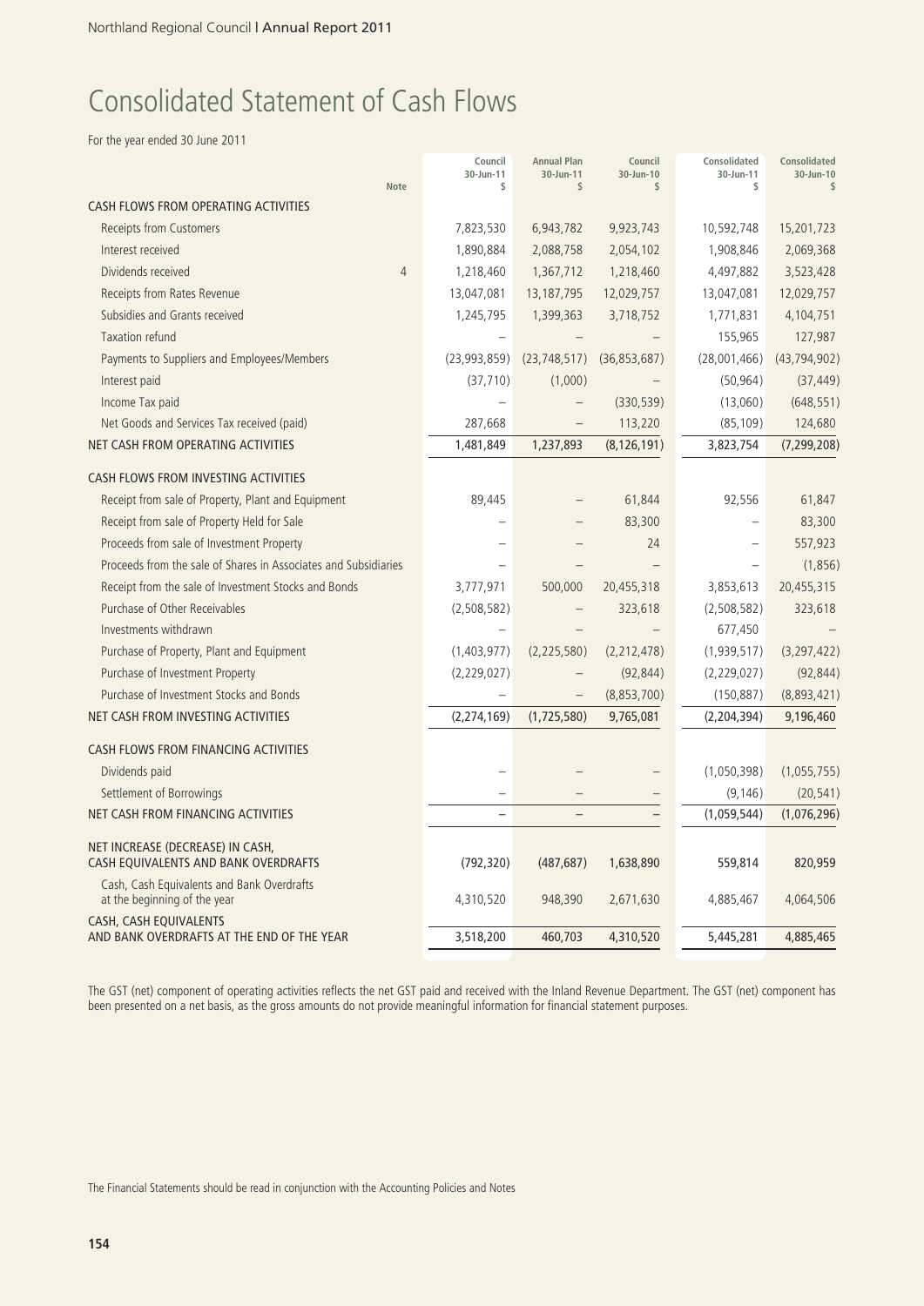# Consolidated Statement of Cash Flows

For the year ended 30 June 2011

| | Note | Council 30-Jun-11 $ | Annual Plan 30-Jun-11 $ | Council 30-Jun-10 $ | Consolidated 30-Jun-11 $ | Consolidated 30-Jun-10 $ |
|---|---|---|---|---|---|---|
| CASH FLOWS FROM OPERATING ACTIVITIES | | | | | | |
| Receipts from Customers | | 7,823,530 | 6,943,782 | 9,923,743 | 10,592,748 | 15,201,723 |
| Interest received | | 1,890,884 | 2,088,758 | 2,054,102 | 1,908,846 | 2,069,368 |
| Dividends received | 4 | 1,218,460 | 1,367,712 | 1,218,460 | 4,497,882 | 3,523,428 |
| Receipts from Rates Revenue | | 13,047,081 | 13,187,795 | 12,029,757 | 13,047,081 | 12,029,757 |
| Subsidies and Grants received | | 1,245,795 | 1,399,363 | 3,718,752 | 1,771,831 | 4,104,751 |
| Taxation refund | | – | – | – | 155,965 | 127,987 |
| Payments to Suppliers and Employees/Members | | (23,993,859) | (23,748,517) | (36,853,687) | (28,001,466) | (43,794,902) |
| Interest paid | | (37,710) | (1,000) | – | (50,964) | (37,449) |
| Income Tax paid | | – | – | (330,539) | (13,060) | (648,551) |
| Net Goods and Services Tax received (paid) | | 287,668 | – | 113,220 | (85,109) | 124,680 |
| NET CASH FROM OPERATING ACTIVITIES | | 1,481,849 | 1,237,893 | (8,126,191) | 3,823,754 | (7,299,208) |
| CASH FLOWS FROM INVESTING ACTIVITIES | | | | | | |
| Receipt from sale of Property, Plant and Equipment | | 89,445 | – | 61,844 | 92,556 | 61,847 |
| Receipt from sale of Property Held for Sale | | – | – | 83,300 | – | 83,300 |
| Proceeds from sale of Investment Property | | – | – | 24 | – | 557,923 |
| Proceeds from the sale of Shares in Associates and Subsidiaries | | – | – | – | – | (1,856) |
| Receipt from the sale of Investment Stocks and Bonds | | 3,777,971 | 500,000 | 20,455,318 | 3,853,613 | 20,455,315 |
| Purchase of Other Receivables | | (2,508,582) | – | 323,618 | (2,508,582) | 323,618 |
| Investments withdrawn | | – | – | – | 677,450 | – |
| Purchase of Property, Plant and Equipment | | (1,403,977) | (2,225,580) | (2,212,478) | (1,939,517) | (3,297,422) |
| Purchase of Investment Property | | (2,229,027) | – | (92,844) | (2,229,027) | (92,844) |
| Purchase of Investment Stocks and Bonds | | – | – | (8,853,700) | (150,887) | (8,893,421) |
| NET CASH FROM INVESTING ACTIVITIES | | (2,274,169) | (1,725,580) | 9,765,081 | (2,204,394) | 9,196,460 |
| CASH FLOWS FROM FINANCING ACTIVITIES | | | | | | |
| Dividends paid | | – | – | – | (1,050,398) | (1,055,755) |
| Settlement of Borrowings | | – | – | – | (9,146) | (20,541) |
| NET CASH FROM FINANCING ACTIVITIES | | – | – | – | (1,059,544) | (1,076,296) |
| NET INCREASE (DECREASE) IN CASH, CASH EQUIVALENTS AND BANK OVERDRAFTS | | (792,320) | (487,687) | 1,638,890 | 559,814 | 820,959 |
| Cash, Cash Equivalents and Bank Overdrafts at the beginning of the year | | 4,310,520 | 948,390 | 2,671,630 | 4,885,467 | 4,064,506 |
| CASH, CASH EQUIVALENTS AND BANK OVERDRAFTS AT THE END OF THE YEAR | | 3,518,200 | 460,703 | 4,310,520 | 5,445,281 | 4,885,465 |

The GST (net) component of operating activities reflects the net GST paid and received with the Inland Revenue Department. The GST (net) component has been presented on a net basis, as the gross amounts do not provide meaningful information for financial statement purposes.

The Financial Statements should be read in conjunction with the Accounting Policies and Notes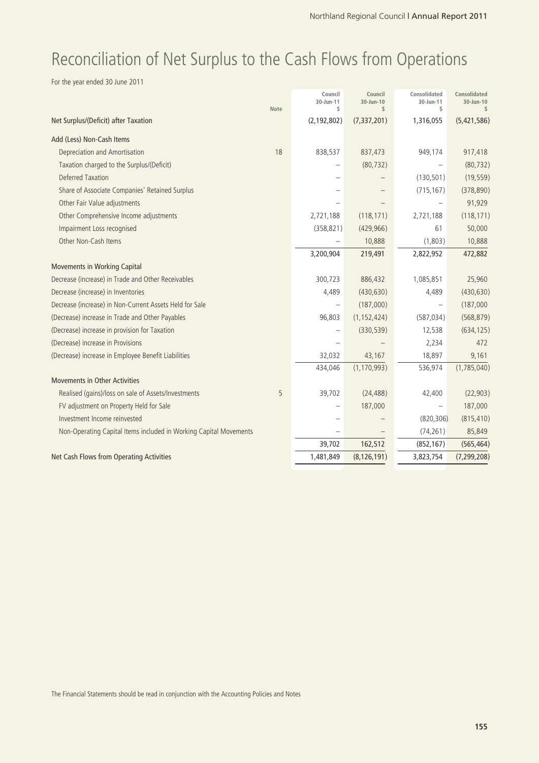# Reconciliation of Net Surplus to the Cash Flows from Operations

For the year ended 30 June 2011

| | Note | Council 30-Jun-11 $ | Council 30-Jun-10 $ | Consolidated 30-Jun-11 $ | Consolidated 30-Jun-10 $ |
|---|---|---|---|---|---|
| Net Surplus/(Deficit) after Taxation | | (2,192,802) | (7,337,201) | 1,316,055 | (5,421,586) |
| **Add (Less) Non-Cash Items** | | | | | |
| Depreciation and Amortisation | 18 | 838,537 | 837,473 | 949,174 | 917,418 |
| Taxation charged to the Surplus/(Deficit) | | – | (80,732) | – | (80,732) |
| Deferred Taxation | | – | – | (130,501) | (19,559) |
| Share of Associate Companies' Retained Surplus | | – | – | (715,167) | (378,890) |
| Other Fair Value adjustments | | – | – | – | 91,929 |
| Other Comprehensive Income adjustments | | 2,721,188 | (118,171) | 2,721,188 | (118,171) |
| Impairment Loss recognised | | (358,821) | (429,966) | 61 | 50,000 |
| Other Non-Cash Items | | – | 10,888 | (1,803) | 10,888 |
| | | 3,200,904 | 219,491 | 2,822,952 | 472,882 |
| **Movements in Working Capital** | | | | | |
| Decrease (increase) in Trade and Other Receivables | | 300,723 | 886,432 | 1,085,851 | 25,960 |
| Decrease (increase) in Inventories | | 4,489 | (430,630) | 4,489 | (430,630) |
| Decrease (increase) in Non-Current Assets Held for Sale | | – | (187,000) | – | (187,000 |
| (Decrease) increase in Trade and Other Payables | | 96,803 | (1,152,424) | (587,034) | (568,879) |
| (Decrease) increase in provision for Taxation | | – | (330,539) | 12,538 | (634,125) |
| (Decrease) increase in Provisions | | – | – | 2,234 | 472 |
| (Decrease) increase in Employee Benefit Liabilities | | 32,032 | 43,167 | 18,897 | 9,161 |
| | | 434,046 | (1,170,993) | 536,974 | (1,785,040) |
| **Movements in Other Activities** | | | | | |
| Realised (gains)/loss on sale of Assets/Investments | 5 | 39,702 | (24,488) | 42,400 | (22,903) |
| FV adjustment on Property Held for Sale | | – | 187,000 | – | 187,000 |
| Investment Income reinvested | | – | – | (820,306) | (815,410) |
| Non-Operating Capital Items included in Working Capital Movements | | – | – | (74,261) | 85,849 |
| | | 39,702 | 162,512 | (852,167) | (565,464) |
| Net Cash Flows from Operating Activities | | 1,481,849 | (8,126,191) | 3,823,754 | (7,299,208) |

The Financial Statements should be read in conjunction with the Accounting Policies and Notes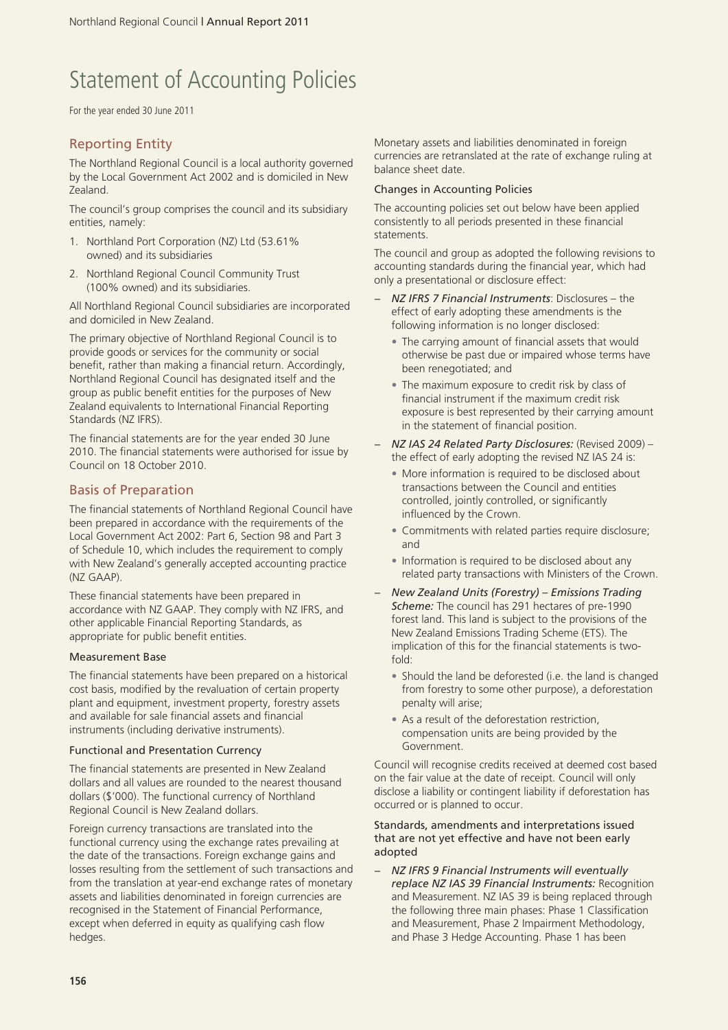// Statement of Accounting Policies

For the year ended 30 June 2011

## Reporting Entity

The Northland Regional Council is a local authority governed by the Local Government Act 2002 and is domiciled in New Zealand.

The council's group comprises the council and its subsidiary entities, namely:

1. Northland Port Corporation (NZ) Ltd (53.61% owned) and its subsidiaries
2. Northland Regional Council Community Trust (100% owned) and its subsidiaries.

All Northland Regional Council subsidiaries are incorporated and domiciled in New Zealand.

The primary objective of Northland Regional Council is to provide goods or services for the community or social benefit, rather than making a financial return. Accordingly, Northland Regional Council has designated itself and the group as public benefit entities for the purposes of New Zealand equivalents to International Financial Reporting Standards (NZ IFRS).

The financial statements are for the year ended 30 June 2010. The financial statements were authorised for issue by Council on 18 October 2010.

## Basis of Preparation

The financial statements of Northland Regional Council have been prepared in accordance with the requirements of the Local Government Act 2002: Part 6, Section 98 and Part 3 of Schedule 10, which includes the requirement to comply with New Zealand's generally accepted accounting practice (NZ GAAP).

These financial statements have been prepared in accordance with NZ GAAP. They comply with NZ IFRS, and other applicable Financial Reporting Standards, as appropriate for public benefit entities.

### Measurement Base

The financial statements have been prepared on a historical cost basis, modified by the revaluation of certain property plant and equipment, investment property, forestry assets and available for sale financial assets and financial instruments (including derivative instruments).

### Functional and Presentation Currency

The financial statements are presented in New Zealand dollars and all values are rounded to the nearest thousand dollars ($'000). The functional currency of Northland Regional Council is New Zealand dollars.

Foreign currency transactions are translated into the functional currency using the exchange rates prevailing at the date of the transactions. Foreign exchange gains and losses resulting from the settlement of such transactions and from the translation at year-end exchange rates of monetary assets and liabilities denominated in foreign currencies are recognised in the Statement of Financial Performance, except when deferred in equity as qualifying cash flow hedges.

Monetary assets and liabilities denominated in foreign currencies are retranslated at the rate of exchange ruling at balance sheet date.

### Changes in Accounting Policies

The accounting policies set out below have been applied consistently to all periods presented in these financial statements.

The council and group as adopted the following revisions to accounting standards during the financial year, which had only a presentational or disclosure effect:

- *NZ IFRS 7 Financial Instruments*: Disclosures – the effect of early adopting these amendments is the following information is no longer disclosed:
  - The carrying amount of financial assets that would otherwise be past due or impaired whose terms have been renegotiated; and
  - The maximum exposure to credit risk by class of financial instrument if the maximum credit risk exposure is best represented by their carrying amount in the statement of financial position.
- *NZ IAS 24 Related Party Disclosures:* (Revised 2009) – the effect of early adopting the revised NZ IAS 24 is:
  - More information is required to be disclosed about transactions between the Council and entities controlled, jointly controlled, or significantly influenced by the Crown.
  - Commitments with related parties require disclosure; and
  - Information is required to be disclosed about any related party transactions with Ministers of the Crown.
- *New Zealand Units (Forestry) – Emissions Trading Scheme:* The council has 291 hectares of pre-1990 forest land. This land is subject to the provisions of the New Zealand Emissions Trading Scheme (ETS). The implication of this for the financial statements is two-fold:
  - Should the land be deforested (i.e. the land is changed from forestry to some other purpose), a deforestation penalty will arise;
  - As a result of the deforestation restriction, compensation units are being provided by the Government.

Council will recognise credits received at deemed cost based on the fair value at the date of receipt. Council will only disclose a liability or contingent liability if deforestation has occurred or is planned to occur.

### Standards, amendments and interpretations issued that are not yet effective and have not been early adopted

- *NZ IFRS 9 Financial Instruments will eventually replace NZ IAS 39 Financial Instruments:* Recognition and Measurement. NZ IAS 39 is being replaced through the following three main phases: Phase 1 Classification and Measurement, Phase 2 Impairment Methodology, and Phase 3 Hedge Accounting. Phase 1 has been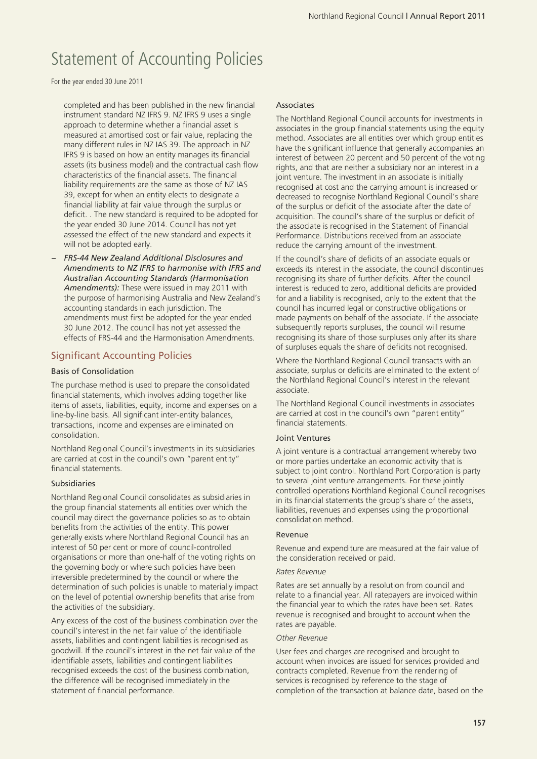# Statement of Accounting Policies

For the year ended 30 June 2011

completed and has been published in the new financial instrument standard NZ IFRS 9. NZ IFRS 9 uses a single approach to determine whether a financial asset is measured at amortised cost or fair value, replacing the many different rules in NZ IAS 39. The approach in NZ IFRS 9 is based on how an entity manages its financial assets (its business model) and the contractual cash flow characteristics of the financial assets. The financial liability requirements are the same as those of NZ IAS 39, except for when an entity elects to designate a financial liability at fair value through the surplus or deficit. . The new standard is required to be adopted for the year ended 30 June 2014. Council has not yet assessed the effect of the new standard and expects it will not be adopted early.

- *FRS-44 New Zealand Additional Disclosures and Amendments to NZ IFRS to harmonise with IFRS and Australian Accounting Standards (Harmonisation Amendments):* These were issued in may 2011 with the purpose of harmonising Australia and New Zealand's accounting standards in each jurisdiction. The amendments must first be adopted for the year ended 30 June 2012. The council has not yet assessed the effects of FRS-44 and the Harmonisation Amendments.

## Significant Accounting Policies

### Basis of Consolidation

The purchase method is used to prepare the consolidated financial statements, which involves adding together like items of assets, liabilities, equity, income and expenses on a line-by-line basis. All significant inter-entity balances, transactions, income and expenses are eliminated on consolidation.

Northland Regional Council's investments in its subsidiaries are carried at cost in the council's own "parent entity" financial statements.

### Subsidiaries

Northland Regional Council consolidates as subsidiaries in the group financial statements all entities over which the council may direct the governance policies so as to obtain benefits from the activities of the entity. This power generally exists where Northland Regional Council has an interest of 50 per cent or more of council-controlled organisations or more than one-half of the voting rights on the governing body or where such policies have been irreversible predetermined by the council or where the determination of such policies is unable to materially impact on the level of potential ownership benefits that arise from the activities of the subsidiary.

Any excess of the cost of the business combination over the council's interest in the net fair value of the identifiable assets, liabilities and contingent liabilities is recognised as goodwill. If the council's interest in the net fair value of the identifiable assets, liabilities and contingent liabilities recognised exceeds the cost of the business combination, the difference will be recognised immediately in the statement of financial performance.

### Associates

The Northland Regional Council accounts for investments in associates in the group financial statements using the equity method. Associates are all entities over which group entities have the significant influence that generally accompanies an interest of between 20 percent and 50 percent of the voting rights, and that are neither a subsidiary nor an interest in a joint venture. The investment in an associate is initially recognised at cost and the carrying amount is increased or decreased to recognise Northland Regional Council's share of the surplus or deficit of the associate after the date of acquisition. The council's share of the surplus or deficit of the associate is recognised in the Statement of Financial Performance. Distributions received from an associate reduce the carrying amount of the investment.

If the council's share of deficits of an associate equals or exceeds its interest in the associate, the council discontinues recognising its share of further deficits. After the council interest is reduced to zero, additional deficits are provided for and a liability is recognised, only to the extent that the council has incurred legal or constructive obligations or made payments on behalf of the associate. If the associate subsequently reports surpluses, the council will resume recognising its share of those surpluses only after its share of surpluses equals the share of deficits not recognised.

Where the Northland Regional Council transacts with an associate, surplus or deficits are eliminated to the extent of the Northland Regional Council's interest in the relevant associate.

The Northland Regional Council investments in associates are carried at cost in the council's own "parent entity" financial statements.

### Joint Ventures

A joint venture is a contractual arrangement whereby two or more parties undertake an economic activity that is subject to joint control. Northland Port Corporation is party to several joint venture arrangements. For these jointly controlled operations Northland Regional Council recognises in its financial statements the group's share of the assets, liabilities, revenues and expenses using the proportional consolidation method.

### Revenue

Revenue and expenditure are measured at the fair value of the consideration received or paid.

*Rates Revenue*

Rates are set annually by a resolution from council and relate to a financial year. All ratepayers are invoiced within the financial year to which the rates have been set. Rates revenue is recognised and brought to account when the rates are payable.

*Other Revenue*

User fees and charges are recognised and brought to account when invoices are issued for services provided and contracts completed. Revenue from the rendering of services is recognised by reference to the stage of completion of the transaction at balance date, based on the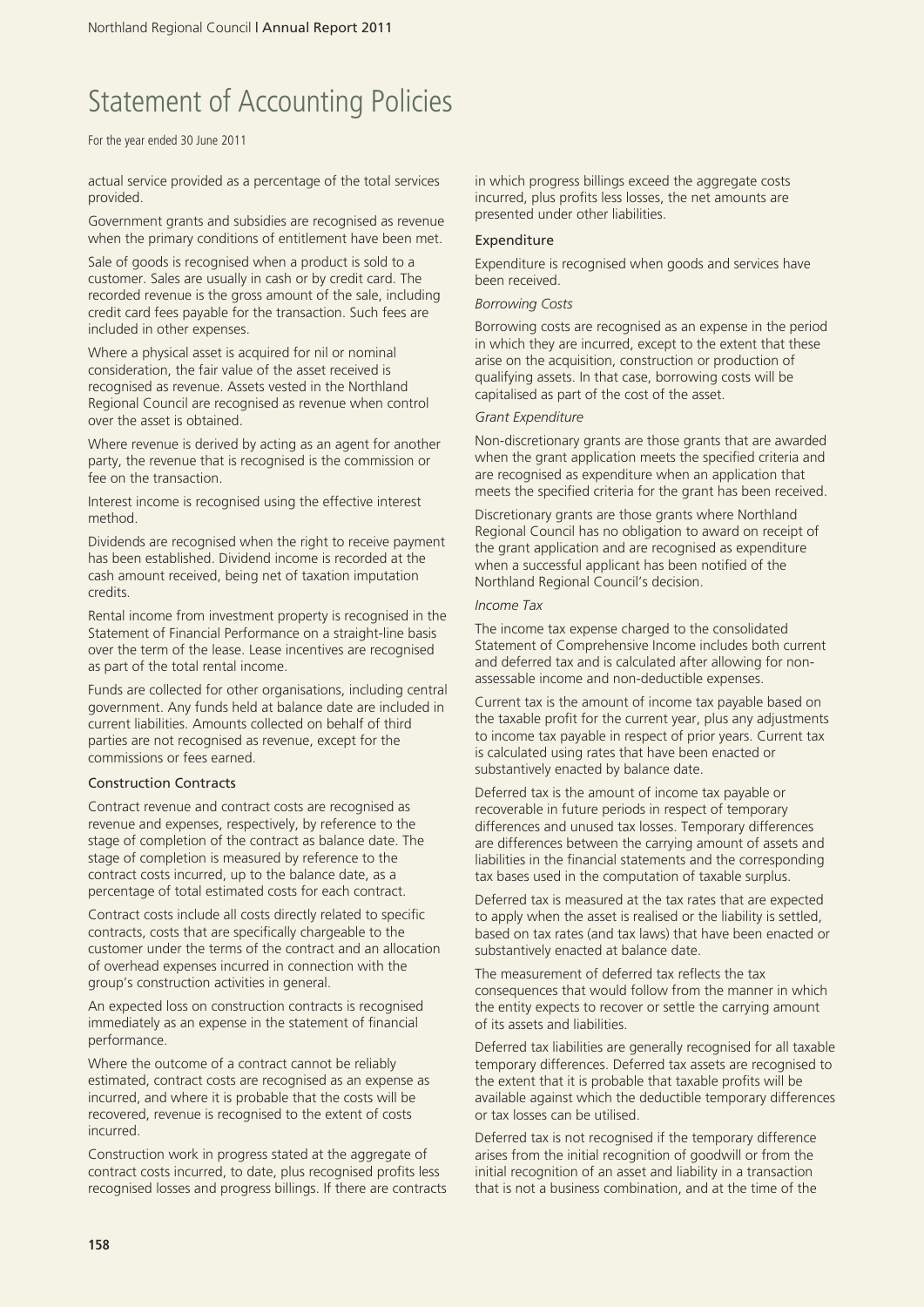# Statement of Accounting Policies

For the year ended 30 June 2011

actual service provided as a percentage of the total services provided.

Government grants and subsidies are recognised as revenue when the primary conditions of entitlement have been met.

Sale of goods is recognised when a product is sold to a customer. Sales are usually in cash or by credit card. The recorded revenue is the gross amount of the sale, including credit card fees payable for the transaction. Such fees are included in other expenses.

Where a physical asset is acquired for nil or nominal consideration, the fair value of the asset received is recognised as revenue. Assets vested in the Northland Regional Council are recognised as revenue when control over the asset is obtained.

Where revenue is derived by acting as an agent for another party, the revenue that is recognised is the commission or fee on the transaction.

Interest income is recognised using the effective interest method.

Dividends are recognised when the right to receive payment has been established. Dividend income is recorded at the cash amount received, being net of taxation imputation credits.

Rental income from investment property is recognised in the Statement of Financial Performance on a straight-line basis over the term of the lease. Lease incentives are recognised as part of the total rental income.

Funds are collected for other organisations, including central government. Any funds held at balance date are included in current liabilities. Amounts collected on behalf of third parties are not recognised as revenue, except for the commissions or fees earned.

### Construction Contracts

Contract revenue and contract costs are recognised as revenue and expenses, respectively, by reference to the stage of completion of the contract as balance date. The stage of completion is measured by reference to the contract costs incurred, up to the balance date, as a percentage of total estimated costs for each contract.

Contract costs include all costs directly related to specific contracts, costs that are specifically chargeable to the customer under the terms of the contract and an allocation of overhead expenses incurred in connection with the group's construction activities in general.

An expected loss on construction contracts is recognised immediately as an expense in the statement of financial performance.

Where the outcome of a contract cannot be reliably estimated, contract costs are recognised as an expense as incurred, and where it is probable that the costs will be recovered, revenue is recognised to the extent of costs incurred.

Construction work in progress stated at the aggregate of contract costs incurred, to date, plus recognised profits less recognised losses and progress billings. If there are contracts in which progress billings exceed the aggregate costs incurred, plus profits less losses, the net amounts are presented under other liabilities.

### Expenditure

Expenditure is recognised when goods and services have been received.

*Borrowing Costs*

Borrowing costs are recognised as an expense in the period in which they are incurred, except to the extent that these arise on the acquisition, construction or production of qualifying assets. In that case, borrowing costs will be capitalised as part of the cost of the asset.

*Grant Expenditure*

Non-discretionary grants are those grants that are awarded when the grant application meets the specified criteria and are recognised as expenditure when an application that meets the specified criteria for the grant has been received.

Discretionary grants are those grants where Northland Regional Council has no obligation to award on receipt of the grant application and are recognised as expenditure when a successful applicant has been notified of the Northland Regional Council's decision.

*Income Tax*

The income tax expense charged to the consolidated Statement of Comprehensive Income includes both current and deferred tax and is calculated after allowing for non-assessable income and non-deductible expenses.

Current tax is the amount of income tax payable based on the taxable profit for the current year, plus any adjustments to income tax payable in respect of prior years. Current tax is calculated using rates that have been enacted or substantively enacted by balance date.

Deferred tax is the amount of income tax payable or recoverable in future periods in respect of temporary differences and unused tax losses. Temporary differences are differences between the carrying amount of assets and liabilities in the financial statements and the corresponding tax bases used in the computation of taxable surplus.

Deferred tax is measured at the tax rates that are expected to apply when the asset is realised or the liability is settled, based on tax rates (and tax laws) that have been enacted or substantively enacted at balance date.

The measurement of deferred tax reflects the tax consequences that would follow from the manner in which the entity expects to recover or settle the carrying amount of its assets and liabilities.

Deferred tax liabilities are generally recognised for all taxable temporary differences. Deferred tax assets are recognised to the extent that it is probable that taxable profits will be available against which the deductible temporary differences or tax losses can be utilised.

Deferred tax is not recognised if the temporary difference arises from the initial recognition of goodwill or from the initial recognition of an asset and liability in a transaction that is not a business combination, and at the time of the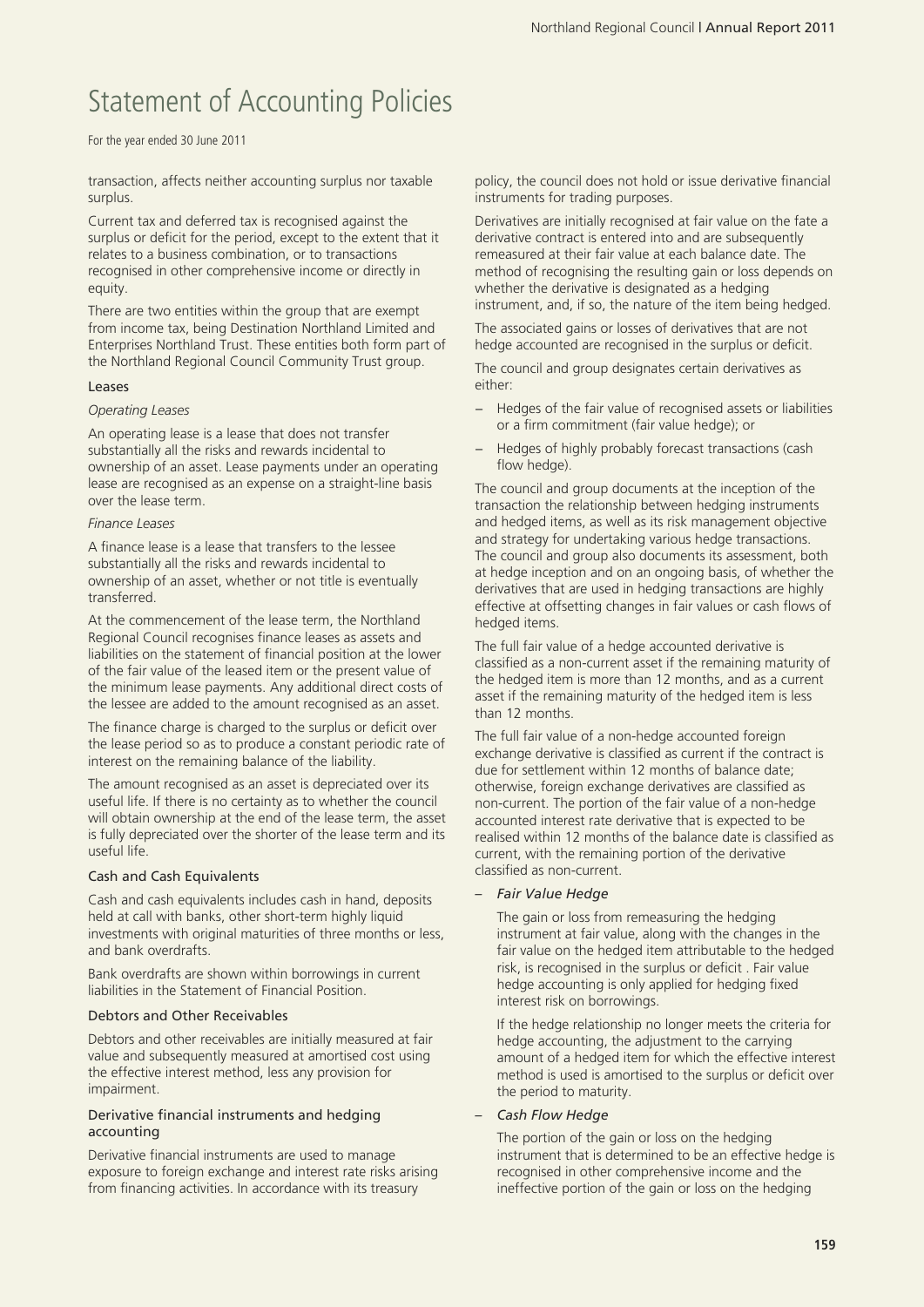# Statement of Accounting Policies

For the year ended 30 June 2011

transaction, affects neither accounting surplus nor taxable surplus.

Current tax and deferred tax is recognised against the surplus or deficit for the period, except to the extent that it relates to a business combination, or to transactions recognised in other comprehensive income or directly in equity.

There are two entities within the group that are exempt from income tax, being Destination Northland Limited and Enterprises Northland Trust. These entities both form part of the Northland Regional Council Community Trust group.

### Leases

*Operating Leases*

An operating lease is a lease that does not transfer substantially all the risks and rewards incidental to ownership of an asset. Lease payments under an operating lease are recognised as an expense on a straight-line basis over the lease term.

*Finance Leases*

A finance lease is a lease that transfers to the lessee substantially all the risks and rewards incidental to ownership of an asset, whether or not title is eventually transferred.

At the commencement of the lease term, the Northland Regional Council recognises finance leases as assets and liabilities on the statement of financial position at the lower of the fair value of the leased item or the present value of the minimum lease payments. Any additional direct costs of the lessee are added to the amount recognised as an asset.

The finance charge is charged to the surplus or deficit over the lease period so as to produce a constant periodic rate of interest on the remaining balance of the liability.

The amount recognised as an asset is depreciated over its useful life. If there is no certainty as to whether the council will obtain ownership at the end of the lease term, the asset is fully depreciated over the shorter of the lease term and its useful life.

### Cash and Cash Equivalents

Cash and cash equivalents includes cash in hand, deposits held at call with banks, other short-term highly liquid investments with original maturities of three months or less, and bank overdrafts.

Bank overdrafts are shown within borrowings in current liabilities in the Statement of Financial Position.

### Debtors and Other Receivables

Debtors and other receivables are initially measured at fair value and subsequently measured at amortised cost using the effective interest method, less any provision for impairment.

### Derivative financial instruments and hedging accounting

Derivative financial instruments are used to manage exposure to foreign exchange and interest rate risks arising from financing activities. In accordance with its treasury policy, the council does not hold or issue derivative financial instruments for trading purposes.

Derivatives are initially recognised at fair value on the fate a derivative contract is entered into and are subsequently remeasured at their fair value at each balance date. The method of recognising the resulting gain or loss depends on whether the derivative is designated as a hedging instrument, and, if so, the nature of the item being hedged.

The associated gains or losses of derivatives that are not hedge accounted are recognised in the surplus or deficit.

The council and group designates certain derivatives as either:

- Hedges of the fair value of recognised assets or liabilities or a firm commitment (fair value hedge); or
- Hedges of highly probably forecast transactions (cash flow hedge).

The council and group documents at the inception of the transaction the relationship between hedging instruments and hedged items, as well as its risk management objective and strategy for undertaking various hedge transactions. The council and group also documents its assessment, both at hedge inception and on an ongoing basis, of whether the derivatives that are used in hedging transactions are highly effective at offsetting changes in fair values or cash flows of hedged items.

The full fair value of a hedge accounted derivative is classified as a non-current asset if the remaining maturity of the hedged item is more than 12 months, and as a current asset if the remaining maturity of the hedged item is less than 12 months.

The full fair value of a non-hedge accounted foreign exchange derivative is classified as current if the contract is due for settlement within 12 months of balance date; otherwise, foreign exchange derivatives are classified as non-current. The portion of the fair value of a non-hedge accounted interest rate derivative that is expected to be realised within 12 months of the balance date is classified as current, with the remaining portion of the derivative classified as non-current.

- *Fair Value Hedge*

  The gain or loss from remeasuring the hedging instrument at fair value, along with the changes in the fair value on the hedged item attributable to the hedged risk, is recognised in the surplus or deficit . Fair value hedge accounting is only applied for hedging fixed interest risk on borrowings.

  If the hedge relationship no longer meets the criteria for hedge accounting, the adjustment to the carrying amount of a hedged item for which the effective interest method is used is amortised to the surplus or deficit over the period to maturity.

- *Cash Flow Hedge*

  The portion of the gain or loss on the hedging instrument that is determined to be an effective hedge is recognised in other comprehensive income and the ineffective portion of the gain or loss on the hedging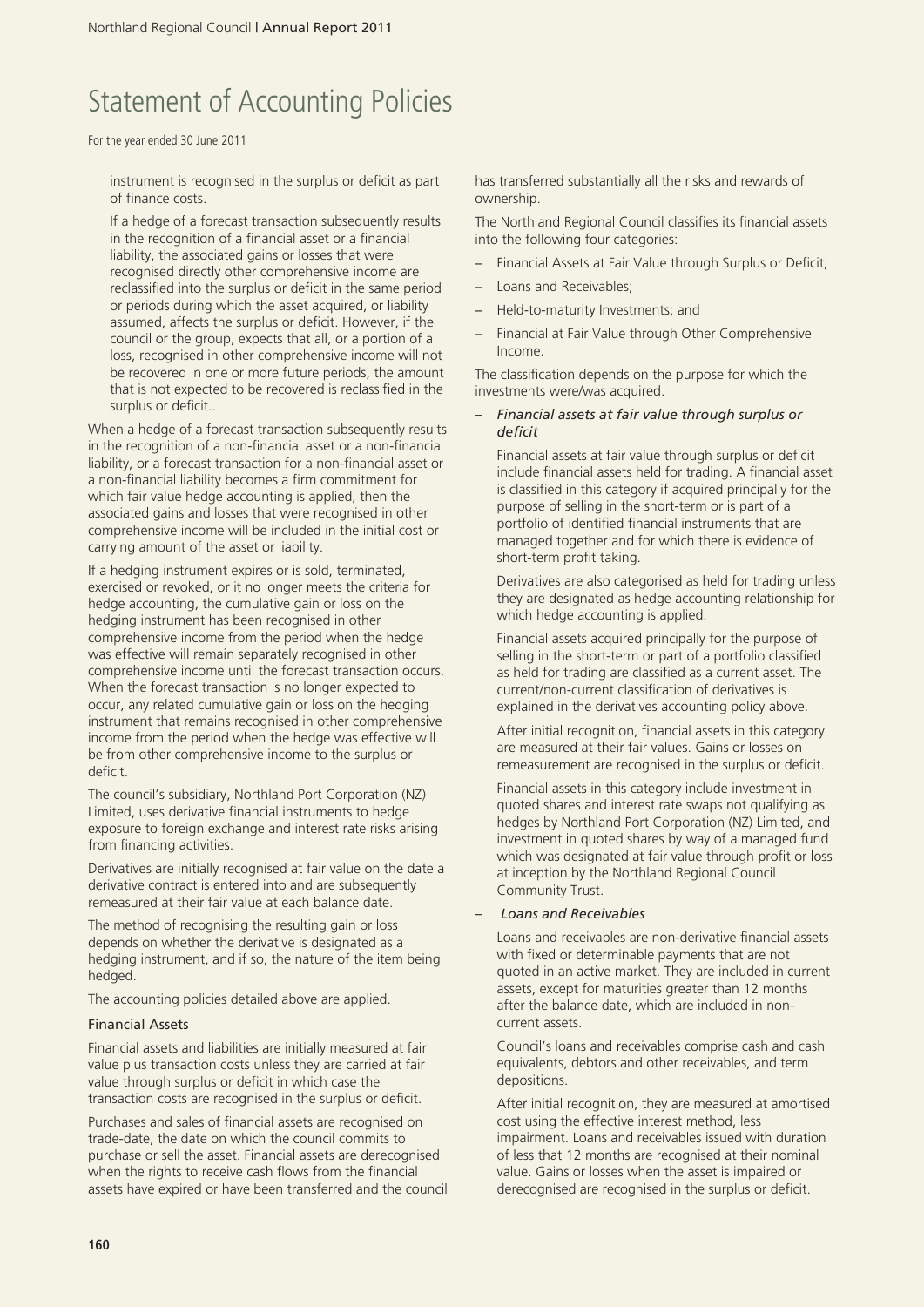# Statement of Accounting Policies

For the year ended 30 June 2011

instrument is recognised in the surplus or deficit as part of finance costs.

If a hedge of a forecast transaction subsequently results in the recognition of a financial asset or a financial liability, the associated gains or losses that were recognised directly other comprehensive income are reclassified into the surplus or deficit in the same period or periods during which the asset acquired, or liability assumed, affects the surplus or deficit. However, if the council or the group, expects that all, or a portion of a loss, recognised in other comprehensive income will not be recovered in one or more future periods, the amount that is not expected to be recovered is reclassified in the surplus or deficit..

When a hedge of a forecast transaction subsequently results in the recognition of a non-financial asset or a non-financial liability, or a forecast transaction for a non-financial asset or a non-financial liability becomes a firm commitment for which fair value hedge accounting is applied, then the associated gains and losses that were recognised in other comprehensive income will be included in the initial cost or carrying amount of the asset or liability.

If a hedging instrument expires or is sold, terminated, exercised or revoked, or it no longer meets the criteria for hedge accounting, the cumulative gain or loss on the hedging instrument has been recognised in other comprehensive income from the period when the hedge was effective will remain separately recognised in other comprehensive income until the forecast transaction occurs. When the forecast transaction is no longer expected to occur, any related cumulative gain or loss on the hedging instrument that remains recognised in other comprehensive income from the period when the hedge was effective will be from other comprehensive income to the surplus or deficit.

The council's subsidiary, Northland Port Corporation (NZ) Limited, uses derivative financial instruments to hedge exposure to foreign exchange and interest rate risks arising from financing activities.

Derivatives are initially recognised at fair value on the date a derivative contract is entered into and are subsequently remeasured at their fair value at each balance date.

The method of recognising the resulting gain or loss depends on whether the derivative is designated as a hedging instrument, and if so, the nature of the item being hedged.

The accounting policies detailed above are applied.

## Financial Assets

Financial assets and liabilities are initially measured at fair value plus transaction costs unless they are carried at fair value through surplus or deficit in which case the transaction costs are recognised in the surplus or deficit.

Purchases and sales of financial assets are recognised on trade-date, the date on which the council commits to purchase or sell the asset. Financial assets are derecognised when the rights to receive cash flows from the financial assets have expired or have been transferred and the council has transferred substantially all the risks and rewards of ownership.

The Northland Regional Council classifies its financial assets into the following four categories:

- Financial Assets at Fair Value through Surplus or Deficit;
- Loans and Receivables;
- Held-to-maturity Investments; and
- Financial at Fair Value through Other Comprehensive Income.

The classification depends on the purpose for which the investments were/was acquired.

- *Financial assets at fair value through surplus or deficit*

  Financial assets at fair value through surplus or deficit include financial assets held for trading. A financial asset is classified in this category if acquired principally for the purpose of selling in the short-term or is part of a portfolio of identified financial instruments that are managed together and for which there is evidence of short-term profit taking.

  Derivatives are also categorised as held for trading unless they are designated as hedge accounting relationship for which hedge accounting is applied.

  Financial assets acquired principally for the purpose of selling in the short-term or part of a portfolio classified as held for trading are classified as a current asset. The current/non-current classification of derivatives is explained in the derivatives accounting policy above.

  After initial recognition, financial assets in this category are measured at their fair values. Gains or losses on remeasurement are recognised in the surplus or deficit.

  Financial assets in this category include investment in quoted shares and interest rate swaps not qualifying as hedges by Northland Port Corporation (NZ) Limited, and investment in quoted shares by way of a managed fund which was designated at fair value through profit or loss at inception by the Northland Regional Council Community Trust.

- *Loans and Receivables*

  Loans and receivables are non-derivative financial assets with fixed or determinable payments that are not quoted in an active market. They are included in current assets, except for maturities greater than 12 months after the balance date, which are included in non-current assets.

  Council's loans and receivables comprise cash and cash equivalents, debtors and other receivables, and term depositions.

  After initial recognition, they are measured at amortised cost using the effective interest method, less impairment. Loans and receivables issued with duration of less that 12 months are recognised at their nominal value. Gains or losses when the asset is impaired or derecognised are recognised in the surplus or deficit.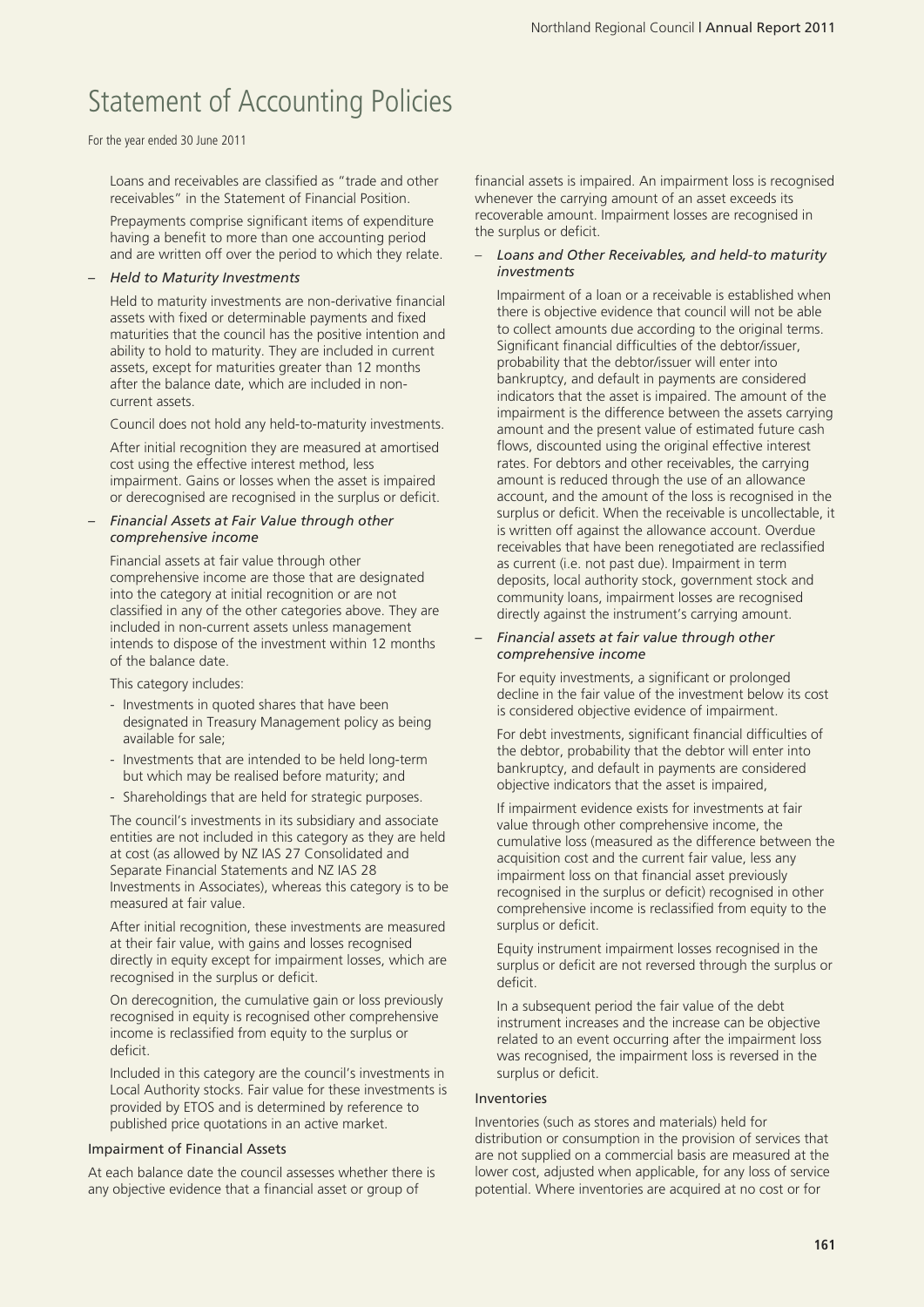# Statement of Accounting Policies

For the year ended 30 June 2011

Loans and receivables are classified as "trade and other receivables" in the Statement of Financial Position.

Prepayments comprise significant items of expenditure having a benefit to more than one accounting period and are written off over the period to which they relate.

– *Held to Maturity Investments*

Held to maturity investments are non-derivative financial assets with fixed or determinable payments and fixed maturities that the council has the positive intention and ability to hold to maturity. They are included in current assets, except for maturities greater than 12 months after the balance date, which are included in non-current assets.

Council does not hold any held-to-maturity investments.

After initial recognition they are measured at amortised cost using the effective interest method, less impairment. Gains or losses when the asset is impaired or derecognised are recognised in the surplus or deficit.

– *Financial Assets at Fair Value through other comprehensive income*

Financial assets at fair value through other comprehensive income are those that are designated into the category at initial recognition or are not classified in any of the other categories above. They are included in non-current assets unless management intends to dispose of the investment within 12 months of the balance date.

This category includes:

- Investments in quoted shares that have been designated in Treasury Management policy as being available for sale;
- Investments that are intended to be held long-term but which may be realised before maturity; and
- Shareholdings that are held for strategic purposes.

The council's investments in its subsidiary and associate entities are not included in this category as they are held at cost (as allowed by NZ IAS 27 Consolidated and Separate Financial Statements and NZ IAS 28 Investments in Associates), whereas this category is to be measured at fair value.

After initial recognition, these investments are measured at their fair value, with gains and losses recognised directly in equity except for impairment losses, which are recognised in the surplus or deficit.

On derecognition, the cumulative gain or loss previously recognised in equity is recognised other comprehensive income is reclassified from equity to the surplus or deficit.

Included in this category are the council's investments in Local Authority stocks. Fair value for these investments is provided by ETOS and is determined by reference to published price quotations in an active market.

### Impairment of Financial Assets

At each balance date the council assesses whether there is any objective evidence that a financial asset or group of financial assets is impaired. An impairment loss is recognised whenever the carrying amount of an asset exceeds its recoverable amount. Impairment losses are recognised in the surplus or deficit.

– *Loans and Other Receivables, and held-to maturity investments*

Impairment of a loan or a receivable is established when there is objective evidence that council will not be able to collect amounts due according to the original terms. Significant financial difficulties of the debtor/issuer, probability that the debtor/issuer will enter into bankruptcy, and default in payments are considered indicators that the asset is impaired. The amount of the impairment is the difference between the assets carrying amount and the present value of estimated future cash flows, discounted using the original effective interest rates. For debtors and other receivables, the carrying amount is reduced through the use of an allowance account, and the amount of the loss is recognised in the surplus or deficit. When the receivable is uncollectable, it is written off against the allowance account. Overdue receivables that have been renegotiated are reclassified as current (i.e. not past due). Impairment in term deposits, local authority stock, government stock and community loans, impairment losses are recognised directly against the instrument's carrying amount.

– *Financial assets at fair value through other comprehensive income*

For equity investments, a significant or prolonged decline in the fair value of the investment below its cost is considered objective evidence of impairment.

For debt investments, significant financial difficulties of the debtor, probability that the debtor will enter into bankruptcy, and default in payments are considered objective indicators that the asset is impaired,

If impairment evidence exists for investments at fair value through other comprehensive income, the cumulative loss (measured as the difference between the acquisition cost and the current fair value, less any impairment loss on that financial asset previously recognised in the surplus or deficit) recognised in other comprehensive income is reclassified from equity to the surplus or deficit.

Equity instrument impairment losses recognised in the surplus or deficit are not reversed through the surplus or deficit.

In a subsequent period the fair value of the debt instrument increases and the increase can be objective related to an event occurring after the impairment loss was recognised, the impairment loss is reversed in the surplus or deficit.

### Inventories

Inventories (such as stores and materials) held for distribution or consumption in the provision of services that are not supplied on a commercial basis are measured at the lower cost, adjusted when applicable, for any loss of service potential. Where inventories are acquired at no cost or for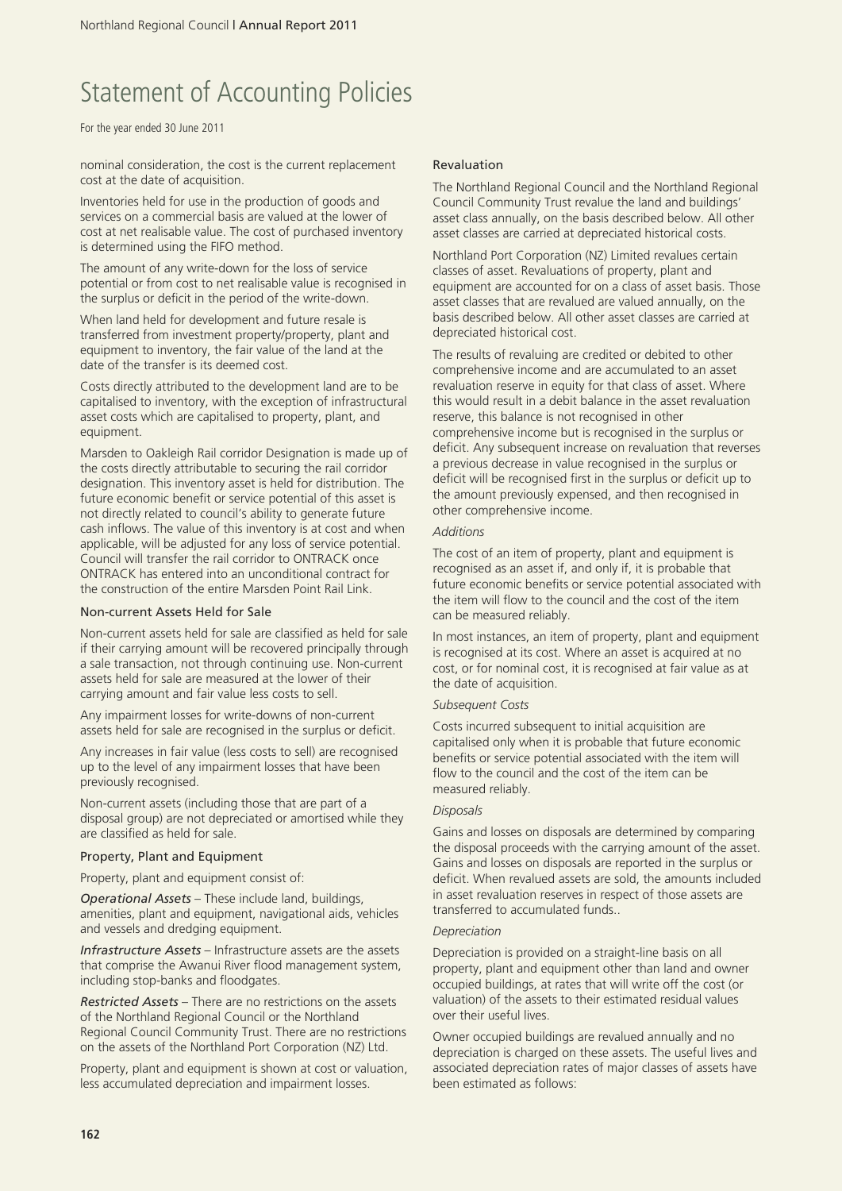# Statement of Accounting Policies

For the year ended 30 June 2011

nominal consideration, the cost is the current replacement cost at the date of acquisition.

Inventories held for use in the production of goods and services on a commercial basis are valued at the lower of cost at net realisable value. The cost of purchased inventory is determined using the FIFO method.

The amount of any write-down for the loss of service potential or from cost to net realisable value is recognised in the surplus or deficit in the period of the write-down.

When land held for development and future resale is transferred from investment property/property, plant and equipment to inventory, the fair value of the land at the date of the transfer is its deemed cost.

Costs directly attributed to the development land are to be capitalised to inventory, with the exception of infrastructural asset costs which are capitalised to property, plant, and equipment.

Marsden to Oakleigh Rail corridor Designation is made up of the costs directly attributable to securing the rail corridor designation. This inventory asset is held for distribution. The future economic benefit or service potential of this asset is not directly related to council's ability to generate future cash inflows. The value of this inventory is at cost and when applicable, will be adjusted for any loss of service potential. Council will transfer the rail corridor to ONTRACK once ONTRACK has entered into an unconditional contract for the construction of the entire Marsden Point Rail Link.

### Non-current Assets Held for Sale

Non-current assets held for sale are classified as held for sale if their carrying amount will be recovered principally through a sale transaction, not through continuing use. Non-current assets held for sale are measured at the lower of their carrying amount and fair value less costs to sell.

Any impairment losses for write-downs of non-current assets held for sale are recognised in the surplus or deficit.

Any increases in fair value (less costs to sell) are recognised up to the level of any impairment losses that have been previously recognised.

Non-current assets (including those that are part of a disposal group) are not depreciated or amortised while they are classified as held for sale.

### Property, Plant and Equipment

Property, plant and equipment consist of:

***Operational Assets*** – These include land, buildings, amenities, plant and equipment, navigational aids, vehicles and vessels and dredging equipment.

***Infrastructure Assets*** – Infrastructure assets are the assets that comprise the Awanui River flood management system, including stop-banks and floodgates.

***Restricted Assets*** – There are no restrictions on the assets of the Northland Regional Council or the Northland Regional Council Community Trust. There are no restrictions on the assets of the Northland Port Corporation (NZ) Ltd.

Property, plant and equipment is shown at cost or valuation, less accumulated depreciation and impairment losses.

### Revaluation

The Northland Regional Council and the Northland Regional Council Community Trust revalue the land and buildings' asset class annually, on the basis described below. All other asset classes are carried at depreciated historical costs.

Northland Port Corporation (NZ) Limited revalues certain classes of asset. Revaluations of property, plant and equipment are accounted for on a class of asset basis. Those asset classes that are revalued are valued annually, on the basis described below. All other asset classes are carried at depreciated historical cost.

The results of revaluing are credited or debited to other comprehensive income and are accumulated to an asset revaluation reserve in equity for that class of asset. Where this would result in a debit balance in the asset revaluation reserve, this balance is not recognised in other comprehensive income but is recognised in the surplus or deficit. Any subsequent increase on revaluation that reverses a previous decrease in value recognised in the surplus or deficit will be recognised first in the surplus or deficit up to the amount previously expensed, and then recognised in other comprehensive income.

*Additions*

The cost of an item of property, plant and equipment is recognised as an asset if, and only if, it is probable that future economic benefits or service potential associated with the item will flow to the council and the cost of the item can be measured reliably.

In most instances, an item of property, plant and equipment is recognised at its cost. Where an asset is acquired at no cost, or for nominal cost, it is recognised at fair value as at the date of acquisition.

*Subsequent Costs*

Costs incurred subsequent to initial acquisition are capitalised only when it is probable that future economic benefits or service potential associated with the item will flow to the council and the cost of the item can be measured reliably.

*Disposals*

Gains and losses on disposals are determined by comparing the disposal proceeds with the carrying amount of the asset. Gains and losses on disposals are reported in the surplus or deficit. When revalued assets are sold, the amounts included in asset revaluation reserves in respect of those assets are transferred to accumulated funds..

*Depreciation*

Depreciation is provided on a straight-line basis on all property, plant and equipment other than land and owner occupied buildings, at rates that will write off the cost (or valuation) of the assets to their estimated residual values over their useful lives.

Owner occupied buildings are revalued annually and no depreciation is charged on these assets. The useful lives and associated depreciation rates of major classes of assets have been estimated as follows: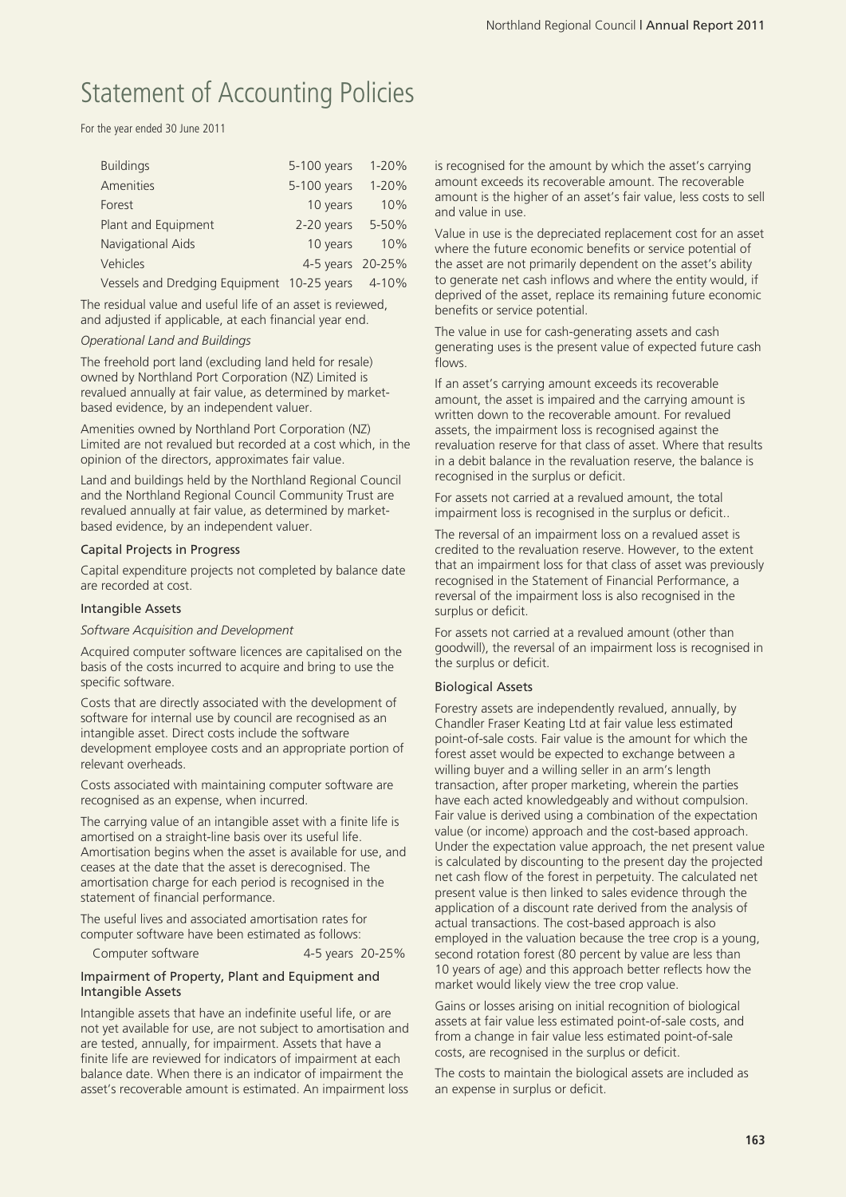# Statement of Accounting Policies

For the year ended 30 June 2011

| | | |
|---|---|---|
| Buildings | 5-100 years | 1-20% |
| Amenities | 5-100 years | 1-20% |
| Forest | 10 years | 10% |
| Plant and Equipment | 2-20 years | 5-50% |
| Navigational Aids | 10 years | 10% |
| Vehicles | 4-5 years | 20-25% |
| Vessels and Dredging Equipment | 10-25 years | 4-10% |

The residual value and useful life of an asset is reviewed, and adjusted if applicable, at each financial year end.

*Operational Land and Buildings*

The freehold port land (excluding land held for resale) owned by Northland Port Corporation (NZ) Limited is revalued annually at fair value, as determined by market-based evidence, by an independent valuer.

Amenities owned by Northland Port Corporation (NZ) Limited are not revalued but recorded at a cost which, in the opinion of the directors, approximates fair value.

Land and buildings held by the Northland Regional Council and the Northland Regional Council Community Trust are revalued annually at fair value, as determined by market-based evidence, by an independent valuer.

### Capital Projects in Progress

Capital expenditure projects not completed by balance date are recorded at cost.

### Intangible Assets

*Software Acquisition and Development*

Acquired computer software licences are capitalised on the basis of the costs incurred to acquire and bring to use the specific software.

Costs that are directly associated with the development of software for internal use by council are recognised as an intangible asset. Direct costs include the software development employee costs and an appropriate portion of relevant overheads.

Costs associated with maintaining computer software are recognised as an expense, when incurred.

The carrying value of an intangible asset with a finite life is amortised on a straight-line basis over its useful life. Amortisation begins when the asset is available for use, and ceases at the date that the asset is derecognised. The amortisation charge for each period is recognised in the statement of financial performance.

The useful lives and associated amortisation rates for computer software have been estimated as follows:

| | | |
|---|---|---|
| Computer software | 4-5 years | 20-25% |

### Impairment of Property, Plant and Equipment and Intangible Assets

Intangible assets that have an indefinite useful life, or are not yet available for use, are not subject to amortisation and are tested, annually, for impairment. Assets that have a finite life are reviewed for indicators of impairment at each balance date. When there is an indicator of impairment the asset's recoverable amount is estimated. An impairment loss is recognised for the amount by which the asset's carrying amount exceeds its recoverable amount. The recoverable amount is the higher of an asset's fair value, less costs to sell and value in use.

Value in use is the depreciated replacement cost for an asset where the future economic benefits or service potential of the asset are not primarily dependent on the asset's ability to generate net cash inflows and where the entity would, if deprived of the asset, replace its remaining future economic benefits or service potential.

The value in use for cash-generating assets and cash generating uses is the present value of expected future cash flows.

If an asset's carrying amount exceeds its recoverable amount, the asset is impaired and the carrying amount is written down to the recoverable amount. For revalued assets, the impairment loss is recognised against the revaluation reserve for that class of asset. Where that results in a debit balance in the revaluation reserve, the balance is recognised in the surplus or deficit.

For assets not carried at a revalued amount, the total impairment loss is recognised in the surplus or deficit..

The reversal of an impairment loss on a revalued asset is credited to the revaluation reserve. However, to the extent that an impairment loss for that class of asset was previously recognised in the Statement of Financial Performance, a reversal of the impairment loss is also recognised in the surplus or deficit.

For assets not carried at a revalued amount (other than goodwill), the reversal of an impairment loss is recognised in the surplus or deficit.

### Biological Assets

Forestry assets are independently revalued, annually, by Chandler Fraser Keating Ltd at fair value less estimated point-of-sale costs. Fair value is the amount for which the forest asset would be expected to exchange between a willing buyer and a willing seller in an arm's length transaction, after proper marketing, wherein the parties have each acted knowledgeably and without compulsion. Fair value is derived using a combination of the expectation value (or income) approach and the cost-based approach. Under the expectation value approach, the net present value is calculated by discounting to the present day the projected net cash flow of the forest in perpetuity. The calculated net present value is then linked to sales evidence through the application of a discount rate derived from the analysis of actual transactions. The cost-based approach is also employed in the valuation because the tree crop is a young, second rotation forest (80 percent by value are less than 10 years of age) and this approach better reflects how the market would likely view the tree crop value.

Gains or losses arising on initial recognition of biological assets at fair value less estimated point-of-sale costs, and from a change in fair value less estimated point-of-sale costs, are recognised in the surplus or deficit.

The costs to maintain the biological assets are included as an expense in surplus or deficit.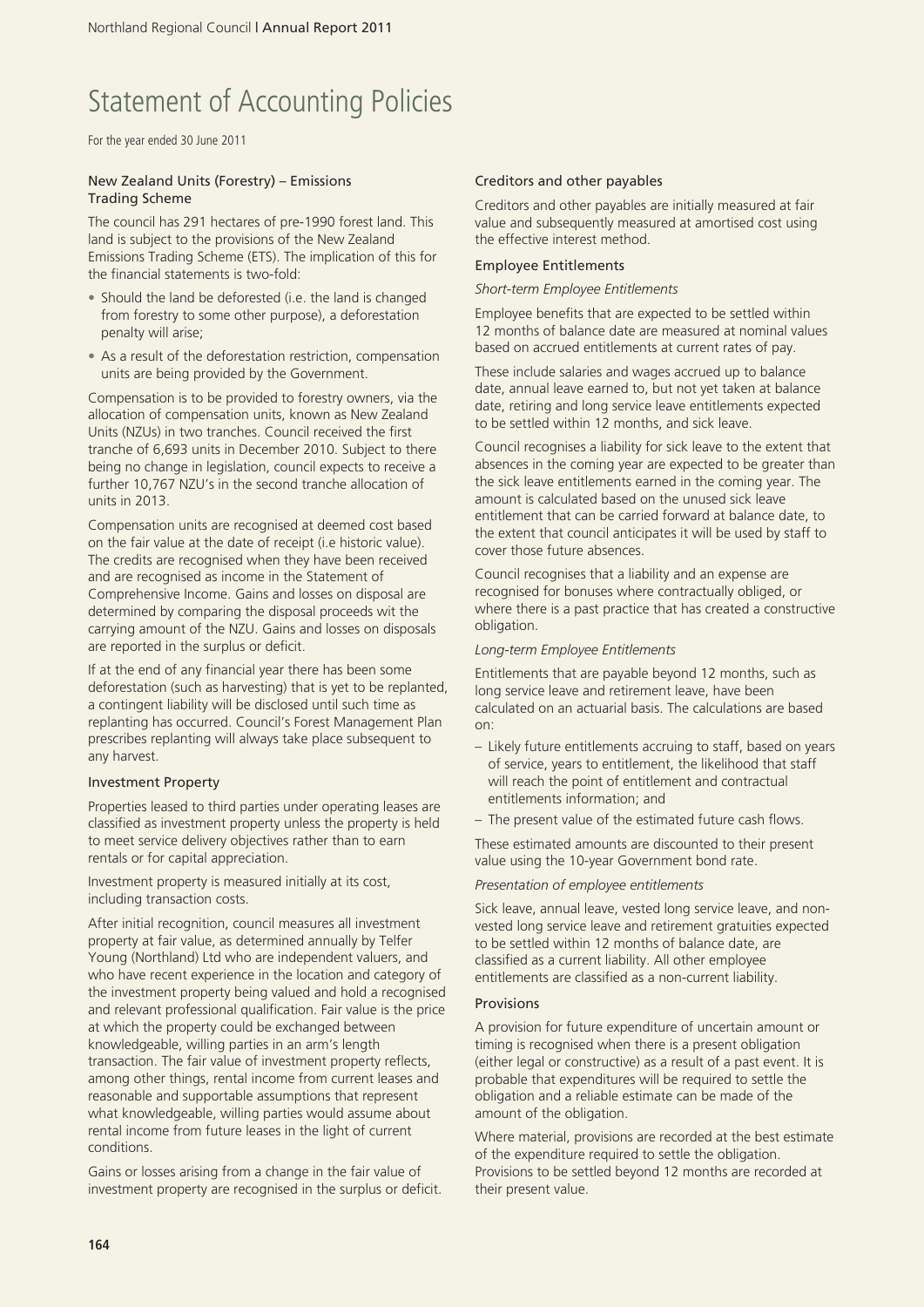# Statement of Accounting Policies

For the year ended 30 June 2011

### New Zealand Units (Forestry) – Emissions Trading Scheme

The council has 291 hectares of pre-1990 forest land. This land is subject to the provisions of the New Zealand Emissions Trading Scheme (ETS). The implication of this for the financial statements is two-fold:

- Should the land be deforested (i.e. the land is changed from forestry to some other purpose), a deforestation penalty will arise;
- As a result of the deforestation restriction, compensation units are being provided by the Government.

Compensation is to be provided to forestry owners, via the allocation of compensation units, known as New Zealand Units (NZUs) in two tranches. Council received the first tranche of 6,693 units in December 2010. Subject to there being no change in legislation, council expects to receive a further 10,767 NZU's in the second tranche allocation of units in 2013.

Compensation units are recognised at deemed cost based on the fair value at the date of receipt (i.e historic value). The credits are recognised when they have been received and are recognised as income in the Statement of Comprehensive Income. Gains and losses on disposal are determined by comparing the disposal proceeds wit the carrying amount of the NZU. Gains and losses on disposals are reported in the surplus or deficit.

If at the end of any financial year there has been some deforestation (such as harvesting) that is yet to be replanted, a contingent liability will be disclosed until such time as replanting has occurred. Council's Forest Management Plan prescribes replanting will always take place subsequent to any harvest.

### Investment Property

Properties leased to third parties under operating leases are classified as investment property unless the property is held to meet service delivery objectives rather than to earn rentals or for capital appreciation.

Investment property is measured initially at its cost, including transaction costs.

After initial recognition, council measures all investment property at fair value, as determined annually by Telfer Young (Northland) Ltd who are independent valuers, and who have recent experience in the location and category of the investment property being valued and hold a recognised and relevant professional qualification. Fair value is the price at which the property could be exchanged between knowledgeable, willing parties in an arm's length transaction. The fair value of investment property reflects, among other things, rental income from current leases and reasonable and supportable assumptions that represent what knowledgeable, willing parties would assume about rental income from future leases in the light of current conditions.

Gains or losses arising from a change in the fair value of investment property are recognised in the surplus or deficit.

### Creditors and other payables

Creditors and other payables are initially measured at fair value and subsequently measured at amortised cost using the effective interest method.

### Employee Entitlements

*Short-term Employee Entitlements*

Employee benefits that are expected to be settled within 12 months of balance date are measured at nominal values based on accrued entitlements at current rates of pay.

These include salaries and wages accrued up to balance date, annual leave earned to, but not yet taken at balance date, retiring and long service leave entitlements expected to be settled within 12 months, and sick leave.

Council recognises a liability for sick leave to the extent that absences in the coming year are expected to be greater than the sick leave entitlements earned in the coming year. The amount is calculated based on the unused sick leave entitlement that can be carried forward at balance date, to the extent that council anticipates it will be used by staff to cover those future absences.

Council recognises that a liability and an expense are recognised for bonuses where contractually obliged, or where there is a past practice that has created a constructive obligation.

*Long-term Employee Entitlements*

Entitlements that are payable beyond 12 months, such as long service leave and retirement leave, have been calculated on an actuarial basis. The calculations are based on:

- Likely future entitlements accruing to staff, based on years of service, years to entitlement, the likelihood that staff will reach the point of entitlement and contractual entitlements information; and
- The present value of the estimated future cash flows.

These estimated amounts are discounted to their present value using the 10-year Government bond rate.

*Presentation of employee entitlements*

Sick leave, annual leave, vested long service leave, and non-vested long service leave and retirement gratuities expected to be settled within 12 months of balance date, are classified as a current liability. All other employee entitlements are classified as a non-current liability.

### Provisions

A provision for future expenditure of uncertain amount or timing is recognised when there is a present obligation (either legal or constructive) as a result of a past event. It is probable that expenditures will be required to settle the obligation and a reliable estimate can be made of the amount of the obligation.

Where material, provisions are recorded at the best estimate of the expenditure required to settle the obligation. Provisions to be settled beyond 12 months are recorded at their present value.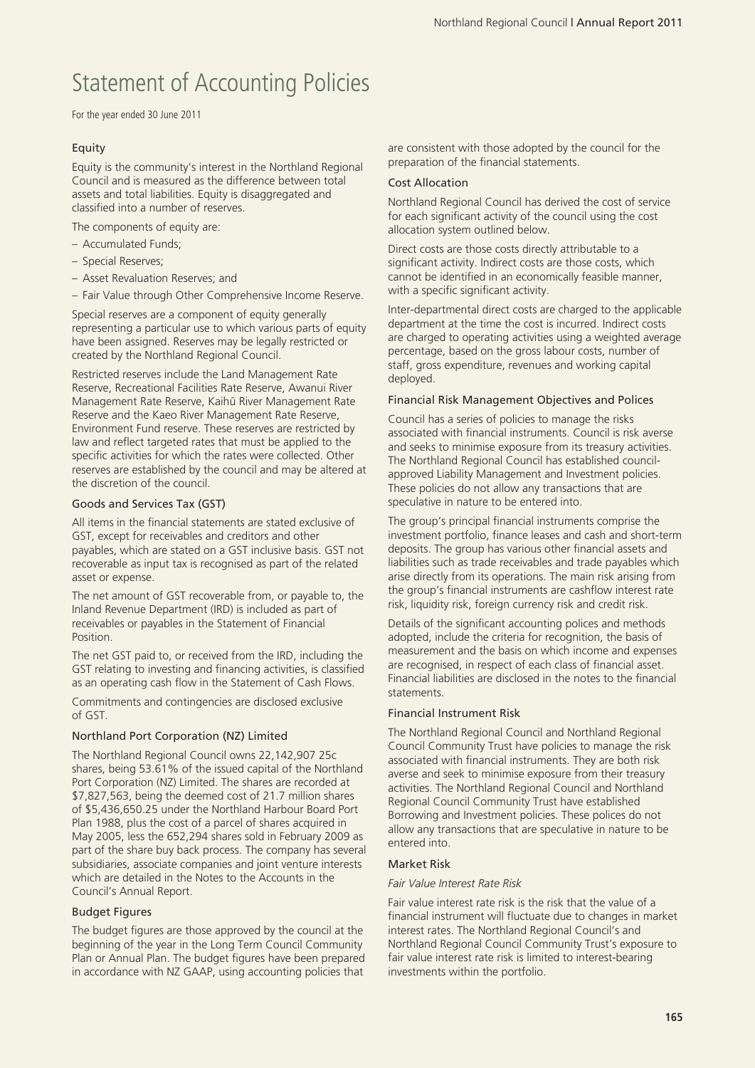# Statement of Accounting Policies

For the year ended 30 June 2011

### Equity

Equity is the community's interest in the Northland Regional Council and is measured as the difference between total assets and total liabilities. Equity is disaggregated and classified into a number of reserves.

The components of equity are:

- Accumulated Funds;
- Special Reserves;
- Asset Revaluation Reserves; and
- Fair Value through Other Comprehensive Income Reserve.

Special reserves are a component of equity generally representing a particular use to which various parts of equity have been assigned. Reserves may be legally restricted or created by the Northland Regional Council.

Restricted reserves include the Land Management Rate Reserve, Recreational Facilities Rate Reserve, Awanui River Management Rate Reserve, Kaihū River Management Rate Reserve and the Kaeo River Management Rate Reserve, Environment Fund reserve. These reserves are restricted by law and reflect targeted rates that must be applied to the specific activities for which the rates were collected. Other reserves are established by the council and may be altered at the discretion of the council.

### Goods and Services Tax (GST)

All items in the financial statements are stated exclusive of GST, except for receivables and creditors and other payables, which are stated on a GST inclusive basis. GST not recoverable as input tax is recognised as part of the related asset or expense.

The net amount of GST recoverable from, or payable to, the Inland Revenue Department (IRD) is included as part of receivables or payables in the Statement of Financial Position.

The net GST paid to, or received from the IRD, including the GST relating to investing and financing activities, is classified as an operating cash flow in the Statement of Cash Flows.

Commitments and contingencies are disclosed exclusive of GST.

### Northland Port Corporation (NZ) Limited

The Northland Regional Council owns 22,142,907 25c shares, being 53.61% of the issued capital of the Northland Port Corporation (NZ) Limited. The shares are recorded at $7,827,563, being the deemed cost of 21.7 million shares of $5,436,650.25 under the Northland Harbour Board Port Plan 1988, plus the cost of a parcel of shares acquired in May 2005, less the 652,294 shares sold in February 2009 as part of the share buy back process. The company has several subsidiaries, associate companies and joint venture interests which are detailed in the Notes to the Accounts in the Council's Annual Report.

### Budget Figures

The budget figures are those approved by the council at the beginning of the year in the Long Term Council Community Plan or Annual Plan. The budget figures have been prepared in accordance with NZ GAAP, using accounting policies that are consistent with those adopted by the council for the preparation of the financial statements.

### Cost Allocation

Northland Regional Council has derived the cost of service for each significant activity of the council using the cost allocation system outlined below.

Direct costs are those costs directly attributable to a significant activity. Indirect costs are those costs, which cannot be identified in an economically feasible manner, with a specific significant activity.

Inter-departmental direct costs are charged to the applicable department at the time the cost is incurred. Indirect costs are charged to operating activities using a weighted average percentage, based on the gross labour costs, number of staff, gross expenditure, revenues and working capital deployed.

### Financial Risk Management Objectives and Polices

Council has a series of policies to manage the risks associated with financial instruments. Council is risk averse and seeks to minimise exposure from its treasury activities. The Northland Regional Council has established council-approved Liability Management and Investment policies. These policies do not allow any transactions that are speculative in nature to be entered into.

The group's principal financial instruments comprise the investment portfolio, finance leases and cash and short-term deposits. The group has various other financial assets and liabilities such as trade receivables and trade payables which arise directly from its operations. The main risk arising from the group's financial instruments are cashflow interest rate risk, liquidity risk, foreign currency risk and credit risk.

Details of the significant accounting polices and methods adopted, include the criteria for recognition, the basis of measurement and the basis on which income and expenses are recognised, in respect of each class of financial asset. Financial liabilities are disclosed in the notes to the financial statements.

### Financial Instrument Risk

The Northland Regional Council and Northland Regional Council Community Trust have policies to manage the risk associated with financial instruments. They are both risk averse and seek to minimise exposure from their treasury activities. The Northland Regional Council and Northland Regional Council Community Trust have established Borrowing and Investment policies. These polices do not allow any transactions that are speculative in nature to be entered into.

### Market Risk

*Fair Value Interest Rate Risk*

Fair value interest rate risk is the risk that the value of a financial instrument will fluctuate due to changes in market interest rates. The Northland Regional Council's and Northland Regional Council Community Trust's exposure to fair value interest rate risk is limited to interest-bearing investments within the portfolio.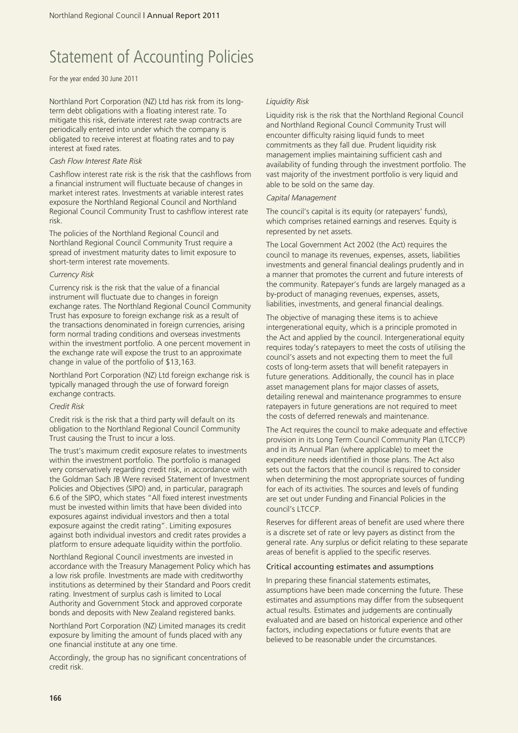# Statement of Accounting Policies

For the year ended 30 June 2011

Northland Port Corporation (NZ) Ltd has risk from its long-term debt obligations with a floating interest rate. To mitigate this risk, derivate interest rate swap contracts are periodically entered into under which the company is obligated to receive interest at floating rates and to pay interest at fixed rates.

*Cash Flow Interest Rate Risk*

Cashflow interest rate risk is the risk that the cashflows from a financial instrument will fluctuate because of changes in market interest rates. Investments at variable interest rates exposure the Northland Regional Council and Northland Regional Council Community Trust to cashflow interest rate risk.

The policies of the Northland Regional Council and Northland Regional Council Community Trust require a spread of investment maturity dates to limit exposure to short-term interest rate movements.

*Currency Risk*

Currency risk is the risk that the value of a financial instrument will fluctuate due to changes in foreign exchange rates. The Northland Regional Council Community Trust has exposure to foreign exchange risk as a result of the transactions denominated in foreign currencies, arising form normal trading conditions and overseas investments within the investment portfolio. A one percent movement in the exchange rate will expose the trust to an approximate change in value of the portfolio of $13,163.

Northland Port Corporation (NZ) Ltd foreign exchange risk is typically managed through the use of forward foreign exchange contracts.

*Credit Risk*

Credit risk is the risk that a third party will default on its obligation to the Northland Regional Council Community Trust causing the Trust to incur a loss.

The trust's maximum credit exposure relates to investments within the investment portfolio. The portfolio is managed very conservatively regarding credit risk, in accordance with the Goldman Sach JB Were revised Statement of Investment Policies and Objectives (SIPO) and, in particular, paragraph 6.6 of the SIPO, which states "All fixed interest investments must be invested within limits that have been divided into exposures against individual investors and then a total exposure against the credit rating". Limiting exposures against both individual investors and credit rates provides a platform to ensure adequate liquidity within the portfolio.

Northland Regional Council investments are invested in accordance with the Treasury Management Policy which has a low risk profile. Investments are made with creditworthy institutions as determined by their Standard and Poors credit rating. Investment of surplus cash is limited to Local Authority and Government Stock and approved corporate bonds and deposits with New Zealand registered banks.

Northland Port Corporation (NZ) Limited manages its credit exposure by limiting the amount of funds placed with any one financial institute at any one time.

Accordingly, the group has no significant concentrations of credit risk.

*Liquidity Risk*

Liquidity risk is the risk that the Northland Regional Council and Northland Regional Council Community Trust will encounter difficulty raising liquid funds to meet commitments as they fall due. Prudent liquidity risk management implies maintaining sufficient cash and availability of funding through the investment portfolio. The vast majority of the investment portfolio is very liquid and able to be sold on the same day.

*Capital Management*

The council's capital is its equity (or ratepayers' funds), which comprises retained earnings and reserves. Equity is represented by net assets.

The Local Government Act 2002 (the Act) requires the council to manage its revenues, expenses, assets, liabilities investments and general financial dealings prudently and in a manner that promotes the current and future interests of the community. Ratepayer's funds are largely managed as a by-product of managing revenues, expenses, assets, liabilities, investments, and general financial dealings.

The objective of managing these items is to achieve intergenerational equity, which is a principle promoted in the Act and applied by the council. Intergenerational equity requires today's ratepayers to meet the costs of utilising the council's assets and not expecting them to meet the full costs of long-term assets that will benefit ratepayers in future generations. Additionally, the council has in place asset management plans for major classes of assets, detailing renewal and maintenance programmes to ensure ratepayers in future generations are not required to meet the costs of deferred renewals and maintenance.

The Act requires the council to make adequate and effective provision in its Long Term Council Community Plan (LTCCP) and in its Annual Plan (where applicable) to meet the expenditure needs identified in those plans. The Act also sets out the factors that the council is required to consider when determining the most appropriate sources of funding for each of its activities. The sources and levels of funding are set out under Funding and Financial Policies in the council's LTCCP.

Reserves for different areas of benefit are used where there is a discrete set of rate or levy payers as distinct from the general rate. Any surplus or deficit relating to these separate areas of benefit is applied to the specific reserves.

### Critical accounting estimates and assumptions

In preparing these financial statements estimates, assumptions have been made concerning the future. These estimates and assumptions may differ from the subsequent actual results. Estimates and judgements are continually evaluated and are based on historical experience and other factors, including expectations or future events that are believed to be reasonable under the circumstances.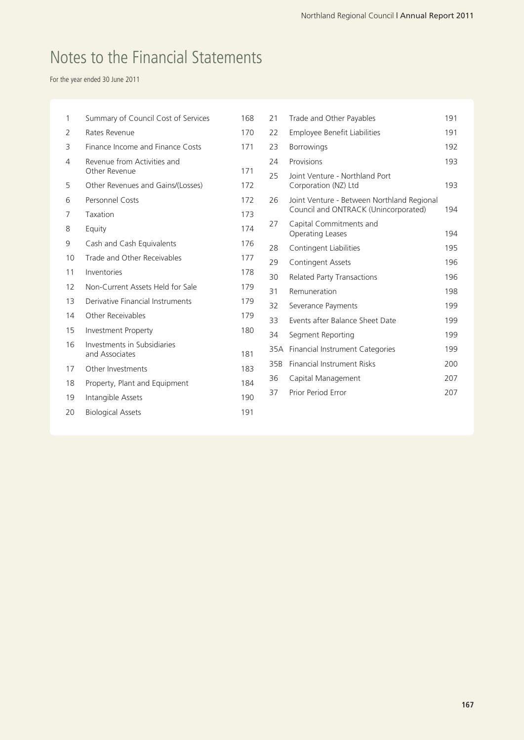# Notes to the Financial Statements

For the year ended 30 June 2011

| | | |
|---|---|---|
| 1 | Summary of Council Cost of Services | 168 |
| 2 | Rates Revenue | 170 |
| 3 | Finance Income and Finance Costs | 171 |
| 4 | Revenue from Activities and Other Revenue | 171 |
| 5 | Other Revenues and Gains/(Losses) | 172 |
| 6 | Personnel Costs | 172 |
| 7 | Taxation | 173 |
| 8 | Equity | 174 |
| 9 | Cash and Cash Equivalents | 176 |
| 10 | Trade and Other Receivables | 177 |
| 11 | Inventories | 178 |
| 12 | Non-Current Assets Held for Sale | 179 |
| 13 | Derivative Financial Instruments | 179 |
| 14 | Other Receivables | 179 |
| 15 | Investment Property | 180 |
| 16 | Investments in Subsidiaries and Associates | 181 |
| 17 | Other Investments | 183 |
| 18 | Property, Plant and Equipment | 184 |
| 19 | Intangible Assets | 190 |
| 20 | Biological Assets | 191 |
| 21 | Trade and Other Payables | 191 |
| 22 | Employee Benefit Liabilities | 191 |
| 23 | Borrowings | 192 |
| 24 | Provisions | 193 |
| 25 | Joint Venture - Northland Port Corporation (NZ) Ltd | 193 |
| 26 | Joint Venture - Between Northland Regional Council and ONTRACK (Unincorporated) | 194 |
| 27 | Capital Commitments and Operating Leases | 194 |
| 28 | Contingent Liabilities | 195 |
| 29 | Contingent Assets | 196 |
| 30 | Related Party Transactions | 196 |
| 31 | Remuneration | 198 |
| 32 | Severance Payments | 199 |
| 33 | Events after Balance Sheet Date | 199 |
| 34 | Segment Reporting | 199 |
| 35A | Financial Instrument Categories | 199 |
| 35B | Financial Instrument Risks | 200 |
| 36 | Capital Management | 207 |
| 37 | Prior Period Error | 207 |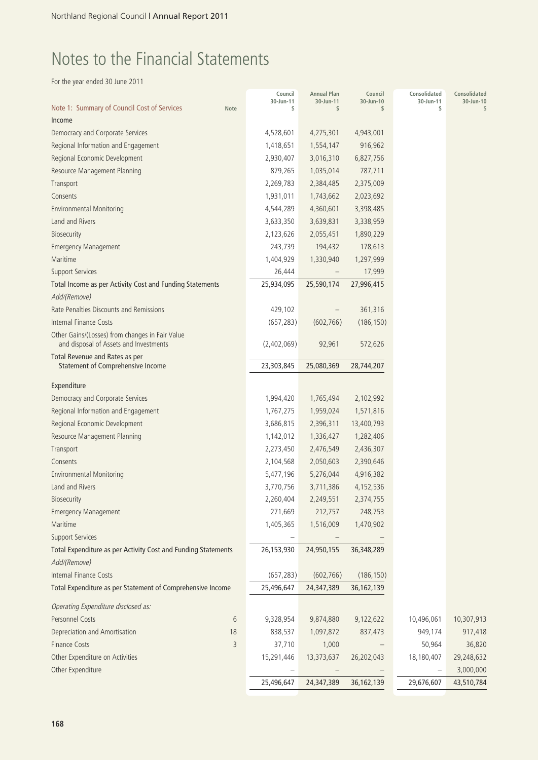# Notes to the Financial Statements

For the year ended 30 June 2011

| Note 1: Summary of Council Cost of Services | Note | Council 30-Jun-11 $ | Annual Plan 30-Jun-11 $ | Council 30-Jun-10 $ | Consolidated 30-Jun-11 $ | Consolidated 30-Jun-10 $ |
|---|---|---|---|---|---|---|
| **Income** | | | | | | |
| Democracy and Corporate Services | | 4,528,601 | 4,275,301 | 4,943,001 | | |
| Regional Information and Engagement | | 1,418,651 | 1,554,147 | 916,962 | | |
| Regional Economic Development | | 2,930,407 | 3,016,310 | 6,827,756 | | |
| Resource Management Planning | | 879,265 | 1,035,014 | 787,711 | | |
| Transport | | 2,269,783 | 2,384,485 | 2,375,009 | | |
| Consents | | 1,931,011 | 1,743,662 | 2,023,692 | | |
| Environmental Monitoring | | 4,544,289 | 4,360,601 | 3,398,485 | | |
| Land and Rivers | | 3,633,350 | 3,639,831 | 3,338,959 | | |
| Biosecurity | | 2,123,626 | 2,055,451 | 1,890,229 | | |
| Emergency Management | | 243,739 | 194,432 | 178,613 | | |
| Maritime | | 1,404,929 | 1,330,940 | 1,297,999 | | |
| Support Services | | 26,444 | – | 17,999 | | |
| **Total Income as per Activity Cost and Funding Statements** | | 25,934,095 | 25,590,174 | 27,996,415 | | |
| *Add/(Remove)* | | | | | | |
| Rate Penalties Discounts and Remissions | | 429,102 | – | 361,316 | | |
| Internal Finance Costs | | (657,283) | (602,766) | (186,150) | | |
| Other Gains/(Losses) from changes in Fair Value and disposal of Assets and Investments | | (2,402,069) | 92,961 | 572,626 | | |
| **Total Revenue and Rates as per Statement of Comprehensive Income** | | 23,303,845 | 25,080,369 | 28,744,207 | | |
| **Expenditure** | | | | | | |
| Democracy and Corporate Services | | 1,994,420 | 1,765,494 | 2,102,992 | | |
| Regional Information and Engagement | | 1,767,275 | 1,959,024 | 1,571,816 | | |
| Regional Economic Development | | 3,686,815 | 2,396,311 | 13,400,793 | | |
| Resource Management Planning | | 1,142,012 | 1,336,427 | 1,282,406 | | |
| Transport | | 2,273,450 | 2,476,549 | 2,436,307 | | |
| Consents | | 2,104,568 | 2,050,603 | 2,390,646 | | |
| Environmental Monitoring | | 5,477,196 | 5,276,044 | 4,916,382 | | |
| Land and Rivers | | 3,770,756 | 3,711,386 | 4,152,536 | | |
| Biosecurity | | 2,260,404 | 2,249,551 | 2,374,755 | | |
| Emergency Management | | 271,669 | 212,757 | 248,753 | | |
| Maritime | | 1,405,365 | 1,516,009 | 1,470,902 | | |
| Support Services | | – | – | – | | |
| **Total Expenditure as per Activity Cost and Funding Statements** | | 26,153,930 | 24,950,155 | 36,348,289 | | |
| *Add/(Remove)* | | | | | | |
| Internal Finance Costs | | (657,283) | (602,766) | (186,150) | | |
| **Total Expenditure as per Statement of Comprehensive Income** | | 25,496,647 | 24,347,389 | 36,162,139 | | |
| *Operating Expenditure disclosed as:* | | | | | | |
| Personnel Costs | 6 | 9,328,954 | 9,874,880 | 9,122,622 | 10,496,061 | 10,307,913 |
| Depreciation and Amortisation | 18 | 838,537 | 1,097,872 | 837,473 | 949,174 | 917,418 |
| Finance Costs | 3 | 37,710 | 1,000 | – | 50,964 | 36,820 |
| Other Expenditure on Activities | | 15,291,446 | 13,373,637 | 26,202,043 | 18,180,407 | 29,248,632 |
| Other Expenditure | | – | – | – | – | 3,000,000 |
| | | 25,496,647 | 24,347,389 | 36,162,139 | 29,676,607 | 43,510,784 |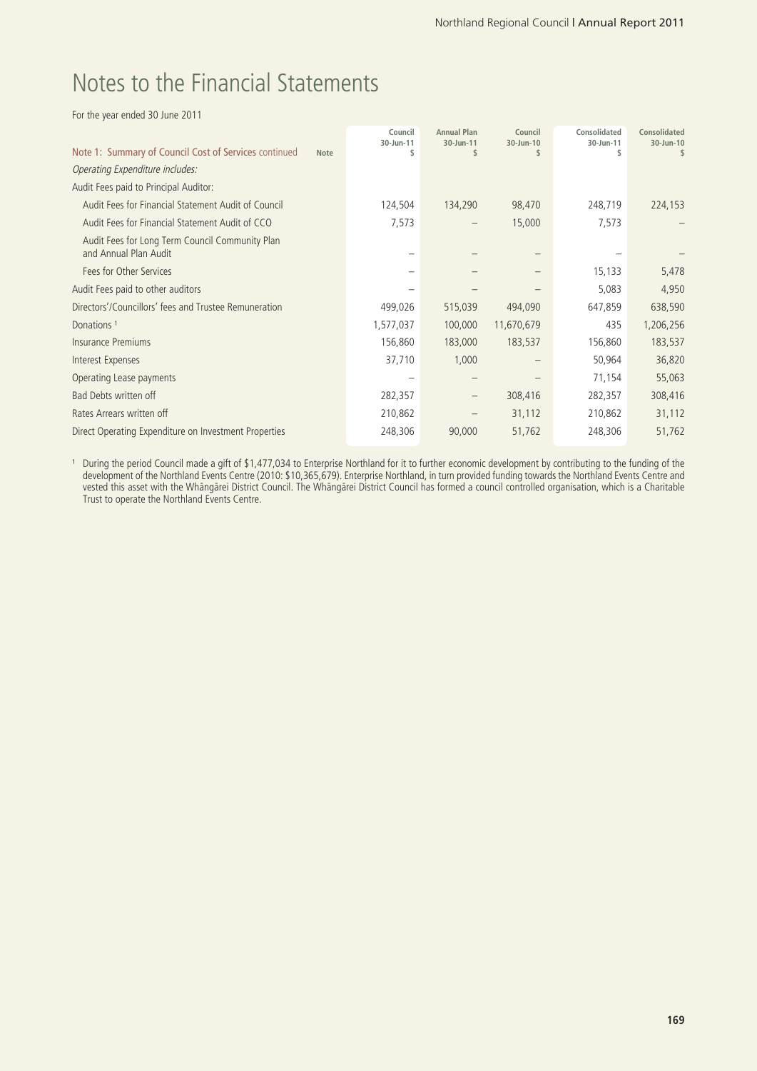# Notes to the Financial Statements

For the year ended 30 June 2011

| Note 1: Summary of Council Cost of Services continued | Note | Council 30-Jun-11 $ | Annual Plan 30-Jun-11 $ | Council 30-Jun-10 $ | Consolidated 30-Jun-11 $ | Consolidated 30-Jun-10 $ |
|---|---|---|---|---|---|---|
| *Operating Expenditure includes:* | | | | | | |
| Audit Fees paid to Principal Auditor: | | | | | | |
| Audit Fees for Financial Statement Audit of Council | | 124,504 | 134,290 | 98,470 | 248,719 | 224,153 |
| Audit Fees for Financial Statement Audit of CCO | | 7,573 | – | 15,000 | 7,573 | – |
| Audit Fees for Long Term Council Community Plan and Annual Plan Audit | | – | – | – | – | – |
| Fees for Other Services | | – | – | – | 15,133 | 5,478 |
| Audit Fees paid to other auditors | | – | – | – | 5,083 | 4,950 |
| Directors'/Councillors' fees and Trustee Remuneration | | 499,026 | 515,039 | 494,090 | 647,859 | 638,590 |
| Donations [1] | | 1,577,037 | 100,000 | 11,670,679 | 435 | 1,206,256 |
| Insurance Premiums | | 156,860 | 183,000 | 183,537 | 156,860 | 183,537 |
| Interest Expenses | | 37,710 | 1,000 | – | 50,964 | 36,820 |
| Operating Lease payments | | – | – | – | 71,154 | 55,063 |
| Bad Debts written off | | 282,357 | – | 308,416 | 282,357 | 308,416 |
| Rates Arrears written off | | 210,862 | – | 31,112 | 210,862 | 31,112 |
| Direct Operating Expenditure on Investment Properties | | 248,306 | 90,000 | 51,762 | 248,306 | 51,762 |

[1] During the period Council made a gift of $1,477,034 to Enterprise Northland for it to further economic development by contributing to the funding of the development of the Northland Events Centre (2010: $10,365,679). Enterprise Northland, in turn provided funding towards the Northland Events Centre and vested this asset with the Whāngārei District Council. The Whāngārei District Council has formed a council controlled organisation, which is a Charitable Trust to operate the Northland Events Centre.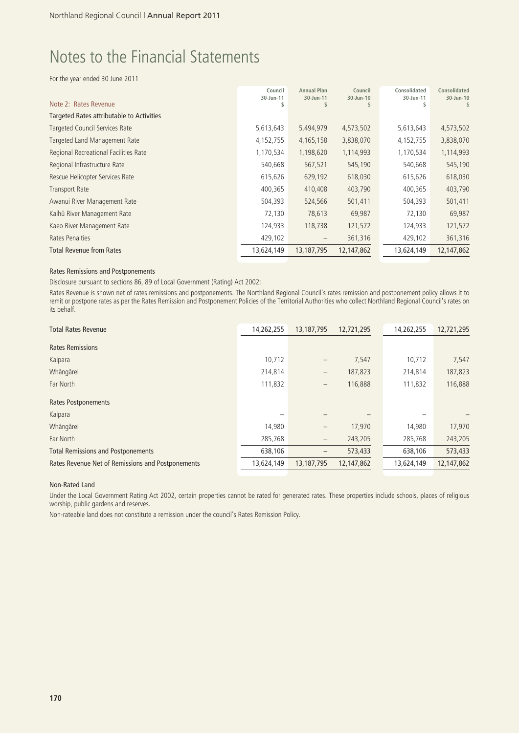# Notes to the Financial Statements

For the year ended 30 June 2011

| Note 2: Rates Revenue | Council 30-Jun-11 $ | Annual Plan 30-Jun-11 $ | Council 30-Jun-10 $ | Consolidated 30-Jun-11 $ | Consolidated 30-Jun-10 $ |
|---|---|---|---|---|---|
| **Targeted Rates attributable to Activities** | | | | | |
| Targeted Council Services Rate | 5,613,643 | 5,494,979 | 4,573,502 | 5,613,643 | 4,573,502 |
| Targeted Land Management Rate | 4,152,755 | 4,165,158 | 3,838,070 | 4,152,755 | 3,838,070 |
| Regional Recreational Facilities Rate | 1,170,534 | 1,198,620 | 1,114,993 | 1,170,534 | 1,114,993 |
| Regional Infrastructure Rate | 540,668 | 567,521 | 545,190 | 540,668 | 545,190 |
| Rescue Helicopter Services Rate | 615,626 | 629,192 | 618,030 | 615,626 | 618,030 |
| Transport Rate | 400,365 | 410,408 | 403,790 | 400,365 | 403,790 |
| Awanui River Management Rate | 504,393 | 524,566 | 501,411 | 504,393 | 501,411 |
| Kaihū River Management Rate | 72,130 | 78,613 | 69,987 | 72,130 | 69,987 |
| Kaeo River Management Rate | 124,933 | 118,738 | 121,572 | 124,933 | 121,572 |
| Rates Penalties | 429,102 | – | 361,316 | 429,102 | 361,316 |
| **Total Revenue from Rates** | 13,624,149 | 13,187,795 | 12,147,862 | 13,624,149 | 12,147,862 |

### Rates Remissions and Postponements

Disclosure pursuant to sections 86, 89 of Local Government (Rating) Act 2002:

Rates Revenue is shown net of rates remissions and postponements. The Northland Regional Council's rates remission and postponement policy allows it to remit or postpone rates as per the Rates Remission and Postponement Policies of the Territorial Authorities who collect Northland Regional Council's rates on its behalf.

| | Council 30-Jun-11 $ | Annual Plan 30-Jun-11 $ | Council 30-Jun-10 $ | Consolidated 30-Jun-11 $ | Consolidated 30-Jun-10 $ |
|---|---|---|---|---|---|
| Total Rates Revenue | 14,262,255 | 13,187,795 | 12,721,295 | 14,262,255 | 12,721,295 |
| **Rates Remissions** | | | | | |
| Kaipara | 10,712 | – | 7,547 | 10,712 | 7,547 |
| Whāngārei | 214,814 | – | 187,823 | 214,814 | 187,823 |
| Far North | 111,832 | – | 116,888 | 111,832 | 116,888 |
| **Rates Postponements** | | | | | |
| Kaipara | – | – | – | – | – |
| Whāngārei | 14,980 | – | 17,970 | 14,980 | 17,970 |
| Far North | 285,768 | – | 243,205 | 285,768 | 243,205 |
| **Total Remissions and Postponements** | 638,106 | – | 573,433 | 638,106 | 573,433 |
| **Rates Revenue Net of Remissions and Postponements** | 13,624,149 | 13,187,795 | 12,147,862 | 13,624,149 | 12,147,862 |

### Non-Rated Land

Under the Local Government Rating Act 2002, certain properties cannot be rated for generated rates. These properties include schools, places of religious worship, public gardens and reserves.

Non-rateable land does not constitute a remission under the council's Rates Remission Policy.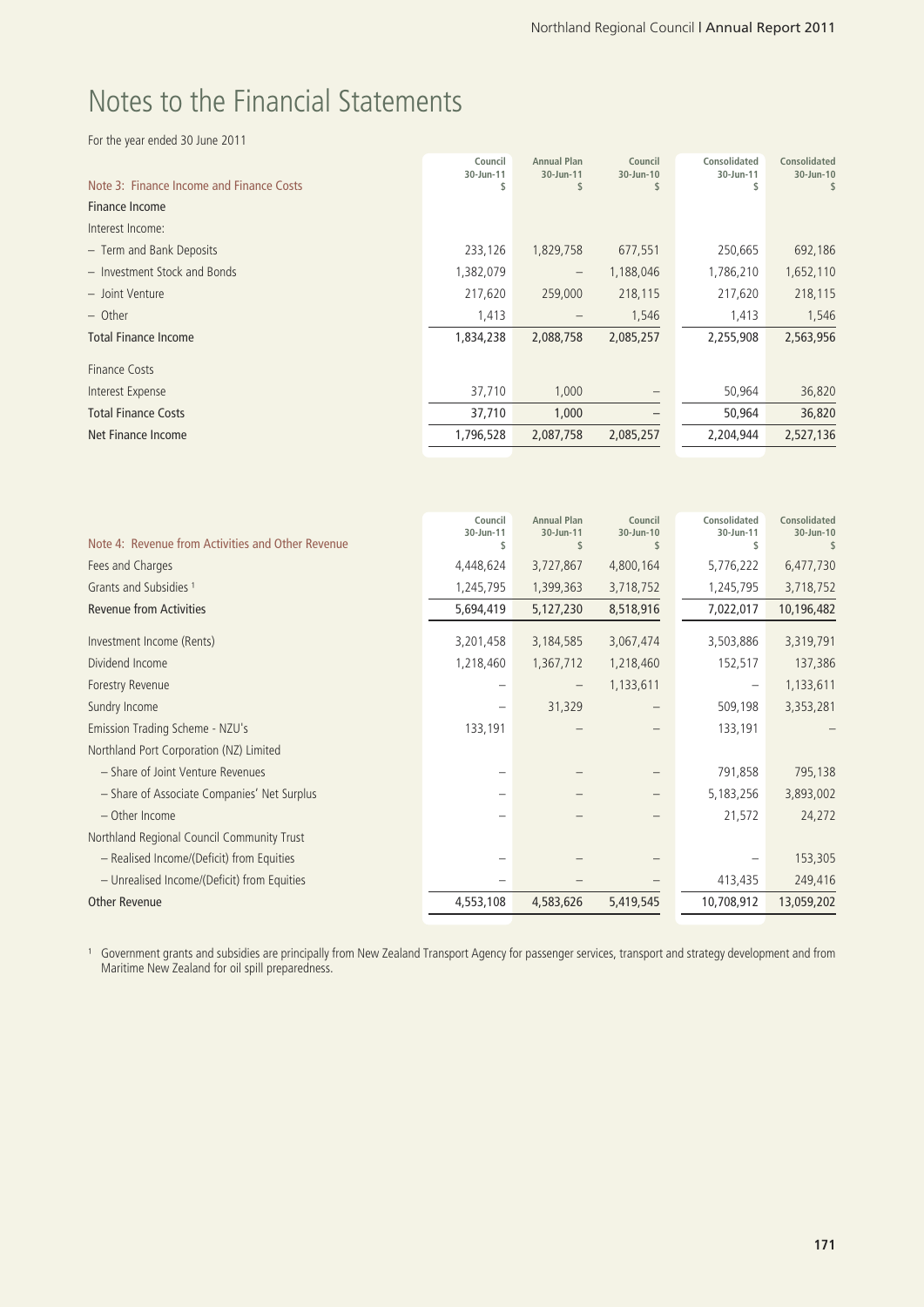# Notes to the Financial Statements

For the year ended 30 June 2011

| Note 3: Finance Income and Finance Costs | Council 30-Jun-11 $ | Annual Plan 30-Jun-11 $ | Council 30-Jun-10 $ | Consolidated 30-Jun-11 $ | Consolidated 30-Jun-10 $ |
|---|---|---|---|---|---|
| **Finance Income** | | | | | |
| Interest Income: | | | | | |
| – Term and Bank Deposits | 233,126 | 1,829,758 | 677,551 | 250,665 | 692,186 |
| – Investment Stock and Bonds | 1,382,079 | – | 1,188,046 | 1,786,210 | 1,652,110 |
| – Joint Venture | 217,620 | 259,000 | 218,115 | 217,620 | 218,115 |
| – Other | 1,413 | – | 1,546 | 1,413 | 1,546 |
| **Total Finance Income** | 1,834,238 | 2,088,758 | 2,085,257 | 2,255,908 | 2,563,956 |
| Finance Costs | | | | | |
| Interest Expense | 37,710 | 1,000 | – | 50,964 | 36,820 |
| **Total Finance Costs** | 37,710 | 1,000 | – | 50,964 | 36,820 |
| **Net Finance Income** | 1,796,528 | 2,087,758 | 2,085,257 | 2,204,944 | 2,527,136 |

| Note 4: Revenue from Activities and Other Revenue | Council 30-Jun-11 $ | Annual Plan 30-Jun-11 $ | Council 30-Jun-10 $ | Consolidated 30-Jun-11 $ | Consolidated 30-Jun-10 $ |
|---|---|---|---|---|---|
| Fees and Charges | 4,448,624 | 3,727,867 | 4,800,164 | 5,776,222 | 6,477,730 |
| Grants and Subsidies [1] | 1,245,795 | 1,399,363 | 3,718,752 | 1,245,795 | 3,718,752 |
| **Revenue from Activities** | 5,694,419 | 5,127,230 | 8,518,916 | 7,022,017 | 10,196,482 |
| Investment Income (Rents) | 3,201,458 | 3,184,585 | 3,067,474 | 3,503,886 | 3,319,791 |
| Dividend Income | 1,218,460 | 1,367,712 | 1,218,460 | 152,517 | 137,386 |
| Forestry Revenue | – | – | 1,133,611 | – | 1,133,611 |
| Sundry Income | – | 31,329 | – | 509,198 | 3,353,281 |
| Emission Trading Scheme - NZU's | 133,191 | – | – | 133,191 | – |
| Northland Port Corporation (NZ) Limited | | | | | |
| – Share of Joint Venture Revenues | – | – | – | 791,858 | 795,138 |
| – Share of Associate Companies' Net Surplus | – | – | – | 5,183,256 | 3,893,002 |
| – Other Income | – | – | – | 21,572 | 24,272 |
| Northland Regional Council Community Trust | | | | | |
| – Realised Income/(Deficit) from Equities | – | – | – | – | 153,305 |
| – Unrealised Income/(Deficit) from Equities | – | – | – | 413,435 | 249,416 |
| **Other Revenue** | 4,553,108 | 4,583,626 | 5,419,545 | 10,708,912 | 13,059,202 |

[1] Government grants and subsidies are principally from New Zealand Transport Agency for passenger services, transport and strategy development and from Maritime New Zealand for oil spill preparedness.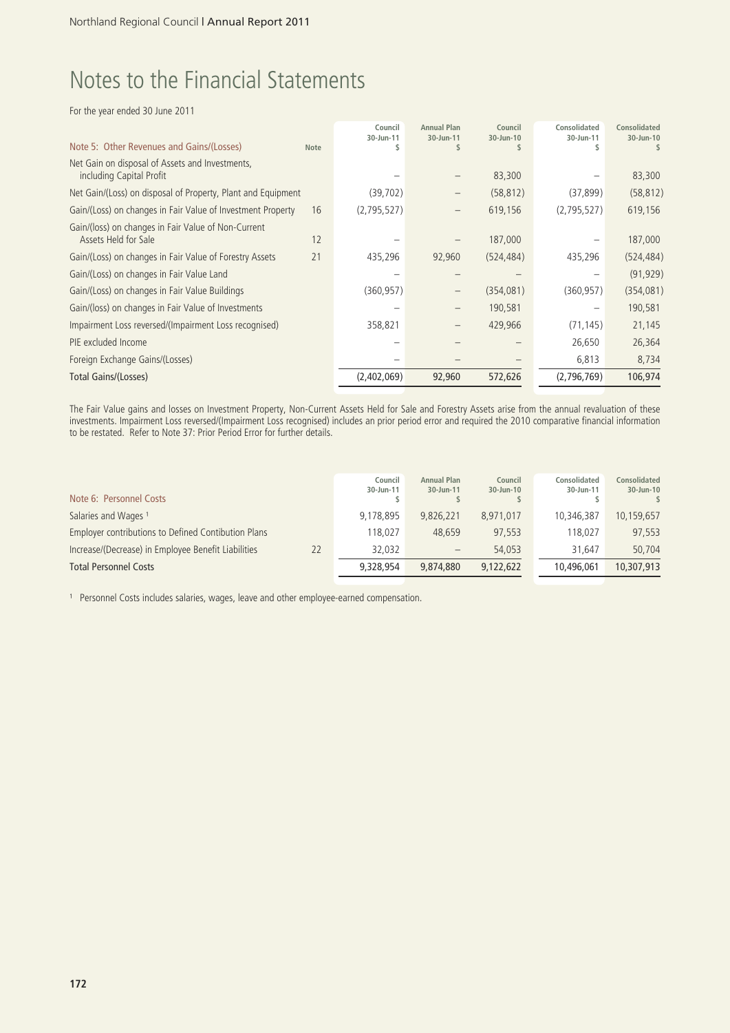# Notes to the Financial Statements

For the year ended 30 June 2011

| Note 5: Other Revenues and Gains/(Losses) | Note | Council 30-Jun-11 $ | Annual Plan 30-Jun-11 $ | Council 30-Jun-10 $ | Consolidated 30-Jun-11 $ | Consolidated 30-Jun-10 $ |
|---|---|---|---|---|---|---|
| Net Gain on disposal of Assets and Investments, including Capital Profit | | – | – | 83,300 | – | 83,300 |
| Net Gain/(Loss) on disposal of Property, Plant and Equipment | | (39,702) | – | (58,812) | (37,899) | (58,812) |
| Gain/(Loss) on changes in Fair Value of Investment Property | 16 | (2,795,527) | – | 619,156 | (2,795,527) | 619,156 |
| Gain/(loss) on changes in Fair Value of Non-Current Assets Held for Sale | 12 | – | – | 187,000 | – | 187,000 |
| Gain/(Loss) on changes in Fair Value of Forestry Assets | 21 | 435,296 | 92,960 | (524,484) | 435,296 | (524,484) |
| Gain/(Loss) on changes in Fair Value Land | | – | – | – | – | (91,929) |
| Gain/(Loss) on changes in Fair Value Buildings | | (360,957) | – | (354,081) | (360,957) | (354,081) |
| Gain/(loss) on changes in Fair Value of Investments | | – | – | 190,581 | – | 190,581 |
| Impairment Loss reversed/(Impairment Loss recognised) | | 358,821 | – | 429,966 | (71,145) | 21,145 |
| PIE excluded Income | | – | – | – | 26,650 | 26,364 |
| Foreign Exchange Gains/(Losses) | | – | – | – | 6,813 | 8,734 |
| **Total Gains/(Losses)** | | (2,402,069) | 92,960 | 572,626 | (2,796,769) | 106,974 |

The Fair Value gains and losses on Investment Property, Non-Current Assets Held for Sale and Forestry Assets arise from the annual revaluation of these investments. Impairment Loss reversed/(Impairment Loss recognised) includes an prior period error and required the 2010 comparative financial information to be restated. Refer to Note 37: Prior Period Error for further details.

| Note 6: Personnel Costs | | Council 30-Jun-11 $ | Annual Plan 30-Jun-11 $ | Council 30-Jun-10 $ | Consolidated 30-Jun-11 $ | Consolidated 30-Jun-10 $ |
|---|---|---|---|---|---|---|
| Salaries and Wages [1] | | 9,178,895 | 9,826,221 | 8,971,017 | 10,346,387 | 10,159,657 |
| Employer contributions to Defined Contibution Plans | | 118,027 | 48,659 | 97,553 | 118,027 | 97,553 |
| Increase/(Decrease) in Employee Benefit Liabilities | 22 | 32,032 | – | 54,053 | 31,647 | 50,704 |
| **Total Personnel Costs** | | 9,328,954 | 9,874,880 | 9,122,622 | 10,496,061 | 10,307,913 |

[1] Personnel Costs includes salaries, wages, leave and other employee-earned compensation.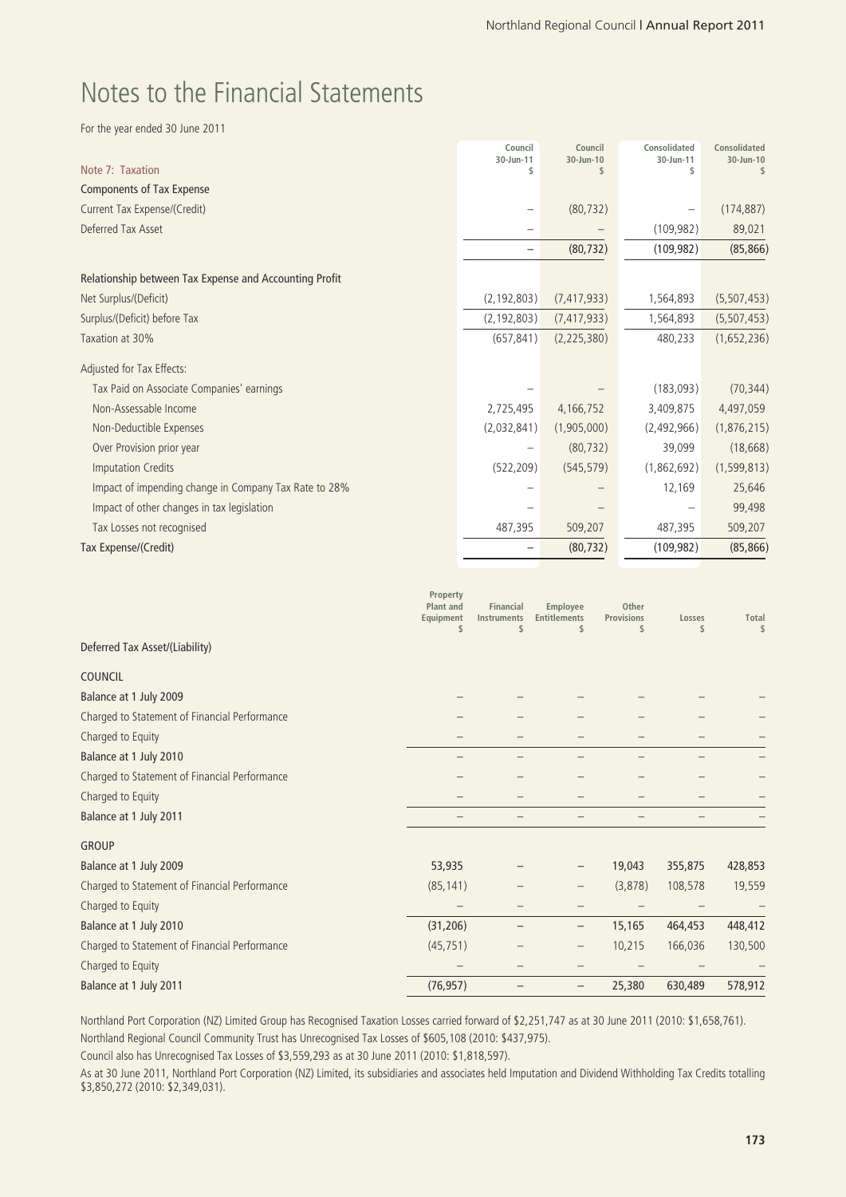# Notes to the Financial Statements

For the year ended 30 June 2011

| Note 7: Taxation | Council 30-Jun-11 $ | Council 30-Jun-10 $ | Consolidated 30-Jun-11 $ | Consolidated 30-Jun-10 $ |
|---|---|---|---|---|
| **Components of Tax Expense** | | | | |
| Current Tax Expense/(Credit) | – | (80,732) | – | (174,887) |
| Deferred Tax Asset | – | – | (109,982) | 89,021 |
| | – | (80,732) | (109,982) | (85,866) |
| **Relationship between Tax Expense and Accounting Profit** | | | | |
| Net Surplus/(Deficit) | (2,192,803) | (7,417,933) | 1,564,893 | (5,507,453) |
| Surplus/(Deficit) before Tax | (2,192,803) | (7,417,933) | 1,564,893 | (5,507,453) |
| Taxation at 30% | (657,841) | (2,225,380) | 480,233 | (1,652,236) |
| Adjusted for Tax Effects: | | | | |
| Tax Paid on Associate Companies' earnings | – | – | (183,093) | (70,344) |
| Non-Assessable Income | 2,725,495 | 4,166,752 | 3,409,875 | 4,497,059 |
| Non-Deductible Expenses | (2,032,841) | (1,905,000) | (2,492,966) | (1,876,215) |
| Over Provision prior year | – | (80,732) | 39,099 | (18,668) |
| Imputation Credits | (522,209) | (545,579) | (1,862,692) | (1,599,813) |
| Impact of impending change in Company Tax Rate to 28% | – | – | 12,169 | 25,646 |
| Impact of other changes in tax legislation | – | – | – | 99,498 |
| Tax Losses not recognised | 487,395 | 509,207 | 487,395 | 509,207 |
| **Tax Expense/(Credit)** | – | (80,732) | (109,982) | (85,866) |

| Deferred Tax Asset/(Liability) | Property Plant and Equipment $ | Financial Instruments $ | Employee Entitlements $ | Other Provisions $ | Losses $ | Total $ |
|---|---|---|---|---|---|---|
| **COUNCIL** | | | | | | |
| Balance at 1 July 2009 | – | – | – | – | – | – |
| Charged to Statement of Financial Performance | – | – | – | – | – | – |
| Charged to Equity | – | – | – | – | – | – |
| Balance at 1 July 2010 | – | – | – | – | – | – |
| Charged to Statement of Financial Performance | – | – | – | – | – | – |
| Charged to Equity | – | – | – | – | – | – |
| Balance at 1 July 2011 | – | – | – | – | – | – |
| **GROUP** | | | | | | |
| Balance at 1 July 2009 | 53,935 | – | – | 19,043 | 355,875 | 428,853 |
| Charged to Statement of Financial Performance | (85,141) | – | – | (3,878) | 108,578 | 19,559 |
| Charged to Equity | – | – | – | – | – | – |
| Balance at 1 July 2010 | (31,206) | – | – | 15,165 | 464,453 | 448,412 |
| Charged to Statement of Financial Performance | (45,751) | – | – | 10,215 | 166,036 | 130,500 |
| Charged to Equity | – | – | – | – | – | – |
| Balance at 1 July 2011 | (76,957) | – | – | 25,380 | 630,489 | 578,912 |

Northland Port Corporation (NZ) Limited Group has Recognised Taxation Losses carried forward of $2,251,747 as at 30 June 2011 (2010: $1,658,761).

Northland Regional Council Community Trust has Unrecognised Tax Losses of $605,108 (2010: $437,975).

Council also has Unrecognised Tax Losses of $3,559,293 as at 30 June 2011 (2010: $1,818,597).

As at 30 June 2011, Northland Port Corporation (NZ) Limited, its subsidiaries and associates held Imputation and Dividend Withholding Tax Credits totalling $3,850,272 (2010: $2,349,031).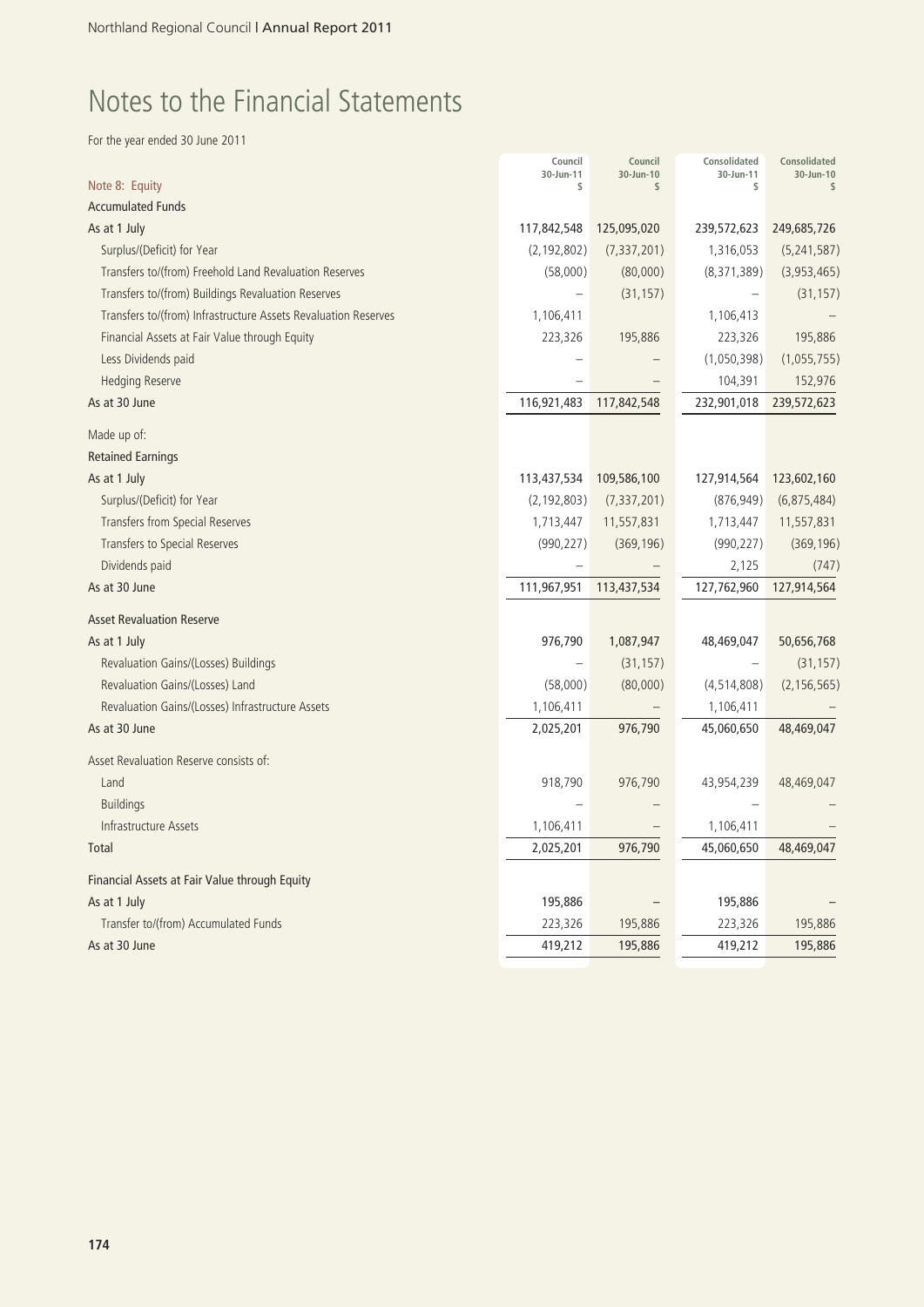# Notes to the Financial Statements

For the year ended 30 June 2011

| Note 8: Equity | Council 30-Jun-11 $ | Council 30-Jun-10 $ | Consolidated 30-Jun-11 $ | Consolidated 30-Jun-10 $ |
|---|---|---|---|---|
| **Accumulated Funds** | | | | |
| As at 1 July | 117,842,548 | 125,095,020 | 239,572,623 | 249,685,726 |
| Surplus/(Deficit) for Year | (2,192,802) | (7,337,201) | 1,316,053 | (5,241,587) |
| Transfers to/(from) Freehold Land Revaluation Reserves | (58,000) | (80,000) | (8,371,389) | (3,953,465) |
| Transfers to/(from) Buildings Revaluation Reserves | – | (31,157) | – | (31,157) |
| Transfers to/(from) Infrastructure Assets Revaluation Reserves | 1,106,411 | | 1,106,413 | – |
| Financial Assets at Fair Value through Equity | 223,326 | 195,886 | 223,326 | 195,886 |
| Less Dividends paid | – | – | (1,050,398) | (1,055,755) |
| Hedging Reserve | – | – | 104,391 | 152,976 |
| As at 30 June | 116,921,483 | 117,842,548 | 232,901,018 | 239,572,623 |
| Made up of: | | | | |
| **Retained Earnings** | | | | |
| As at 1 July | 113,437,534 | 109,586,100 | 127,914,564 | 123,602,160 |
| Surplus/(Deficit) for Year | (2,192,803) | (7,337,201) | (876,949) | (6,875,484) |
| Transfers from Special Reserves | 1,713,447 | 11,557,831 | 1,713,447 | 11,557,831 |
| Transfers to Special Reserves | (990,227) | (369,196) | (990,227) | (369,196) |
| Dividends paid | – | – | 2,125 | (747) |
| As at 30 June | 111,967,951 | 113,437,534 | 127,762,960 | 127,914,564 |
| **Asset Revaluation Reserve** | | | | |
| As at 1 July | 976,790 | 1,087,947 | 48,469,047 | 50,656,768 |
| Revaluation Gains/(Losses) Buildings | – | (31,157) | – | (31,157) |
| Revaluation Gains/(Losses) Land | (58,000) | (80,000) | (4,514,808) | (2,156,565) |
| Revaluation Gains/(Losses) Infrastructure Assets | 1,106,411 | – | 1,106,411 | – |
| As at 30 June | 2,025,201 | 976,790 | 45,060,650 | 48,469,047 |
| Asset Revaluation Reserve consists of: | | | | |
| Land | 918,790 | 976,790 | 43,954,239 | 48,469,047 |
| Buildings | – | – | – | – |
| Infrastructure Assets | 1,106,411 | – | 1,106,411 | – |
| Total | 2,025,201 | 976,790 | 45,060,650 | 48,469,047 |
| **Financial Assets at Fair Value through Equity** | | | | |
| As at 1 July | 195,886 | – | 195,886 | – |
| Transfer to/(from) Accumulated Funds | 223,326 | 195,886 | 223,326 | 195,886 |
| As at 30 June | 419,212 | 195,886 | 419,212 | 195,886 |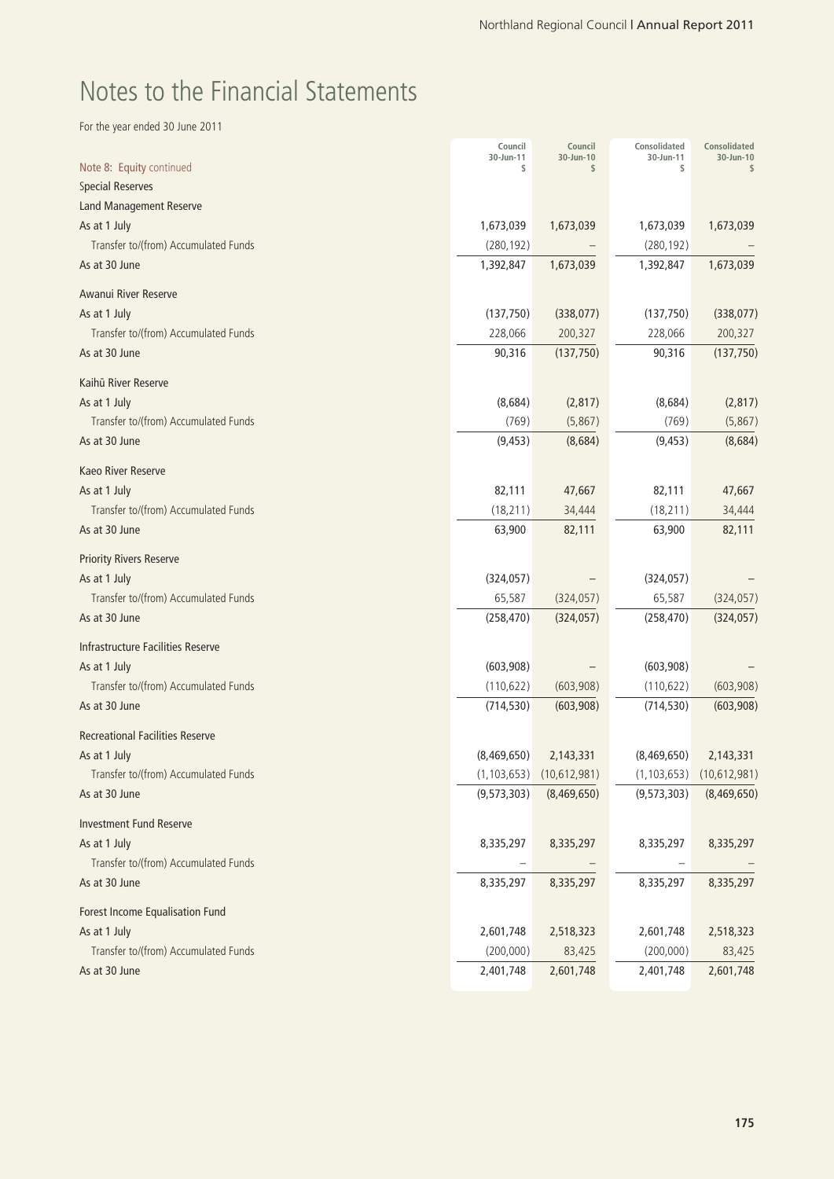# Notes to the Financial Statements

For the year ended 30 June 2011

| Note 8: Equity continued | Council 30-Jun-11 $ | Council 30-Jun-10 $ | Consolidated 30-Jun-11 $ | Consolidated 30-Jun-10 $ |
|---|---|---|---|---|
| **Special Reserves** | | | | |
| **Land Management Reserve** | | | | |
| As at 1 July | 1,673,039 | 1,673,039 | 1,673,039 | 1,673,039 |
| Transfer to/(from) Accumulated Funds | (280,192) | – | (280,192) | – |
| As at 30 June | 1,392,847 | 1,673,039 | 1,392,847 | 1,673,039 |
| **Awanui River Reserve** | | | | |
| As at 1 July | (137,750) | (338,077) | (137,750) | (338,077) |
| Transfer to/(from) Accumulated Funds | 228,066 | 200,327 | 228,066 | 200,327 |
| As at 30 June | 90,316 | (137,750) | 90,316 | (137,750) |
| **Kaihū River Reserve** | | | | |
| As at 1 July | (8,684) | (2,817) | (8,684) | (2,817) |
| Transfer to/(from) Accumulated Funds | (769) | (5,867) | (769) | (5,867) |
| As at 30 June | (9,453) | (8,684) | (9,453) | (8,684) |
| **Kaeo River Reserve** | | | | |
| As at 1 July | 82,111 | 47,667 | 82,111 | 47,667 |
| Transfer to/(from) Accumulated Funds | (18,211) | 34,444 | (18,211) | 34,444 |
| As at 30 June | 63,900 | 82,111 | 63,900 | 82,111 |
| **Priority Rivers Reserve** | | | | |
| As at 1 July | (324,057) | – | (324,057) | – |
| Transfer to/(from) Accumulated Funds | 65,587 | (324,057) | 65,587 | (324,057) |
| As at 30 June | (258,470) | (324,057) | (258,470) | (324,057) |
| **Infrastructure Facilities Reserve** | | | | |
| As at 1 July | (603,908) | – | (603,908) | – |
| Transfer to/(from) Accumulated Funds | (110,622) | (603,908) | (110,622) | (603,908) |
| As at 30 June | (714,530) | (603,908) | (714,530) | (603,908) |
| **Recreational Facilities Reserve** | | | | |
| As at 1 July | (8,469,650) | 2,143,331 | (8,469,650) | 2,143,331 |
| Transfer to/(from) Accumulated Funds | (1,103,653) | (10,612,981) | (1,103,653) | (10,612,981) |
| As at 30 June | (9,573,303) | (8,469,650) | (9,573,303) | (8,469,650) |
| **Investment Fund Reserve** | | | | |
| As at 1 July | 8,335,297 | 8,335,297 | 8,335,297 | 8,335,297 |
| Transfer to/(from) Accumulated Funds | – | – | – | – |
| As at 30 June | 8,335,297 | 8,335,297 | 8,335,297 | 8,335,297 |
| **Forest Income Equalisation Fund** | | | | |
| As at 1 July | 2,601,748 | 2,518,323 | 2,601,748 | 2,518,323 |
| Transfer to/(from) Accumulated Funds | (200,000) | 83,425 | (200,000) | 83,425 |
| As at 30 June | 2,401,748 | 2,601,748 | 2,401,748 | 2,601,748 |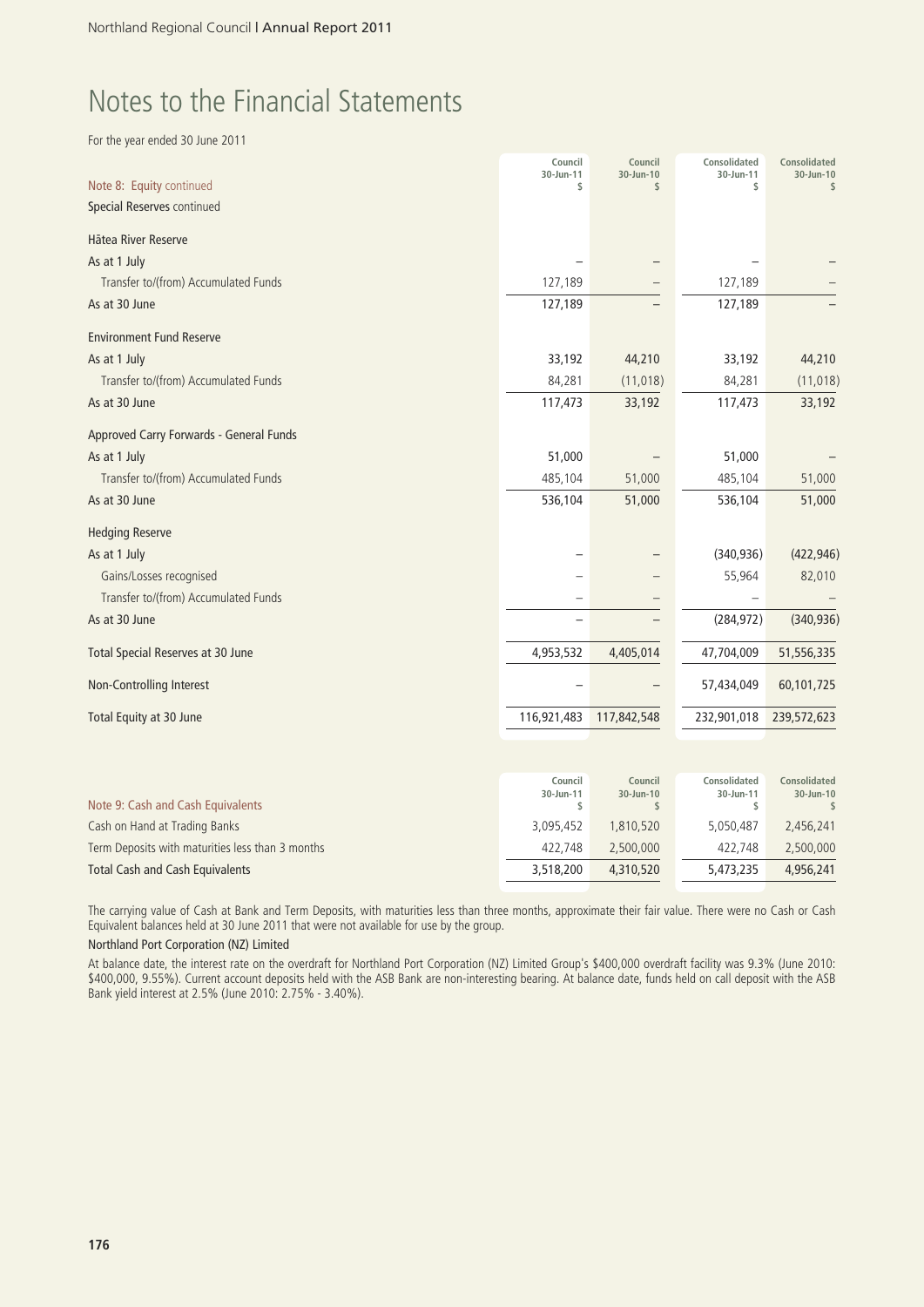# Notes to the Financial Statements

For the year ended 30 June 2011

| Note 8: Equity continued | Council 30-Jun-11 $ | Council 30-Jun-10 $ | Consolidated 30-Jun-11 $ | Consolidated 30-Jun-10 $ |
|---|---|---|---|---|
| **Special Reserves continued** | | | | |
| **Hātea River Reserve** | | | | |
| As at 1 July | – | – | – | – |
| Transfer to/(from) Accumulated Funds | 127,189 | – | 127,189 | – |
| As at 30 June | 127,189 | – | 127,189 | – |
| **Environment Fund Reserve** | | | | |
| As at 1 July | 33,192 | 44,210 | 33,192 | 44,210 |
| Transfer to/(from) Accumulated Funds | 84,281 | (11,018) | 84,281 | (11,018) |
| As at 30 June | 117,473 | 33,192 | 117,473 | 33,192 |
| **Approved Carry Forwards - General Funds** | | | | |
| As at 1 July | 51,000 | – | 51,000 | – |
| Transfer to/(from) Accumulated Funds | 485,104 | 51,000 | 485,104 | 51,000 |
| As at 30 June | 536,104 | 51,000 | 536,104 | 51,000 |
| **Hedging Reserve** | | | | |
| As at 1 July | – | – | (340,936) | (422,946) |
| Gains/Losses recognised | – | – | 55,964 | 82,010 |
| Transfer to/(from) Accumulated Funds | – | – | – | – |
| As at 30 June | – | – | (284,972) | (340,936) |
| Total Special Reserves at 30 June | 4,953,532 | 4,405,014 | 47,704,009 | 51,556,335 |
| Non-Controlling Interest | – | – | 57,434,049 | 60,101,725 |
| Total Equity at 30 June | 116,921,483 | 117,842,548 | 232,901,018 | 239,572,623 |

| Note 9: Cash and Cash Equivalents | Council 30-Jun-11 $ | Council 30-Jun-10 $ | Consolidated 30-Jun-11 $ | Consolidated 30-Jun-10 $ |
|---|---|---|---|---|
| Cash on Hand at Trading Banks | 3,095,452 | 1,810,520 | 5,050,487 | 2,456,241 |
| Term Deposits with maturities less than 3 months | 422,748 | 2,500,000 | 422,748 | 2,500,000 |
| Total Cash and Cash Equivalents | 3,518,200 | 4,310,520 | 5,473,235 | 4,956,241 |

The carrying value of Cash at Bank and Term Deposits, with maturities less than three months, approximate their fair value. There were no Cash or Cash Equivalent balances held at 30 June 2011 that were not available for use by the group.

**Northland Port Corporation (NZ) Limited**

At balance date, the interest rate on the overdraft for Northland Port Corporation (NZ) Limited Group's $400,000 overdraft facility was 9.3% (June 2010: $400,000, 9.55%). Current account deposits held with the ASB Bank are non-interesting bearing. At balance date, funds held on call deposit with the ASB Bank yield interest at 2.5% (June 2010: 2.75% - 3.40%).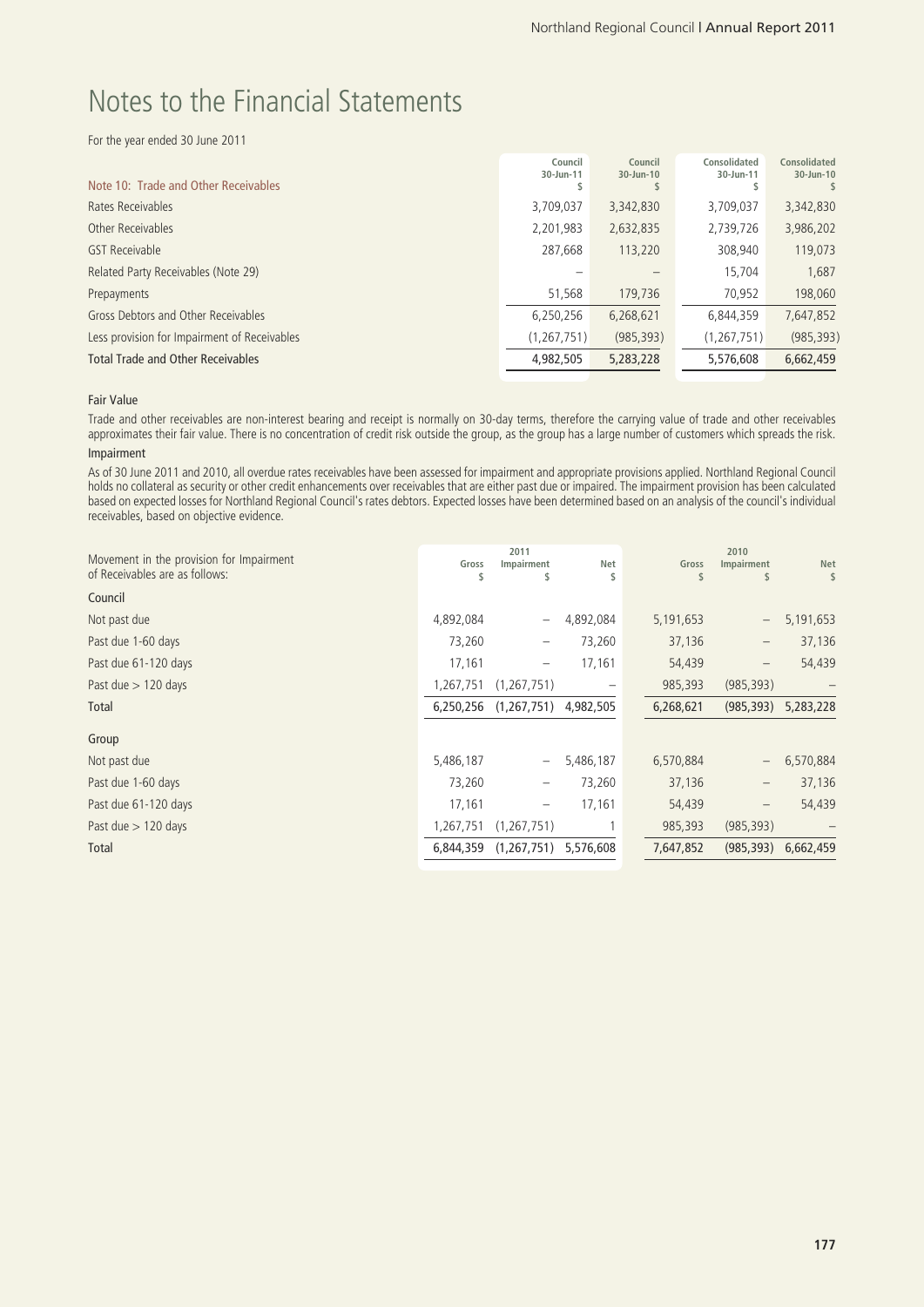# Notes to the Financial Statements

For the year ended 30 June 2011

| Note 10: Trade and Other Receivables | Council 30-Jun-11 $ | Council 30-Jun-10 $ | Consolidated 30-Jun-11 $ | Consolidated 30-Jun-10 $ |
|---|---|---|---|---|
| Rates Receivables | 3,709,037 | 3,342,830 | 3,709,037 | 3,342,830 |
| Other Receivables | 2,201,983 | 2,632,835 | 2,739,726 | 3,986,202 |
| GST Receivable | 287,668 | 113,220 | 308,940 | 119,073 |
| Related Party Receivables (Note 29) | – | – | 15,704 | 1,687 |
| Prepayments | 51,568 | 179,736 | 70,952 | 198,060 |
| Gross Debtors and Other Receivables | 6,250,256 | 6,268,621 | 6,844,359 | 7,647,852 |
| Less provision for Impairment of Receivables | (1,267,751) | (985,393) | (1,267,751) | (985,393) |
| Total Trade and Other Receivables | 4,982,505 | 5,283,228 | 5,576,608 | 6,662,459 |

**Fair Value**

Trade and other receivables are non-interest bearing and receipt is normally on 30-day terms, therefore the carrying value of trade and other receivables approximates their fair value. There is no concentration of credit risk outside the group, as the group has a large number of customers which spreads the risk.

**Impairment**

As of 30 June 2011 and 2010, all overdue rates receivables have been assessed for impairment and appropriate provisions applied. Northland Regional Council holds no collateral as security or other credit enhancements over receivables that are either past due or impaired. The impairment provision has been calculated based on expected losses for Northland Regional Council's rates debtors. Expected losses have been determined based on an analysis of the council's individual receivables, based on objective evidence.

| Movement in the provision for Impairment of Receivables are as follows: | 2011 Gross $ | 2011 Impairment $ | 2011 Net $ | 2010 Gross $ | 2010 Impairment $ | 2010 Net $ |
|---|---|---|---|---|---|---|
| **Council** | | | | | | |
| Not past due | 4,892,084 | – | 4,892,084 | 5,191,653 | – | 5,191,653 |
| Past due 1-60 days | 73,260 | – | 73,260 | 37,136 | – | 37,136 |
| Past due 61-120 days | 17,161 | – | 17,161 | 54,439 | – | 54,439 |
| Past due > 120 days | 1,267,751 | (1,267,751) | – | 985,393 | (985,393) | – |
| Total | 6,250,256 | (1,267,751) | 4,982,505 | 6,268,621 | (985,393) | 5,283,228 |
| **Group** | | | | | | |
| Not past due | 5,486,187 | – | 5,486,187 | 6,570,884 | – | 6,570,884 |
| Past due 1-60 days | 73,260 | – | 73,260 | 37,136 | – | 37,136 |
| Past due 61-120 days | 17,161 | – | 17,161 | 54,439 | – | 54,439 |
| Past due > 120 days | 1,267,751 | (1,267,751) | 1 | 985,393 | (985,393) | – |
| Total | 6,844,359 | (1,267,751) | 5,576,608 | 7,647,852 | (985,393) | 6,662,459 |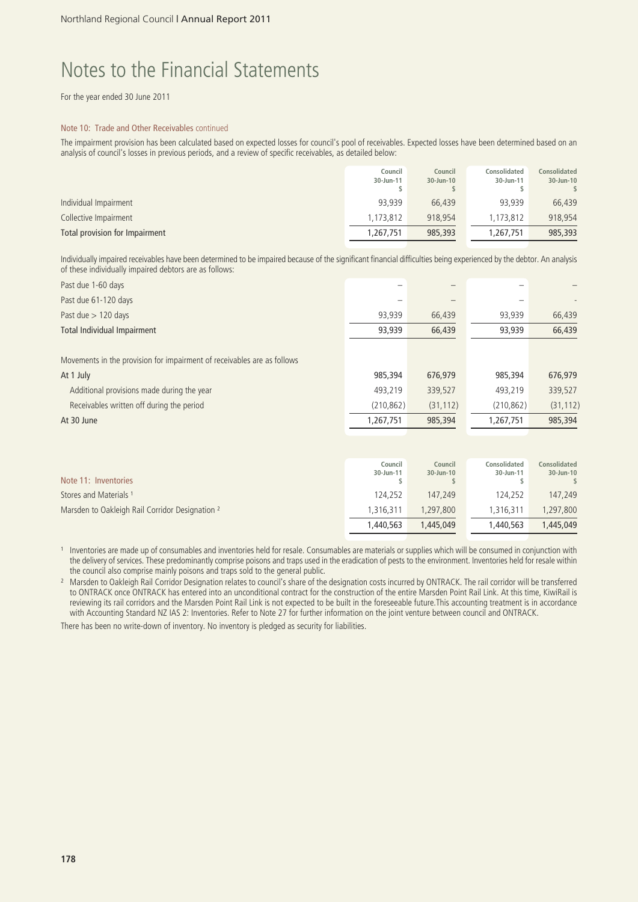# Notes to the Financial Statements

For the year ended 30 June 2011

### Note 10: Trade and Other Receivables continued

The impairment provision has been calculated based on expected losses for council's pool of receivables. Expected losses have been determined based on an analysis of council's losses in previous periods, and a review of specific receivables, as detailed below:

| | Council 30-Jun-11 $ | Council 30-Jun-10 $ | Consolidated 30-Jun-11 $ | Consolidated 30-Jun-10 $ |
|---|---|---|---|---|
| Individual Impairment | 93,939 | 66,439 | 93,939 | 66,439 |
| Collective Impairment | 1,173,812 | 918,954 | 1,173,812 | 918,954 |
| Total provision for Impairment | 1,267,751 | 985,393 | 1,267,751 | 985,393 |

Individually impaired receivables have been determined to be impaired because of the significant financial difficulties being experienced by the debtor. An analysis of these individually impaired debtors are as follows:

| | Council 30-Jun-11 $ | Council 30-Jun-10 $ | Consolidated 30-Jun-11 $ | Consolidated 30-Jun-10 $ |
|---|---|---|---|---|
| Past due 1-60 days | – | – | – | – |
| Past due 61-120 days | – | – | – | - |
| Past due > 120 days | 93,939 | 66,439 | 93,939 | 66,439 |
| Total Individual Impairment | 93,939 | 66,439 | 93,939 | 66,439 |
| Movements in the provision for impairment of receivables are as follows | | | | |
| At 1 July | 985,394 | 676,979 | 985,394 | 676,979 |
| Additional provisions made during the year | 493,219 | 339,527 | 493,219 | 339,527 |
| Receivables written off during the period | (210,862) | (31,112) | (210,862) | (31,112) |
| At 30 June | 1,267,751 | 985,394 | 1,267,751 | 985,394 |

### Note 11: Inventories

| | Council 30-Jun-11 $ | Council 30-Jun-10 $ | Consolidated 30-Jun-11 $ | Consolidated 30-Jun-10 $ |
|---|---|---|---|---|
| Stores and Materials [1] | 124,252 | 147,249 | 124,252 | 147,249 |
| Marsden to Oakleigh Rail Corridor Designation [2] | 1,316,311 | 1,297,800 | 1,316,311 | 1,297,800 |
| | 1,440,563 | 1,445,049 | 1,440,563 | 1,445,049 |

[1] Inventories are made up of consumables and inventories held for resale. Consumables are materials or supplies which will be consumed in conjunction with the delivery of services. These predominantly comprise poisons and traps used in the eradication of pests to the environment. Inventories held for resale within the council also comprise mainly poisons and traps sold to the general public.

[2] Marsden to Oakleigh Rail Corridor Designation relates to council's share of the designation costs incurred by ONTRACK. The rail corridor will be transferred to ONTRACK once ONTRACK has entered into an unconditional contract for the construction of the entire Marsden Point Rail Link. At this time, KiwiRail is reviewing its rail corridors and the Marsden Point Rail Link is not expected to be built in the foreseeable future.This accounting treatment is in accordance with Accounting Standard NZ IAS 2: Inventories. Refer to Note 27 for further information on the joint venture between council and ONTRACK.

There has been no write-down of inventory. No inventory is pledged as security for liabilities.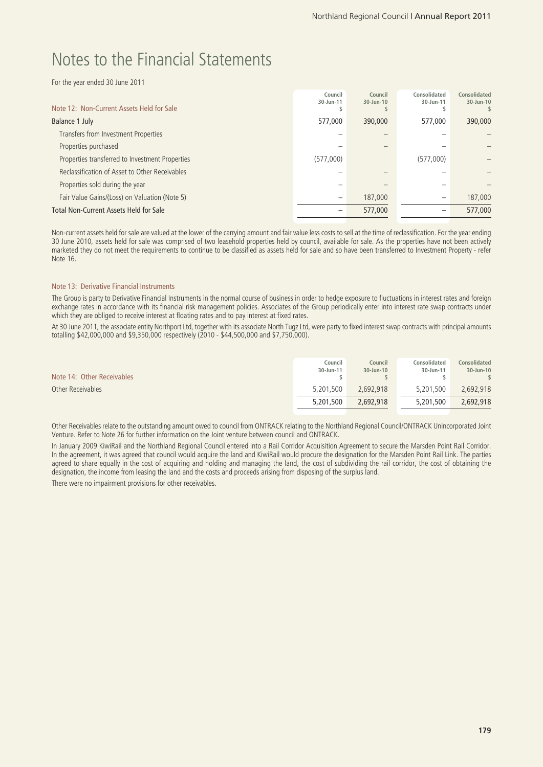# Notes to the Financial Statements

For the year ended 30 June 2011

| Note 12: Non-Current Assets Held for Sale | Council 30-Jun-11 $ | Council 30-Jun-10 $ | Consolidated 30-Jun-11 $ | Consolidated 30-Jun-10 $ |
|---|---|---|---|---|
| Balance 1 July | 577,000 | 390,000 | 577,000 | 390,000 |
| Transfers from Investment Properties | – | – | – | – |
| Properties purchased | – | – | – | – |
| Properties transferred to Investment Properties | (577,000) | | (577,000) | – |
| Reclassification of Asset to Other Receivables | – | – | – | – |
| Properties sold during the year | – | – | – | – |
| Fair Value Gains/(Loss) on Valuation (Note 5) | – | 187,000 | – | 187,000 |
| Total Non-Current Assets Held for Sale | – | 577,000 | – | 577,000 |

Non-current assets held for sale are valued at the lower of the carrying amount and fair value less costs to sell at the time of reclassification. For the year ending 30 June 2010, assets held for sale was comprised of two leasehold properties held by council, available for sale. As the properties have not been actively marketed they do not meet the requirements to continue to be classified as assets held for sale and so have been transferred to Investment Property - refer Note 16.

## Note 13: Derivative Financial Instruments

The Group is party to Derivative Financial Instruments in the normal course of business in order to hedge exposure to fluctuations in interest rates and foreign exchange rates in accordance with its financial risk management policies. Associates of the Group periodically enter into interest rate swap contracts under which they are obliged to receive interest at floating rates and to pay interest at fixed rates.

At 30 June 2011, the associate entity Northport Ltd, together with its associate North Tugz Ltd, were party to fixed interest swap contracts with principal amounts totalling $42,000,000 and $9,350,000 respectively (2010 - $44,500,000 and $7,750,000).

| Note 14: Other Receivables | Council 30-Jun-11 $ | Council 30-Jun-10 $ | Consolidated 30-Jun-11 $ | Consolidated 30-Jun-10 $ |
|---|---|---|---|---|
| Other Receivables | 5,201,500 | 2,692,918 | 5,201,500 | 2,692,918 |
| | 5,201,500 | 2,692,918 | 5,201,500 | 2,692,918 |

Other Receivables relate to the outstanding amount owed to council from ONTRACK relating to the Northland Regional Council/ONTRACK Unincorporated Joint Venture. Refer to Note 26 for further information on the Joint venture between council and ONTRACK.

In January 2009 KiwiRail and the Northland Regional Council entered into a Rail Corridor Acquisition Agreement to secure the Marsden Point Rail Corridor. In the agreement, it was agreed that council would acquire the land and KiwiRail would procure the designation for the Marsden Point Rail Link. The parties agreed to share equally in the cost of acquiring and holding and managing the land, the cost of subdividing the rail corridor, the cost of obtaining the designation, the income from leasing the land and the costs and proceeds arising from disposing of the surplus land.

There were no impairment provisions for other receivables.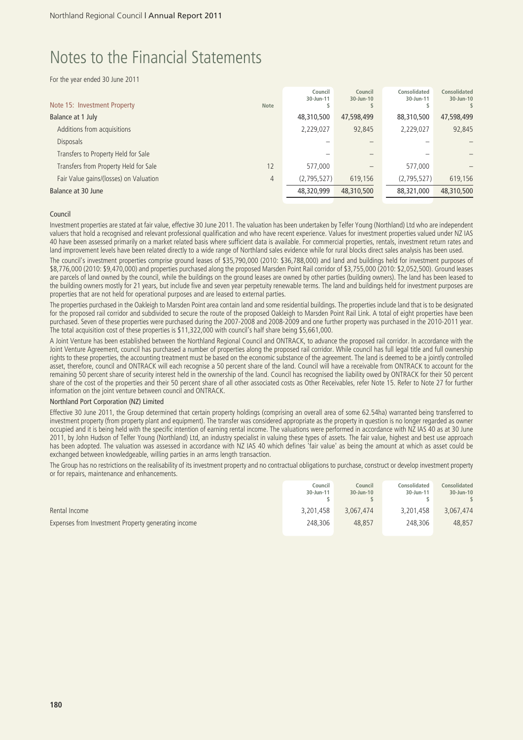# Notes to the Financial Statements

For the year ended 30 June 2011

| Note 15: Investment Property | Note | Council 30-Jun-11 $ | Council 30-Jun-10 $ | Consolidated 30-Jun-11 $ | Consolidated 30-Jun-10 $ |
|---|---|---|---|---|---|
| Balance at 1 July | | 48,310,500 | 47,598,499 | 88,310,500 | 47,598,499 |
| Additions from acquisitions | | 2,229,027 | 92,845 | 2,229,027 | 92,845 |
| Disposals | | – | – | – | – |
| Transfers to Property Held for Sale | | – | – | – | – |
| Transfers from Property Held for Sale | 12 | 577,000 | – | 577,000 | – |
| Fair Value gains/(losses) on Valuation | 4 | (2,795,527) | 619,156 | (2,795,527) | 619,156 |
| Balance at 30 June | | 48,320,999 | 48,310,500 | 88,321,000 | 48,310,500 |

### Council

Investment properties are stated at fair value, effective 30 June 2011. The valuation has been undertaken by Telfer Young (Northland) Ltd who are independent valuers that hold a recognised and relevant professional qualification and who have recent experience. Values for investment properties valued under NZ IAS 40 have been assessed primarily on a market related basis where sufficient data is available. For commercial properties, rentals, investment return rates and land improvement levels have been related directly to a wide range of Northland sales evidence while for rural blocks direct sales analysis has been used.

The council's investment properties comprise ground leases of $35,790,000 (2010: $36,788,000) and land and buildings held for investment purposes of $8,776,000 (2010: $9,470,000) and properties purchased along the proposed Marsden Point Rail corridor of $3,755,000 (2010: $2,052,500). Ground leases are parcels of land owned by the council, while the buildings on the ground leases are owned by other parties (building owners). The land has been leased to the building owners mostly for 21 years, but include five and seven year perpetuity renewable terms. The land and buildings held for investment purposes are properties that are not held for operational purposes and are leased to external parties.

The properties purchased in the Oakleigh to Marsden Point area contain land and some residential buildings. The properties include land that is to be designated for the proposed rail corridor and subdivided to secure the route of the proposed Oakleigh to Marsden Point Rail Link. A total of eight properties have been purchased. Seven of these properties were purchased during the 2007-2008 and 2008-2009 and one further property was purchased in the 2010-2011 year. The total acquisition cost of these properties is $11,322,000 with council's half share being $5,661,000.

A Joint Venture has been established between the Northland Regional Council and ONTRACK, to advance the proposed rail corridor. In accordance with the Joint Venture Agreement, council has purchased a number of properties along the proposed rail corridor. While council has full legal title and full ownership rights to these properties, the accounting treatment must be based on the economic substance of the agreement. The land is deemed to be a jointly controlled asset, therefore, council and ONTRACK will each recognise a 50 percent share of the land. Council will have a receivable from ONTRACK to account for the remaining 50 percent share of security interest held in the ownership of the land. Council has recognised the liability owed by ONTRACK for their 50 percent share of the cost of the properties and their 50 percent share of all other associated costs as Other Receivables, refer Note 15. Refer to Note 27 for further information on the joint venture between council and ONTRACK.

### Northland Port Corporation (NZ) Limited

Effective 30 June 2011, the Group determined that certain property holdings (comprising an overall area of some 62.54ha) warranted being transferred to investment property (from property plant and equipment). The transfer was considered appropriate as the property in question is no longer regarded as owner occupied and it is being held with the specific intention of earning rental income. The valuations were performed in accordance with NZ IAS 40 as at 30 June 2011, by John Hudson of Telfer Young (Northland) Ltd, an industry specialist in valuing these types of assets. The fair value, highest and best use approach has been adopted. The valuation was assessed in accordance with NZ IAS 40 which defines 'fair value' as being the amount at which as asset could be exchanged between knowledgeable, willing parties in an arms length transaction.

The Group has no restrictions on the realisability of its investment property and no contractual obligations to purchase, construct or develop investment property or for repairs, maintenance and enhancements.

| | Council 30-Jun-11 $ | Council 30-Jun-10 $ | Consolidated 30-Jun-11 $ | Consolidated 30-Jun-10 $ |
|---|---|---|---|---|
| Rental Income | 3,201,458 | 3,067,474 | 3,201,458 | 3,067,474 |
| Expenses from Investment Property generating income | 248,306 | 48,857 | 248,306 | 48,857 |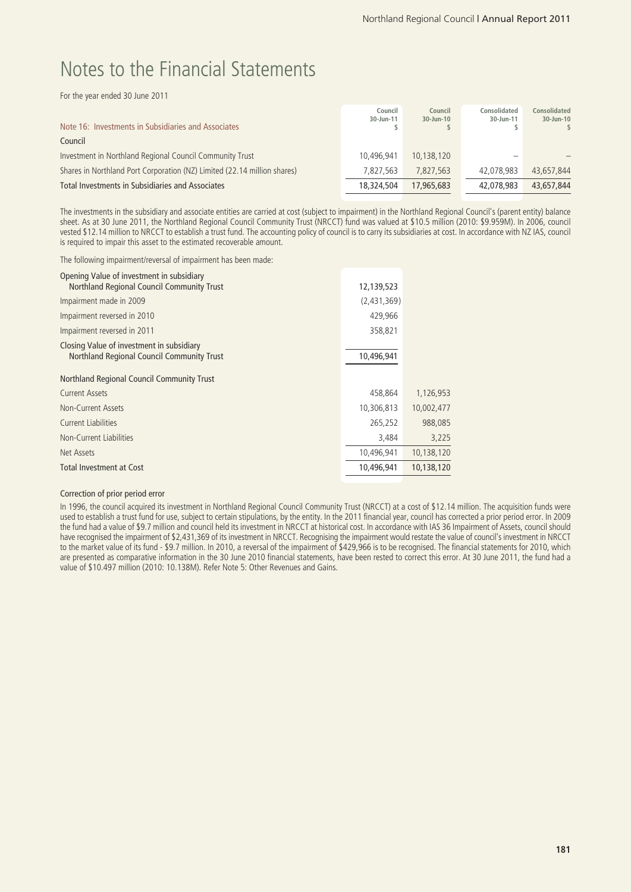# Notes to the Financial Statements

For the year ended 30 June 2011

| Note 16: Investments in Subsidiaries and Associates | Council 30-Jun-11 $ | Council 30-Jun-10 $ | Consolidated 30-Jun-11 $ | Consolidated 30-Jun-10 $ |
|---|---|---|---|---|
| Council | | | | |
| Investment in Northland Regional Council Community Trust | 10,496,941 | 10,138,120 | – | – |
| Shares in Northland Port Corporation (NZ) Limited (22.14 million shares) | 7,827,563 | 7,827,563 | 42,078,983 | 43,657,844 |
| Total Investments in Subsidiaries and Associates | 18,324,504 | 17,965,683 | 42,078,983 | 43,657,844 |

The investments in the subsidiary and associate entities are carried at cost (subject to impairment) in the Northland Regional Council's (parent entity) balance sheet. As at 30 June 2011, the Northland Regional Council Community Trust (NRCCT) fund was valued at $10.5 million (2010: $9.959M). In 2006, council vested $12.14 million to NRCCT to establish a trust fund. The accounting policy of council is to carry its subsidiaries at cost. In accordance with NZ IAS, council is required to impair this asset to the estimated recoverable amount.

The following impairment/reversal of impairment has been made:

| | |
|---|---|
| Opening Value of investment in subsidiary Northland Regional Council Community Trust | 12,139,523 |
| Impairment made in 2009 | (2,431,369) |
| Impairment reversed in 2010 | 429,966 |
| Impairment reversed in 2011 | 358,821 |
| Closing Value of investment in subsidiary Northland Regional Council Community Trust | 10,496,941 |

| Northland Regional Council Community Trust | | |
|---|---|---|
| Current Assets | 458,864 | 1,126,953 |
| Non-Current Assets | 10,306,813 | 10,002,477 |
| Current Liabilities | 265,252 | 988,085 |
| Non-Current Liabilities | 3,484 | 3,225 |
| Net Assets | 10,496,941 | 10,138,120 |
| Total Investment at Cost | 10,496,941 | 10,138,120 |

### Correction of prior period error

In 1996, the council acquired its investment in Northland Regional Council Community Trust (NRCCT) at a cost of $12.14 million. The acquisition funds were used to establish a trust fund for use, subject to certain stipulations, by the entity. In the 2011 financial year, council has corrected a prior period error. In 2009 the fund had a value of $9.7 million and council held its investment in NRCCT at historical cost. In accordance with IAS 36 Impairment of Assets, council should have recognised the impairment of $2,431,369 of its investment in NRCCT. Recognising the impairment would restate the value of council's investment in NRCCT to the market value of its fund - $9.7 million. In 2010, a reversal of the impairment of $429,966 is to be recognised. The financial statements for 2010, which are presented as comparative information in the 30 June 2010 financial statements, have been rested to correct this error. At 30 June 2011, the fund had a value of $10.497 million (2010: 10.138M). Refer Note 5: Other Revenues and Gains.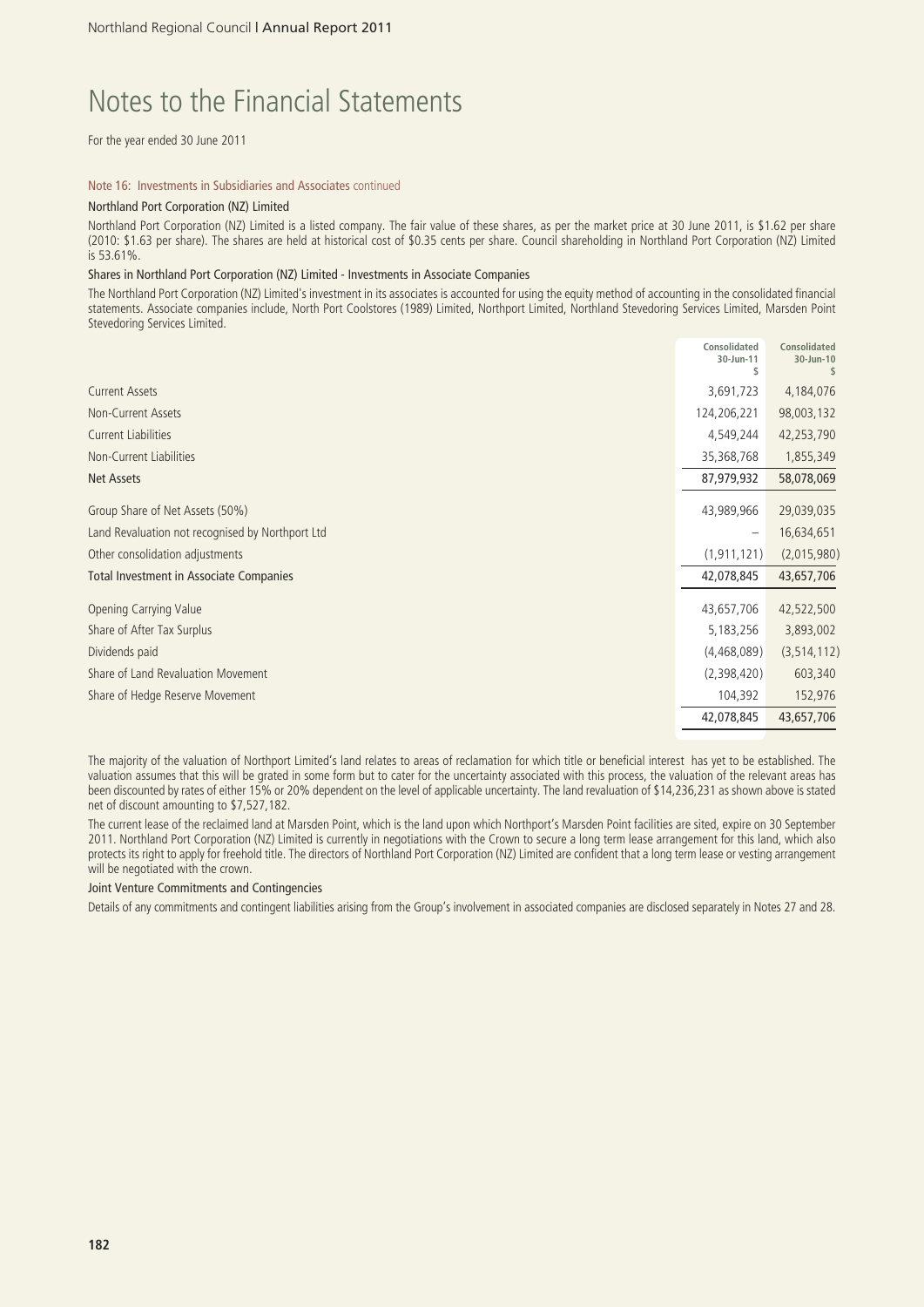# Notes to the Financial Statements

For the year ended 30 June 2011

Note 16: Investments in Subsidiaries and Associates continued

### Northland Port Corporation (NZ) Limited

Northland Port Corporation (NZ) Limited is a listed company. The fair value of these shares, as per the market price at 30 June 2011, is $1.62 per share (2010: $1.63 per share). The shares are held at historical cost of $0.35 cents per share. Council shareholding in Northland Port Corporation (NZ) Limited is 53.61%.

### Shares in Northland Port Corporation (NZ) Limited - Investments in Associate Companies

The Northland Port Corporation (NZ) Limited's investment in its associates is accounted for using the equity method of accounting in the consolidated financial statements. Associate companies include, North Port Coolstores (1989) Limited, Northport Limited, Northland Stevedoring Services Limited, Marsden Point Stevedoring Services Limited.

| | Consolidated 30-Jun-11 $ | Consolidated 30-Jun-10 $ |
|---|---|---|
| Current Assets | 3,691,723 | 4,184,076 |
| Non-Current Assets | 124,206,221 | 98,003,132 |
| Current Liabilities | 4,549,244 | 42,253,790 |
| Non-Current Liabilities | 35,368,768 | 1,855,349 |
| **Net Assets** | **87,979,932** | **58,078,069** |
| Group Share of Net Assets (50%) | 43,989,966 | 29,039,035 |
| Land Revaluation not recognised by Northport Ltd | – | 16,634,651 |
| Other consolidation adjustments | (1,911,121) | (2,015,980) |
| **Total Investment in Associate Companies** | **42,078,845** | **43,657,706** |
| Opening Carrying Value | 43,657,706 | 42,522,500 |
| Share of After Tax Surplus | 5,183,256 | 3,893,002 |
| Dividends paid | (4,468,089) | (3,514,112) |
| Share of Land Revaluation Movement | (2,398,420) | 603,340 |
| Share of Hedge Reserve Movement | 104,392 | 152,976 |
| | 42,078,845 | 43,657,706 |

The majority of the valuation of Northport Limited's land relates to areas of reclamation for which title or beneficial interest has yet to be established. The valuation assumes that this will be grated in some form but to cater for the uncertainty associated with this process, the valuation of the relevant areas has been discounted by rates of either 15% or 20% dependent on the level of applicable uncertainty. The land revaluation of $14,236,231 as shown above is stated net of discount amounting to $7,527,182.

The current lease of the reclaimed land at Marsden Point, which is the land upon which Northport's Marsden Point facilities are sited, expire on 30 September 2011. Northland Port Corporation (NZ) Limited is currently in negotiations with the Crown to secure a long term lease arrangement for this land, which also protects its right to apply for freehold title. The directors of Northland Port Corporation (NZ) Limited are confident that a long term lease or vesting arrangement will be negotiated with the crown.

### Joint Venture Commitments and Contingencies

Details of any commitments and contingent liabilities arising from the Group's involvement in associated companies are disclosed separately in Notes 27 and 28.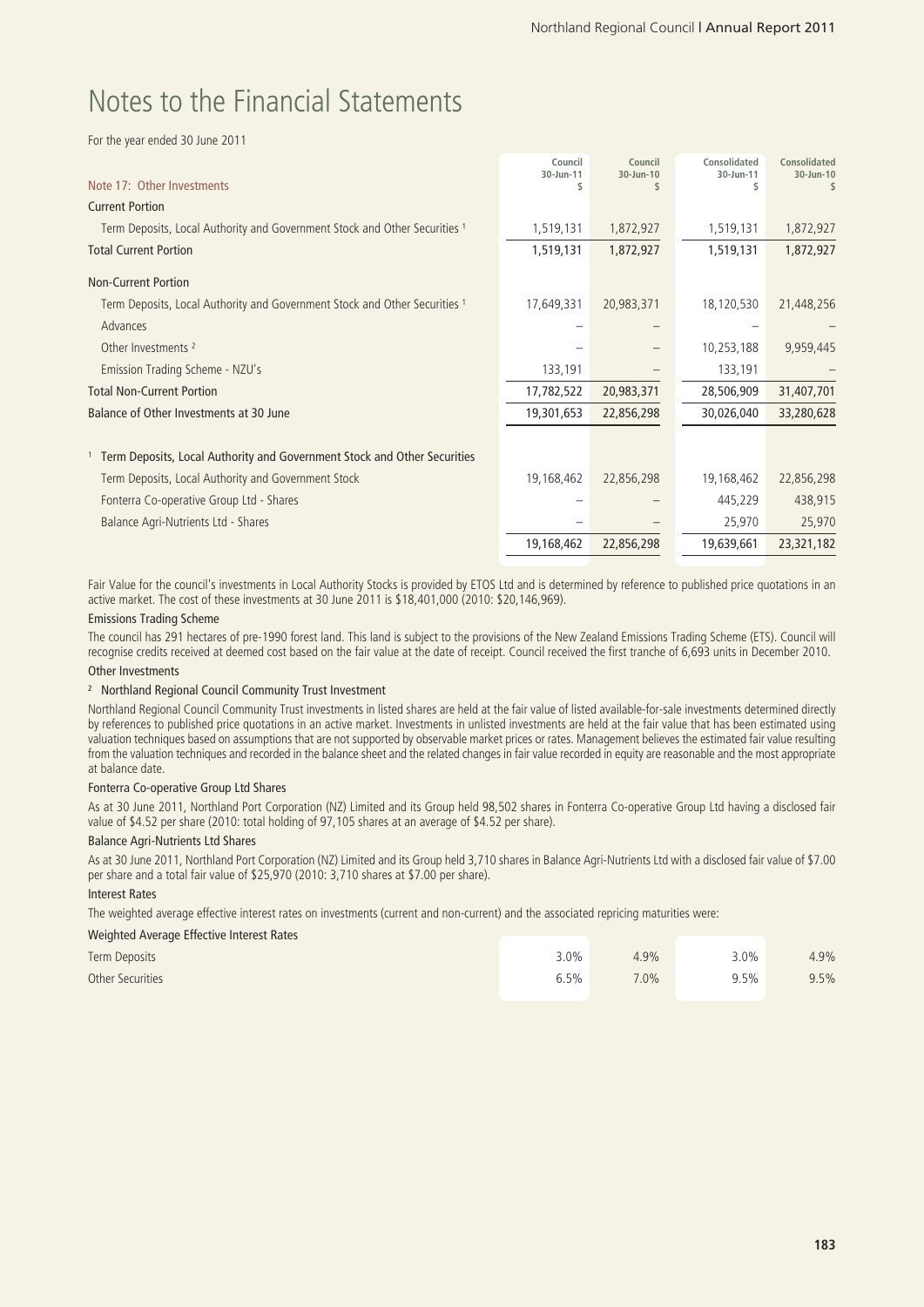# Notes to the Financial Statements

For the year ended 30 June 2011

| Note 17: Other Investments | Council 30-Jun-11 $ | Council 30-Jun-10 $ | Consolidated 30-Jun-11 $ | Consolidated 30-Jun-10 $ |
|---|---|---|---|---|
| **Current Portion** | | | | |
| Term Deposits, Local Authority and Government Stock and Other Securities [1] | 1,519,131 | 1,872,927 | 1,519,131 | 1,872,927 |
| **Total Current Portion** | 1,519,131 | 1,872,927 | 1,519,131 | 1,872,927 |
| **Non-Current Portion** | | | | |
| Term Deposits, Local Authority and Government Stock and Other Securities [1] | 17,649,331 | 20,983,371 | 18,120,530 | 21,448,256 |
| Advances | – | – | – | – |
| Other Investments [2] | – | – | 10,253,188 | 9,959,445 |
| Emission Trading Scheme - NZU's | 133,191 | – | 133,191 | – |
| **Total Non-Current Portion** | 17,782,522 | 20,983,371 | 28,506,909 | 31,407,701 |
| **Balance of Other Investments at 30 June** | 19,301,653 | 22,856,298 | 30,026,040 | 33,280,628 |
| | | | | |
| [1] Term Deposits, Local Authority and Government Stock and Other Securities | | | | |
| Term Deposits, Local Authority and Government Stock | 19,168,462 | 22,856,298 | 19,168,462 | 22,856,298 |
| Fonterra Co-operative Group Ltd - Shares | – | – | 445,229 | 438,915 |
| Balance Agri-Nutrients Ltd - Shares | – | – | 25,970 | 25,970 |
| | 19,168,462 | 22,856,298 | 19,639,661 | 23,321,182 |

Fair Value for the council's investments in Local Authority Stocks is provided by ETOS Ltd and is determined by reference to published price quotations in an active market. The cost of these investments at 30 June 2011 is $18,401,000 (2010: $20,146,969).

**Emissions Trading Scheme**

The council has 291 hectares of pre-1990 forest land. This land is subject to the provisions of the New Zealand Emissions Trading Scheme (ETS). Council will recognise credits received at deemed cost based on the fair value at the date of receipt. Council received the first tranche of 6,693 units in December 2010.

**Other Investments**

**[2] Northland Regional Council Community Trust Investment**

Northland Regional Council Community Trust investments in listed shares are held at the fair value of listed available-for-sale investments determined directly by references to published price quotations in an active market. Investments in unlisted investments are held at the fair value that has been estimated using valuation techniques based on assumptions that are not supported by observable market prices or rates. Management believes the estimated fair value resulting from the valuation techniques and recorded in the balance sheet and the related changes in fair value recorded in equity are reasonable and the most appropriate at balance date.

**Fonterra Co-operative Group Ltd Shares**

As at 30 June 2011, Northland Port Corporation (NZ) Limited and its Group held 98,502 shares in Fonterra Co-operative Group Ltd having a disclosed fair value of $4.52 per share (2010: total holding of 97,105 shares at an average of $4.52 per share).

**Balance Agri-Nutrients Ltd Shares**

As at 30 June 2011, Northland Port Corporation (NZ) Limited and its Group held 3,710 shares in Balance Agri-Nutrients Ltd with a disclosed fair value of $7.00 per share and a total fair value of $25,970 (2010: 3,710 shares at $7.00 per share).

**Interest Rates**

The weighted average effective interest rates on investments (current and non-current) and the associated repricing maturities were:

| Weighted Average Effective Interest Rates | | | | |
|---|---|---|---|---|
| Term Deposits | 3.0% | 4.9% | 3.0% | 4.9% |
| Other Securities | 6.5% | 7.0% | 9.5% | 9.5% |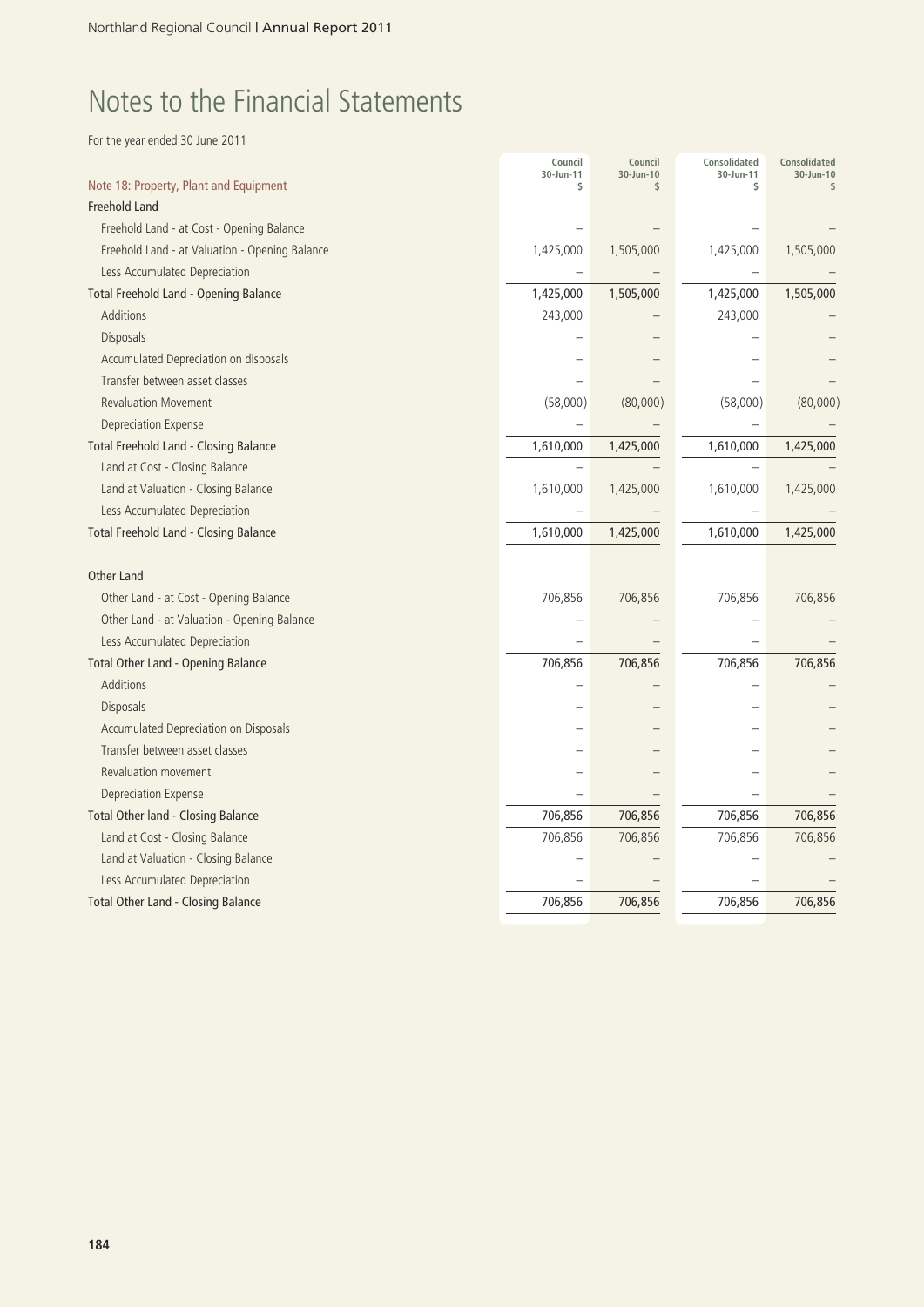# Notes to the Financial Statements

For the year ended 30 June 2011

| Note 18: Property, Plant and Equipment | Council 30-Jun-11 $ | Council 30-Jun-10 $ | Consolidated 30-Jun-11 $ | Consolidated 30-Jun-10 $ |
|---|---|---|---|---|
| **Freehold Land** | | | | |
| Freehold Land - at Cost - Opening Balance | – | – | – | – |
| Freehold Land - at Valuation - Opening Balance | 1,425,000 | 1,505,000 | 1,425,000 | 1,505,000 |
| Less Accumulated Depreciation | – | – | – | – |
| Total Freehold Land - Opening Balance | 1,425,000 | 1,505,000 | 1,425,000 | 1,505,000 |
| Additions | 243,000 | – | 243,000 | – |
| Disposals | – | – | – | – |
| Accumulated Depreciation on disposals | – | – | – | – |
| Transfer between asset classes | – | – | – | – |
| Revaluation Movement | (58,000) | (80,000) | (58,000) | (80,000) |
| Depreciation Expense | – | – | – | – |
| Total Freehold Land - Closing Balance | 1,610,000 | 1,425,000 | 1,610,000 | 1,425,000 |
| Land at Cost - Closing Balance | – | – | – | – |
| Land at Valuation - Closing Balance | 1,610,000 | 1,425,000 | 1,610,000 | 1,425,000 |
| Less Accumulated Depreciation | – | – | – | – |
| Total Freehold Land - Closing Balance | 1,610,000 | 1,425,000 | 1,610,000 | 1,425,000 |
| | | | | |
| **Other Land** | | | | |
| Other Land - at Cost - Opening Balance | 706,856 | 706,856 | 706,856 | 706,856 |
| Other Land - at Valuation - Opening Balance | – | – | – | – |
| Less Accumulated Depreciation | – | – | – | – |
| Total Other Land - Opening Balance | 706,856 | 706,856 | 706,856 | 706,856 |
| Additions | – | – | – | – |
| Disposals | – | – | – | – |
| Accumulated Depreciation on Disposals | – | – | – | – |
| Transfer between asset classes | – | – | – | – |
| Revaluation movement | – | – | – | – |
| Depreciation Expense | – | – | – | – |
| Total Other land - Closing Balance | 706,856 | 706,856 | 706,856 | 706,856 |
| Land at Cost - Closing Balance | 706,856 | 706,856 | 706,856 | 706,856 |
| Land at Valuation - Closing Balance | – | – | – | – |
| Less Accumulated Depreciation | – | – | – | – |
| Total Other Land - Closing Balance | 706,856 | 706,856 | 706,856 | 706,856 |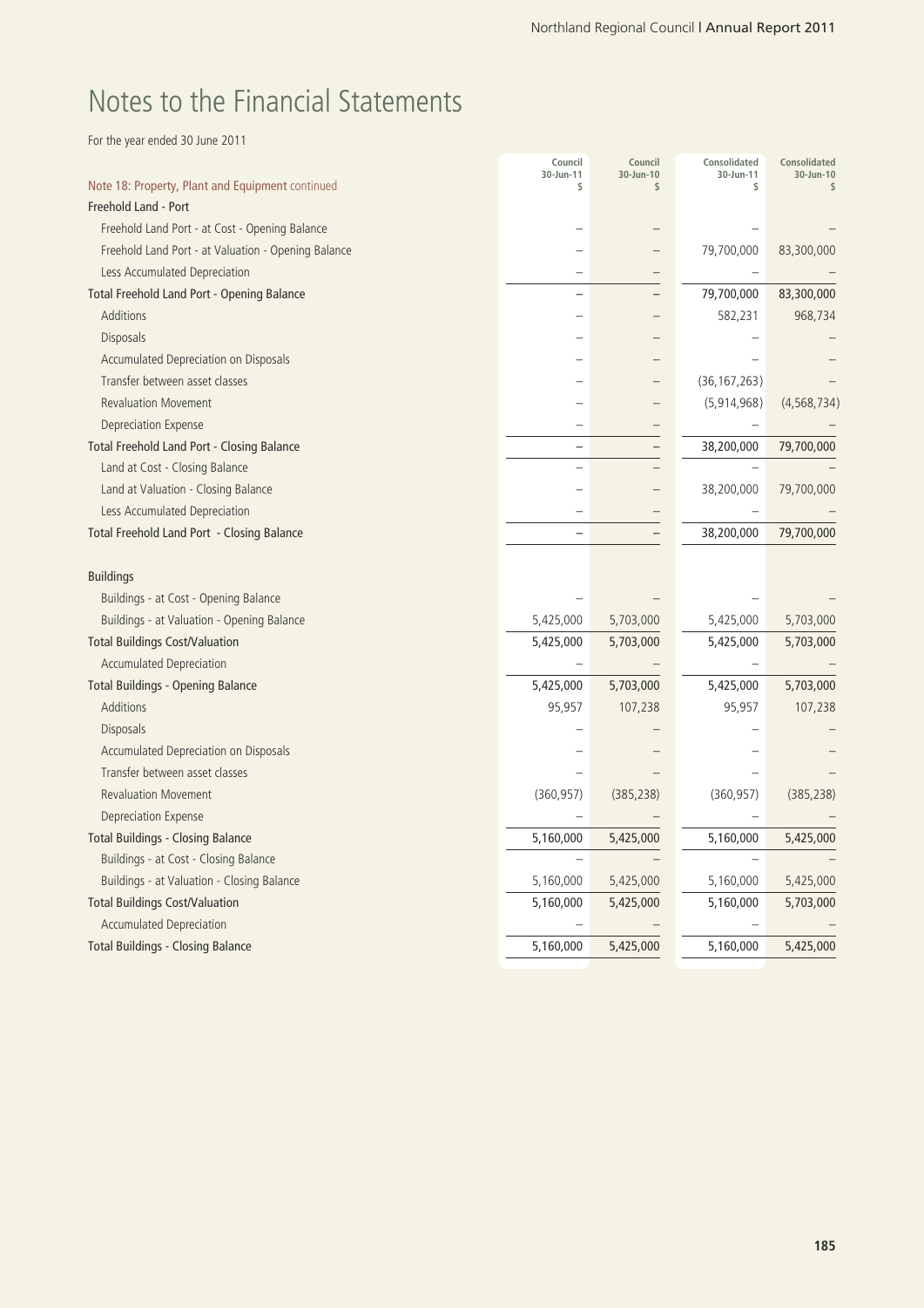# Notes to the Financial Statements

For the year ended 30 June 2011

| Note 18: Property, Plant and Equipment continued | Council 30-Jun-11 $ | Council 30-Jun-10 $ | Consolidated 30-Jun-11 $ | Consolidated 30-Jun-10 $ |
|---|---|---|---|---|
| **Freehold Land - Port** | | | | |
| Freehold Land Port - at Cost - Opening Balance | – | – | – | – |
| Freehold Land Port - at Valuation - Opening Balance | – | – | 79,700,000 | 83,300,000 |
| Less Accumulated Depreciation | – | – | – | – |
| **Total Freehold Land Port - Opening Balance** | – | – | 79,700,000 | 83,300,000 |
| Additions | – | – | 582,231 | 968,734 |
| Disposals | – | – | – | – |
| Accumulated Depreciation on Disposals | – | – | – | – |
| Transfer between asset classes | – | – | (36,167,263) | – |
| Revaluation Movement | – | – | (5,914,968) | (4,568,734) |
| Depreciation Expense | – | – | – | – |
| **Total Freehold Land Port - Closing Balance** | – | – | 38,200,000 | 79,700,000 |
| Land at Cost - Closing Balance | – | – | – | – |
| Land at Valuation - Closing Balance | – | – | 38,200,000 | 79,700,000 |
| Less Accumulated Depreciation | – | – | – | – |
| **Total Freehold Land Port - Closing Balance** | – | – | 38,200,000 | 79,700,000 |
| | | | | |
| **Buildings** | | | | |
| Buildings - at Cost - Opening Balance | – | – | – | – |
| Buildings - at Valuation - Opening Balance | 5,425,000 | 5,703,000 | 5,425,000 | 5,703,000 |
| **Total Buildings Cost/Valuation** | 5,425,000 | 5,703,000 | 5,425,000 | 5,703,000 |
| Accumulated Depreciation | – | – | – | – |
| **Total Buildings - Opening Balance** | 5,425,000 | 5,703,000 | 5,425,000 | 5,703,000 |
| Additions | 95,957 | 107,238 | 95,957 | 107,238 |
| Disposals | – | – | – | – |
| Accumulated Depreciation on Disposals | – | – | – | – |
| Transfer between asset classes | – | – | – | – |
| Revaluation Movement | (360,957) | (385,238) | (360,957) | (385,238) |
| Depreciation Expense | – | – | – | – |
| **Total Buildings - Closing Balance** | 5,160,000 | 5,425,000 | 5,160,000 | 5,425,000 |
| Buildings - at Cost - Closing Balance | – | – | – | – |
| Buildings - at Valuation - Closing Balance | 5,160,000 | 5,425,000 | 5,160,000 | 5,425,000 |
| **Total Buildings Cost/Valuation** | 5,160,000 | 5,425,000 | 5,160,000 | 5,703,000 |
| Accumulated Depreciation | – | – | – | – |
| **Total Buildings - Closing Balance** | 5,160,000 | 5,425,000 | 5,160,000 | 5,425,000 |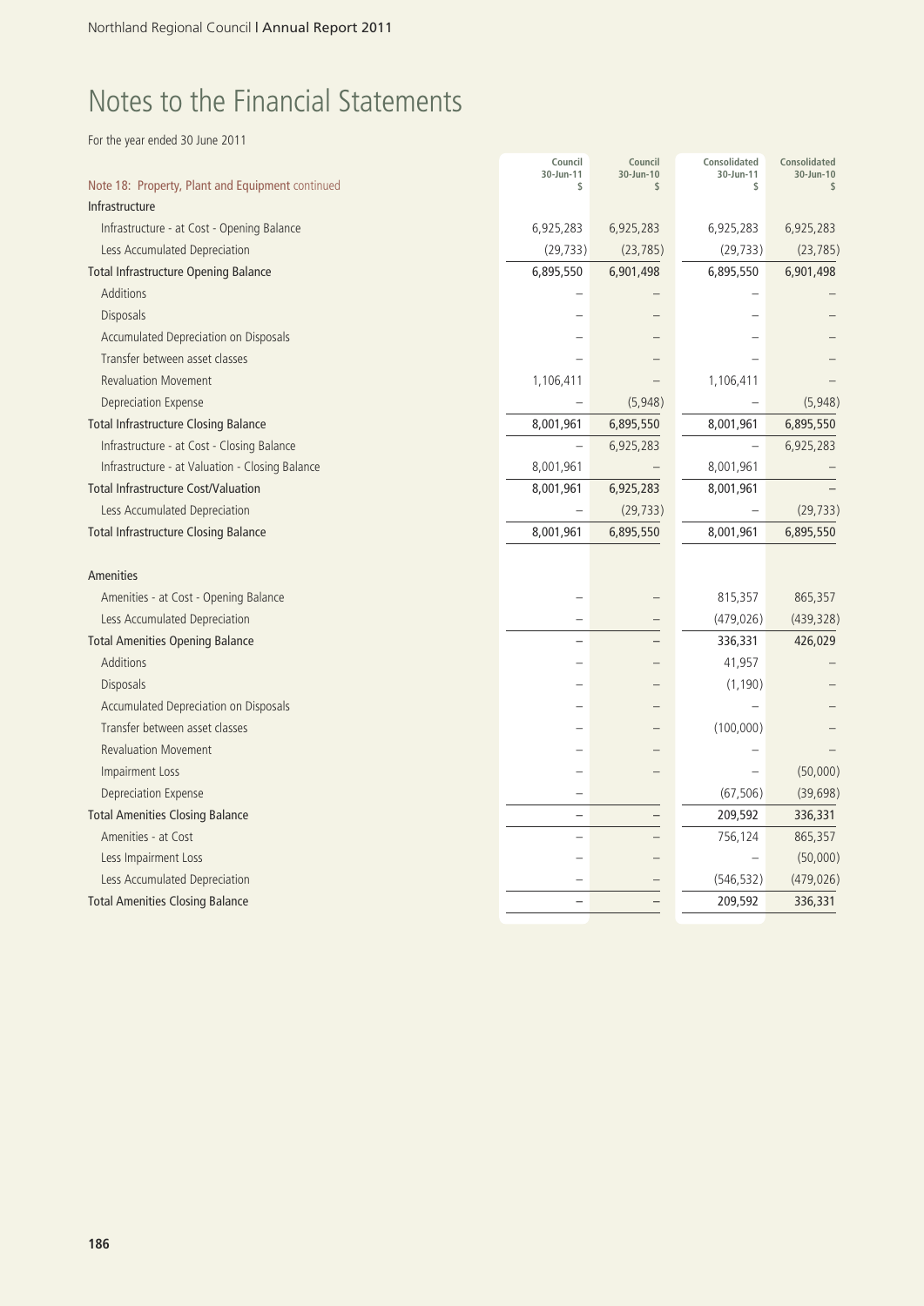# Notes to the Financial Statements

For the year ended 30 June 2011

| Note 18: Property, Plant and Equipment continued | Council 30-Jun-11 $ | Council 30-Jun-10 $ | Consolidated 30-Jun-11 $ | Consolidated 30-Jun-10 $ |
|---|---|---|---|---|
| **Infrastructure** | | | | |
| Infrastructure - at Cost - Opening Balance | 6,925,283 | 6,925,283 | 6,925,283 | 6,925,283 |
| Less Accumulated Depreciation | (29,733) | (23,785) | (29,733) | (23,785) |
| **Total Infrastructure Opening Balance** | 6,895,550 | 6,901,498 | 6,895,550 | 6,901,498 |
| Additions | – | – | – | – |
| Disposals | – | – | – | – |
| Accumulated Depreciation on Disposals | – | – | – | – |
| Transfer between asset classes | – | – | – | – |
| Revaluation Movement | 1,106,411 | – | 1,106,411 | – |
| Depreciation Expense | – | (5,948) | – | (5,948) |
| **Total Infrastructure Closing Balance** | 8,001,961 | 6,895,550 | 8,001,961 | 6,895,550 |
| Infrastructure - at Cost - Closing Balance | – | 6,925,283 | – | 6,925,283 |
| Infrastructure - at Valuation - Closing Balance | 8,001,961 | – | 8,001,961 | – |
| **Total Infrastructure Cost/Valuation** | 8,001,961 | 6,925,283 | 8,001,961 | – |
| Less Accumulated Depreciation | – | (29,733) | – | (29,733) |
| **Total Infrastructure Closing Balance** | 8,001,961 | 6,895,550 | 8,001,961 | 6,895,550 |
| | | | | |
| **Amenities** | | | | |
| Amenities - at Cost - Opening Balance | – | – | 815,357 | 865,357 |
| Less Accumulated Depreciation | – | – | (479,026) | (439,328) |
| **Total Amenities Opening Balance** | – | – | 336,331 | 426,029 |
| Additions | – | – | 41,957 | – |
| Disposals | – | – | (1,190) | – |
| Accumulated Depreciation on Disposals | – | – | – | – |
| Transfer between asset classes | – | – | (100,000) | – |
| Revaluation Movement | – | – | – | – |
| Impairment Loss | – | – | – | (50,000) |
| Depreciation Expense | – | | (67,506) | (39,698) |
| **Total Amenities Closing Balance** | – | – | 209,592 | 336,331 |
| Amenities - at Cost | – | – | 756,124 | 865,357 |
| Less Impairment Loss | – | – | – | (50,000) |
| Less Accumulated Depreciation | – | – | (546,532) | (479,026) |
| **Total Amenities Closing Balance** | – | – | 209,592 | 336,331 |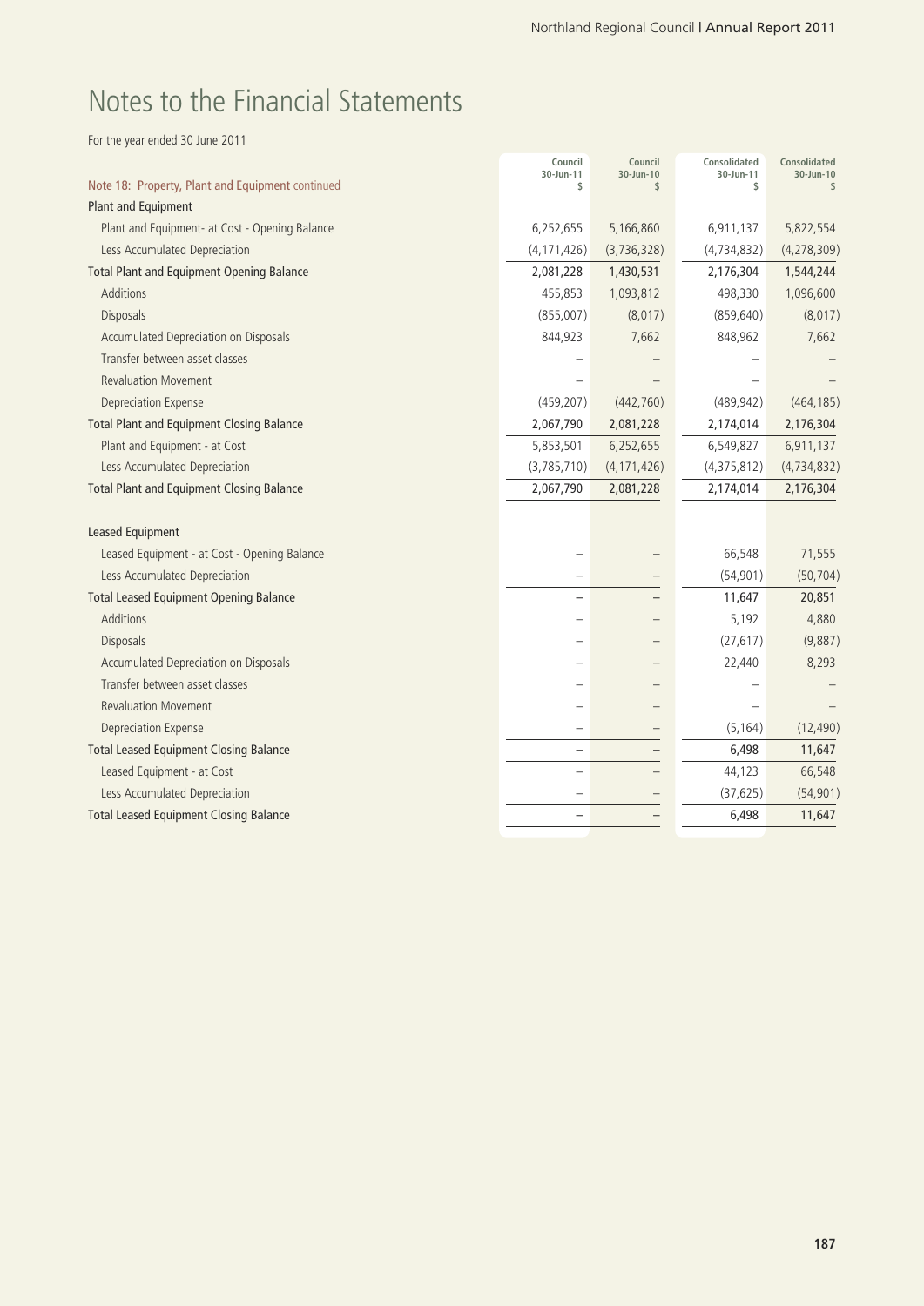# Notes to the Financial Statements

For the year ended 30 June 2011

| Note 18: Property, Plant and Equipment continued | Council 30-Jun-11 $ | Council 30-Jun-10 $ | Consolidated 30-Jun-11 $ | Consolidated 30-Jun-10 $ |
|---|---|---|---|---|
| **Plant and Equipment** | | | | |
| Plant and Equipment- at Cost - Opening Balance | 6,252,655 | 5,166,860 | 6,911,137 | 5,822,554 |
| Less Accumulated Depreciation | (4,171,426) | (3,736,328) | (4,734,832) | (4,278,309) |
| Total Plant and Equipment Opening Balance | 2,081,228 | 1,430,531 | 2,176,304 | 1,544,244 |
| Additions | 455,853 | 1,093,812 | 498,330 | 1,096,600 |
| Disposals | (855,007) | (8,017) | (859,640) | (8,017) |
| Accumulated Depreciation on Disposals | 844,923 | 7,662 | 848,962 | 7,662 |
| Transfer between asset classes | – | – | – | – |
| Revaluation Movement | – | – | – | – |
| Depreciation Expense | (459,207) | (442,760) | (489,942) | (464,185) |
| Total Plant and Equipment Closing Balance | 2,067,790 | 2,081,228 | 2,174,014 | 2,176,304 |
| Plant and Equipment - at Cost | 5,853,501 | 6,252,655 | 6,549,827 | 6,911,137 |
| Less Accumulated Depreciation | (3,785,710) | (4,171,426) | (4,375,812) | (4,734,832) |
| Total Plant and Equipment Closing Balance | 2,067,790 | 2,081,228 | 2,174,014 | 2,176,304 |
| | | | | |
| **Leased Equipment** | | | | |
| Leased Equipment - at Cost - Opening Balance | – | – | 66,548 | 71,555 |
| Less Accumulated Depreciation | – | – | (54,901) | (50,704) |
| Total Leased Equipment Opening Balance | – | – | 11,647 | 20,851 |
| Additions | – | – | 5,192 | 4,880 |
| Disposals | – | – | (27,617) | (9,887) |
| Accumulated Depreciation on Disposals | – | – | 22,440 | 8,293 |
| Transfer between asset classes | – | – | – | – |
| Revaluation Movement | – | – | – | – |
| Depreciation Expense | – | – | (5,164) | (12,490) |
| Total Leased Equipment Closing Balance | – | – | 6,498 | 11,647 |
| Leased Equipment - at Cost | – | – | 44,123 | 66,548 |
| Less Accumulated Depreciation | – | – | (37,625) | (54,901) |
| Total Leased Equipment Closing Balance | – | – | 6,498 | 11,647 |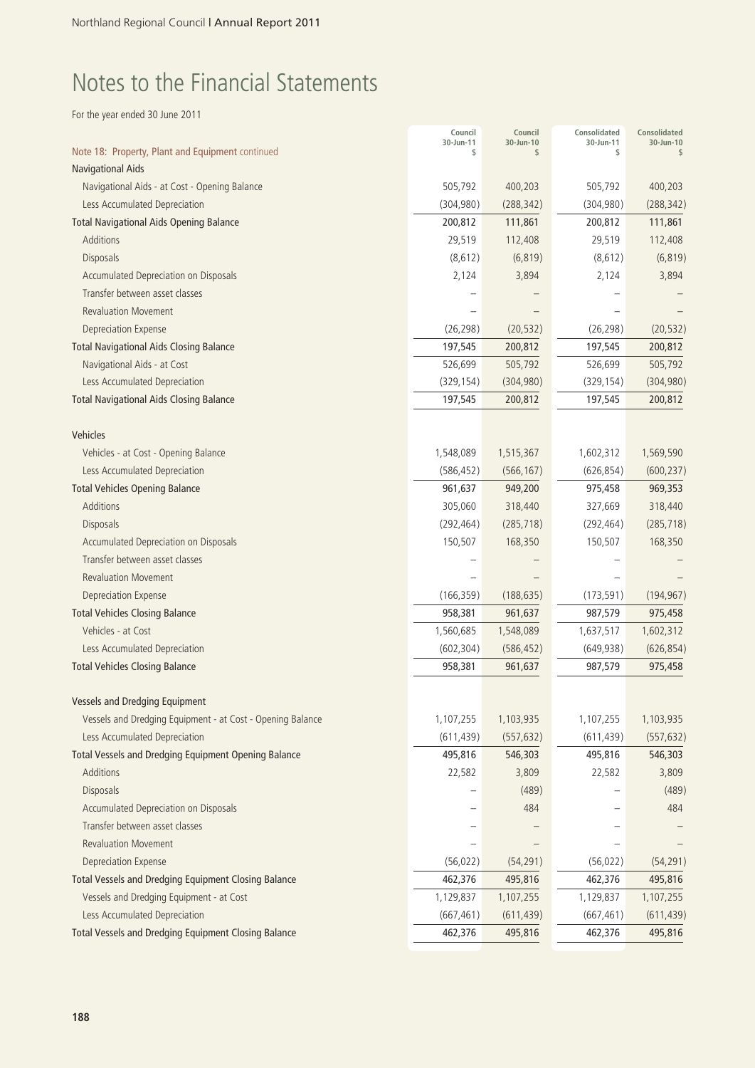# Notes to the Financial Statements

For the year ended 30 June 2011

| Note 18: Property, Plant and Equipment continued | Council 30-Jun-11 $ | Council 30-Jun-10 $ | Consolidated 30-Jun-11 $ | Consolidated 30-Jun-10 $ |
|---|---|---|---|---|
| **Navigational Aids** | | | | |
| Navigational Aids - at Cost - Opening Balance | 505,792 | 400,203 | 505,792 | 400,203 |
| Less Accumulated Depreciation | (304,980) | (288,342) | (304,980) | (288,342) |
| **Total Navigational Aids Opening Balance** | **200,812** | **111,861** | **200,812** | **111,861** |
| Additions | 29,519 | 112,408 | 29,519 | 112,408 |
| Disposals | (8,612) | (6,819) | (8,612) | (6,819) |
| Accumulated Depreciation on Disposals | 2,124 | 3,894 | 2,124 | 3,894 |
| Transfer between asset classes | – | – | – | – |
| Revaluation Movement | – | – | – | – |
| Depreciation Expense | (26,298) | (20,532) | (26,298) | (20,532) |
| **Total Navigational Aids Closing Balance** | **197,545** | **200,812** | **197,545** | **200,812** |
| Navigational Aids - at Cost | 526,699 | 505,792 | 526,699 | 505,792 |
| Less Accumulated Depreciation | (329,154) | (304,980) | (329,154) | (304,980) |
| **Total Navigational Aids Closing Balance** | **197,545** | **200,812** | **197,545** | **200,812** |
| | | | | |
| **Vehicles** | | | | |
| Vehicles - at Cost - Opening Balance | 1,548,089 | 1,515,367 | 1,602,312 | 1,569,590 |
| Less Accumulated Depreciation | (586,452) | (566,167) | (626,854) | (600,237) |
| **Total Vehicles Opening Balance** | **961,637** | **949,200** | **975,458** | **969,353** |
| Additions | 305,060 | 318,440 | 327,669 | 318,440 |
| Disposals | (292,464) | (285,718) | (292,464) | (285,718) |
| Accumulated Depreciation on Disposals | 150,507 | 168,350 | 150,507 | 168,350 |
| Transfer between asset classes | – | – | – | – |
| Revaluation Movement | – | – | – | – |
| Depreciation Expense | (166,359) | (188,635) | (173,591) | (194,967) |
| **Total Vehicles Closing Balance** | **958,381** | **961,637** | **987,579** | **975,458** |
| Vehicles - at Cost | 1,560,685 | 1,548,089 | 1,637,517 | 1,602,312 |
| Less Accumulated Depreciation | (602,304) | (586,452) | (649,938) | (626,854) |
| **Total Vehicles Closing Balance** | **958,381** | **961,637** | **987,579** | **975,458** |
| | | | | |
| **Vessels and Dredging Equipment** | | | | |
| Vessels and Dredging Equipment - at Cost - Opening Balance | 1,107,255 | 1,103,935 | 1,107,255 | 1,103,935 |
| Less Accumulated Depreciation | (611,439) | (557,632) | (611,439) | (557,632) |
| **Total Vessels and Dredging Equipment Opening Balance** | **495,816** | **546,303** | **495,816** | **546,303** |
| Additions | 22,582 | 3,809 | 22,582 | 3,809 |
| Disposals | – | (489) | – | (489) |
| Accumulated Depreciation on Disposals | – | 484 | – | 484 |
| Transfer between asset classes | – | – | – | – |
| Revaluation Movement | – | – | – | – |
| Depreciation Expense | (56,022) | (54,291) | (56,022) | (54,291) |
| **Total Vessels and Dredging Equipment Closing Balance** | **462,376** | **495,816** | **462,376** | **495,816** |
| Vessels and Dredging Equipment - at Cost | 1,129,837 | 1,107,255 | 1,129,837 | 1,107,255 |
| Less Accumulated Depreciation | (667,461) | (611,439) | (667,461) | (611,439) |
| **Total Vessels and Dredging Equipment Closing Balance** | **462,376** | **495,816** | **462,376** | **495,816** |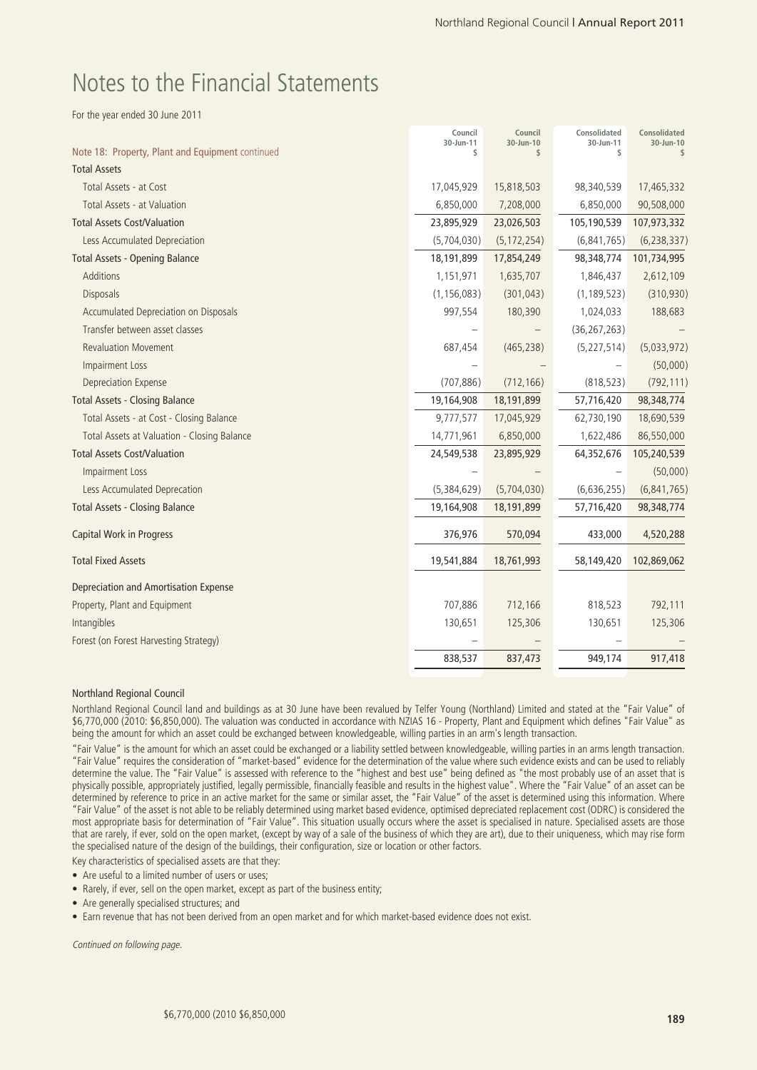# Notes to the Financial Statements

For the year ended 30 June 2011

| Note 18: Property, Plant and Equipment continued | Council 30-Jun-11 $ | Council 30-Jun-10 $ | Consolidated 30-Jun-11 $ | Consolidated 30-Jun-10 $ |
|---|---|---|---|---|
| **Total Assets** | | | | |
| Total Assets - at Cost | 17,045,929 | 15,818,503 | 98,340,539 | 17,465,332 |
| Total Assets - at Valuation | 6,850,000 | 7,208,000 | 6,850,000 | 90,508,000 |
| **Total Assets Cost/Valuation** | 23,895,929 | 23,026,503 | 105,190,539 | 107,973,332 |
| Less Accumulated Depreciation | (5,704,030) | (5,172,254) | (6,841,765) | (6,238,337) |
| **Total Assets - Opening Balance** | 18,191,899 | 17,854,249 | 98,348,774 | 101,734,995 |
| Additions | 1,151,971 | 1,635,707 | 1,846,437 | 2,612,109 |
| Disposals | (1,156,083) | (301,043) | (1,189,523) | (310,930) |
| Accumulated Depreciation on Disposals | 997,554 | 180,390 | 1,024,033 | 188,683 |
| Transfer between asset classes | – | – | (36,267,263) | – |
| Revaluation Movement | 687,454 | (465,238) | (5,227,514) | (5,033,972) |
| Impairment Loss | – | – | – | (50,000) |
| Depreciation Expense | (707,886) | (712,166) | (818,523) | (792,111) |
| **Total Assets - Closing Balance** | 19,164,908 | 18,191,899 | 57,716,420 | 98,348,774 |
| Total Assets - at Cost - Closing Balance | 9,777,577 | 17,045,929 | 62,730,190 | 18,690,539 |
| Total Assets at Valuation - Closing Balance | 14,771,961 | 6,850,000 | 1,622,486 | 86,550,000 |
| **Total Assets Cost/Valuation** | 24,549,538 | 23,895,929 | 64,352,676 | 105,240,539 |
| Impairment Loss | – | – | – | (50,000) |
| Less Accumulated Deprecation | (5,384,629) | (5,704,030) | (6,636,255) | (6,841,765) |
| **Total Assets - Closing Balance** | 19,164,908 | 18,191,899 | 57,716,420 | 98,348,774 |
| Capital Work in Progress | 376,976 | 570,094 | 433,000 | 4,520,288 |
| **Total Fixed Assets** | 19,541,884 | 18,761,993 | 58,149,420 | 102,869,062 |
| **Depreciation and Amortisation Expense** | | | | |
| Property, Plant and Equipment | 707,886 | 712,166 | 818,523 | 792,111 |
| Intangibles | 130,651 | 125,306 | 130,651 | 125,306 |
| Forest (on Forest Harvesting Strategy) | – | – | – | – |
| | 838,537 | 837,473 | 949,174 | 917,418 |

#### Northland Regional Council

Northland Regional Council land and buildings as at 30 June have been revalued by Telfer Young (Northland) Limited and stated at the "Fair Value" of $6,770,000 (2010: $6,850,000). The valuation was conducted in accordance with NZIAS 16 - Property, Plant and Equipment which defines "Fair Value" as being the amount for which an asset could be exchanged between knowledgeable, willing parties in an arm's length transaction.

"Fair Value" is the amount for which an asset could be exchanged or a liability settled between knowledgeable, willing parties in an arms length transaction. "Fair Value" requires the consideration of "market-based" evidence for the determination of the value where such evidence exists and can be used to reliably determine the value. The "Fair Value" is assessed with reference to the "highest and best use" being defined as "the most probably use of an asset that is physically possible, appropriately justified, legally permissible, financially feasible and results in the highest value". Where the "Fair Value" of an asset can be determined by reference to price in an active market for the same or similar asset, the "Fair Value" of the asset is determined using this information. Where "Fair Value" of the asset is not able to be reliably determined using market based evidence, optimised depreciated replacement cost (ODRC) is considered the most appropriate basis for determination of "Fair Value". This situation usually occurs where the asset is specialised in nature. Specialised assets are those that are rarely, if ever, sold on the open market, (except by way of a sale of the business of which they are art), due to their uniqueness, which may rise form the specialised nature of the design of the buildings, their configuration, size or location or other factors.

Key characteristics of specialised assets are that they:

- Are useful to a limited number of users or uses;
- Rarely, if ever, sell on the open market, except as part of the business entity;
- Are generally specialised structures; and
- Earn revenue that has not been derived from an open market and for which market-based evidence does not exist.

*Continued on following page.*

$6,770,000 (2010 $6,850,000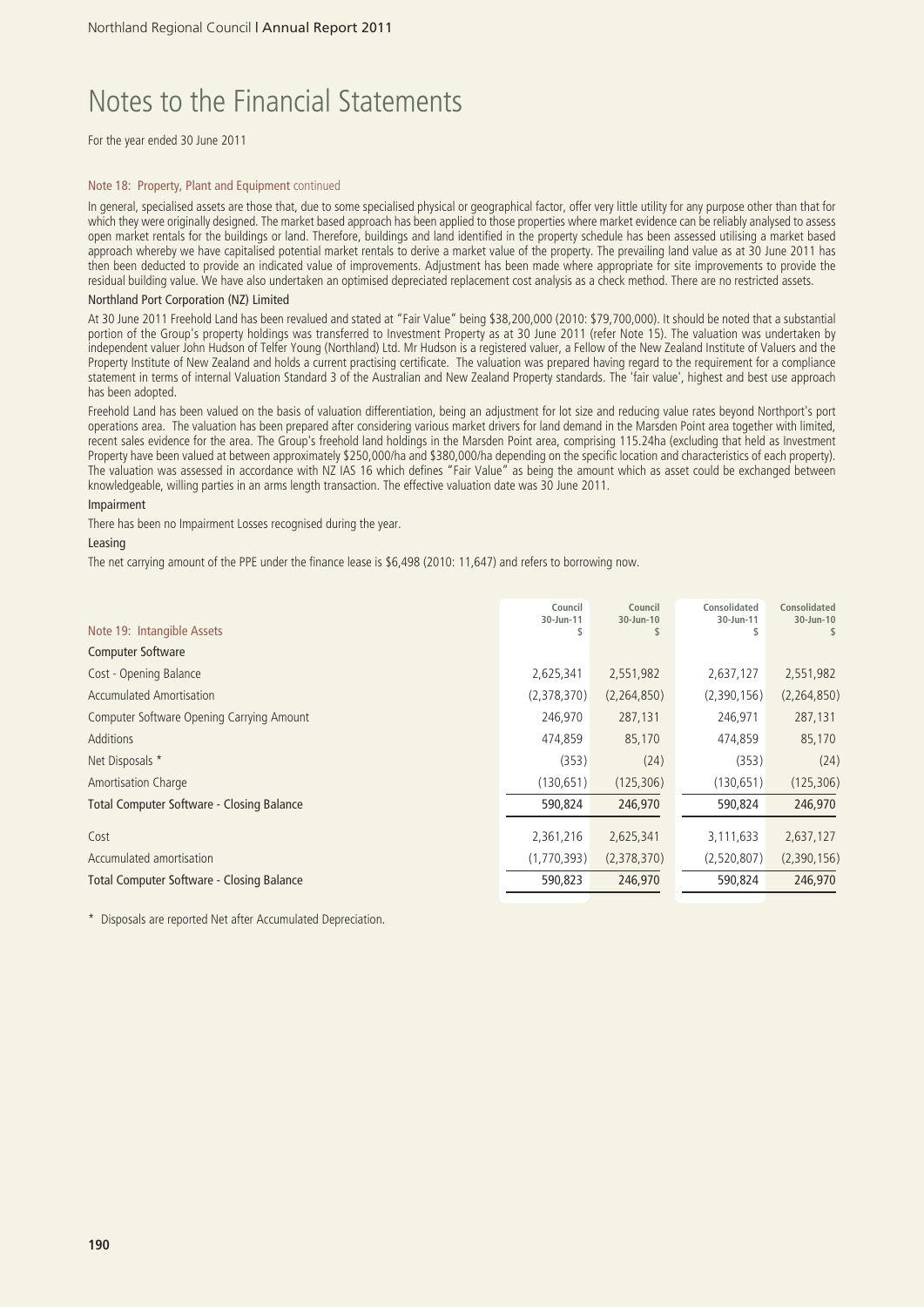# Notes to the Financial Statements

For the year ended 30 June 2011

### Note 18: Property, Plant and Equipment continued

In general, specialised assets are those that, due to some specialised physical or geographical factor, offer very little utility for any purpose other than that for which they were originally designed. The market based approach has been applied to those properties where market evidence can be reliably analysed to assess open market rentals for the buildings or land. Therefore, buildings and land identified in the property schedule has been assessed utilising a market based approach whereby we have capitalised potential market rentals to derive a market value of the property. The prevailing land value as at 30 June 2011 has then been deducted to provide an indicated value of improvements. Adjustment has been made where appropriate for site improvements to provide the residual building value. We have also undertaken an optimised depreciated replacement cost analysis as a check method. There are no restricted assets.

#### Northland Port Corporation (NZ) Limited

At 30 June 2011 Freehold Land has been revalued and stated at "Fair Value" being $38,200,000 (2010: $79,700,000). It should be noted that a substantial portion of the Group's property holdings was transferred to Investment Property as at 30 June 2011 (refer Note 15). The valuation was undertaken by independent valuer John Hudson of Telfer Young (Northland) Ltd. Mr Hudson is a registered valuer, a Fellow of the New Zealand Institute of Valuers and the Property Institute of New Zealand and holds a current practising certificate. The valuation was prepared having regard to the requirement for a compliance statement in terms of internal Valuation Standard 3 of the Australian and New Zealand Property standards. The 'fair value', highest and best use approach has been adopted.

Freehold Land has been valued on the basis of valuation differentiation, being an adjustment for lot size and reducing value rates beyond Northport's port operations area. The valuation has been prepared after considering various market drivers for land demand in the Marsden Point area together with limited, recent sales evidence for the area. The Group's freehold land holdings in the Marsden Point area, comprising 115.24ha (excluding that held as Investment Property have been valued at between approximately $250,000/ha and $380,000/ha depending on the specific location and characteristics of each property). The valuation was assessed in accordance with NZ IAS 16 which defines "Fair Value" as being the amount which as asset could be exchanged between knowledgeable, willing parties in an arms length transaction. The effective valuation date was 30 June 2011.

#### Impairment

There has been no Impairment Losses recognised during the year.

#### Leasing

The net carrying amount of the PPE under the finance lease is $6,498 (2010: 11,647) and refers to borrowing now.

| Note 19: Intangible Assets | Council 30-Jun-11 $ | Council 30-Jun-10 $ | Consolidated 30-Jun-11 $ | Consolidated 30-Jun-10 $ |
|---|---|---|---|---|
| **Computer Software** | | | | |
| Cost - Opening Balance | 2,625,341 | 2,551,982 | 2,637,127 | 2,551,982 |
| Accumulated Amortisation | (2,378,370) | (2,264,850) | (2,390,156) | (2,264,850) |
| Computer Software Opening Carrying Amount | 246,970 | 287,131 | 246,971 | 287,131 |
| Additions | 474,859 | 85,170 | 474,859 | 85,170 |
| Net Disposals * | (353) | (24) | (353) | (24) |
| Amortisation Charge | (130,651) | (125,306) | (130,651) | (125,306) |
| **Total Computer Software - Closing Balance** | 590,824 | 246,970 | 590,824 | 246,970 |
| Cost | 2,361,216 | 2,625,341 | 3,111,633 | 2,637,127 |
| Accumulated amortisation | (1,770,393) | (2,378,370) | (2,520,807) | (2,390,156) |
| **Total Computer Software - Closing Balance** | 590,823 | 246,970 | 590,824 | 246,970 |

\* Disposals are reported Net after Accumulated Depreciation.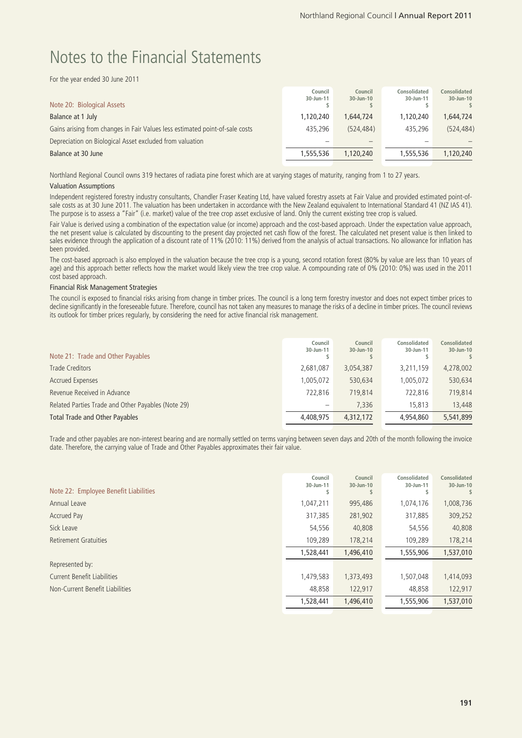# Notes to the Financial Statements

For the year ended 30 June 2011

| Note 20: Biological Assets | Council 30-Jun-11 $ | Council 30-Jun-10 $ | Consolidated 30-Jun-11 $ | Consolidated 30-Jun-10 $ |
|---|---|---|---|---|
| Balance at 1 July | 1,120,240 | 1,644,724 | 1,120,240 | 1,644,724 |
| Gains arising from changes in Fair Values less estimated point-of-sale costs | 435,296 | (524,484) | 435,296 | (524,484) |
| Depreciation on Biological Asset excluded from valuation | – | – | – | – |
| Balance at 30 June | 1,555,536 | 1,120,240 | 1,555,536 | 1,120,240 |

Northland Regional Council owns 319 hectares of radiata pine forest which are at varying stages of maturity, ranging from 1 to 27 years.

### Valuation Assumptions

Independent registered forestry industry consultants, Chandler Fraser Keating Ltd, have valued forestry assets at Fair Value and provided estimated point-of-sale costs as at 30 June 2011. The valuation has been undertaken in accordance with the New Zealand equivalent to International Standard 41 (NZ IAS 41). The purpose is to assess a "Fair" (i.e. market) value of the tree crop asset exclusive of land. Only the current existing tree crop is valued.

Fair Value is derived using a combination of the expectation value (or income) approach and the cost-based approach. Under the expectation value approach, the net present value is calculated by discounting to the present day projected net cash flow of the forest. The calculated net present value is then linked to sales evidence through the application of a discount rate of 11% (2010: 11%) derived from the analysis of actual transactions. No allowance for inflation has been provided.

The cost-based approach is also employed in the valuation because the tree crop is a young, second rotation forest (80% by value are less than 10 years of age) and this approach better reflects how the market would likely view the tree crop value. A compounding rate of 0% (2010: 0%) was used in the 2011 cost based approach.

### Financial Risk Management Strategies

The council is exposed to financial risks arising from change in timber prices. The council is a long term forestry investor and does not expect timber prices to decline significantly in the foreseeable future. Therefore, council has not taken any measures to manage the risks of a decline in timber prices. The council reviews its outlook for timber prices regularly, by considering the need for active financial risk management.

| Note 21: Trade and Other Payables | Council 30-Jun-11 $ | Council 30-Jun-10 $ | Consolidated 30-Jun-11 $ | Consolidated 30-Jun-10 $ |
|---|---|---|---|---|
| Trade Creditors | 2,681,087 | 3,054,387 | 3,211,159 | 4,278,002 |
| Accrued Expenses | 1,005,072 | 530,634 | 1,005,072 | 530,634 |
| Revenue Received in Advance | 722,816 | 719,814 | 722,816 | 719,814 |
| Related Parties Trade and Other Payables (Note 29) | – | 7,336 | 15,813 | 13,448 |
| Total Trade and Other Payables | 4,408,975 | 4,312,172 | 4,954,860 | 5,541,899 |

Trade and other payables are non-interest bearing and are normally settled on terms varying between seven days and 20th of the month following the invoice date. Therefore, the carrying value of Trade and Other Payables approximates their fair value.

| Note 22: Employee Benefit Liabilities | Council 30-Jun-11 $ | Council 30-Jun-10 $ | Consolidated 30-Jun-11 $ | Consolidated 30-Jun-10 $ |
|---|---|---|---|---|
| Annual Leave | 1,047,211 | 995,486 | 1,074,176 | 1,008,736 |
| Accrued Pay | 317,385 | 281,902 | 317,885 | 309,252 |
| Sick Leave | 54,556 | 40,808 | 54,556 | 40,808 |
| Retirement Gratuities | 109,289 | 178,214 | 109,289 | 178,214 |
| | 1,528,441 | 1,496,410 | 1,555,906 | 1,537,010 |
| Represented by: | | | | |
| Current Benefit Liabilities | 1,479,583 | 1,373,493 | 1,507,048 | 1,414,093 |
| Non-Current Benefit Liabilities | 48,858 | 122,917 | 48,858 | 122,917 |
| | 1,528,441 | 1,496,410 | 1,555,906 | 1,537,010 |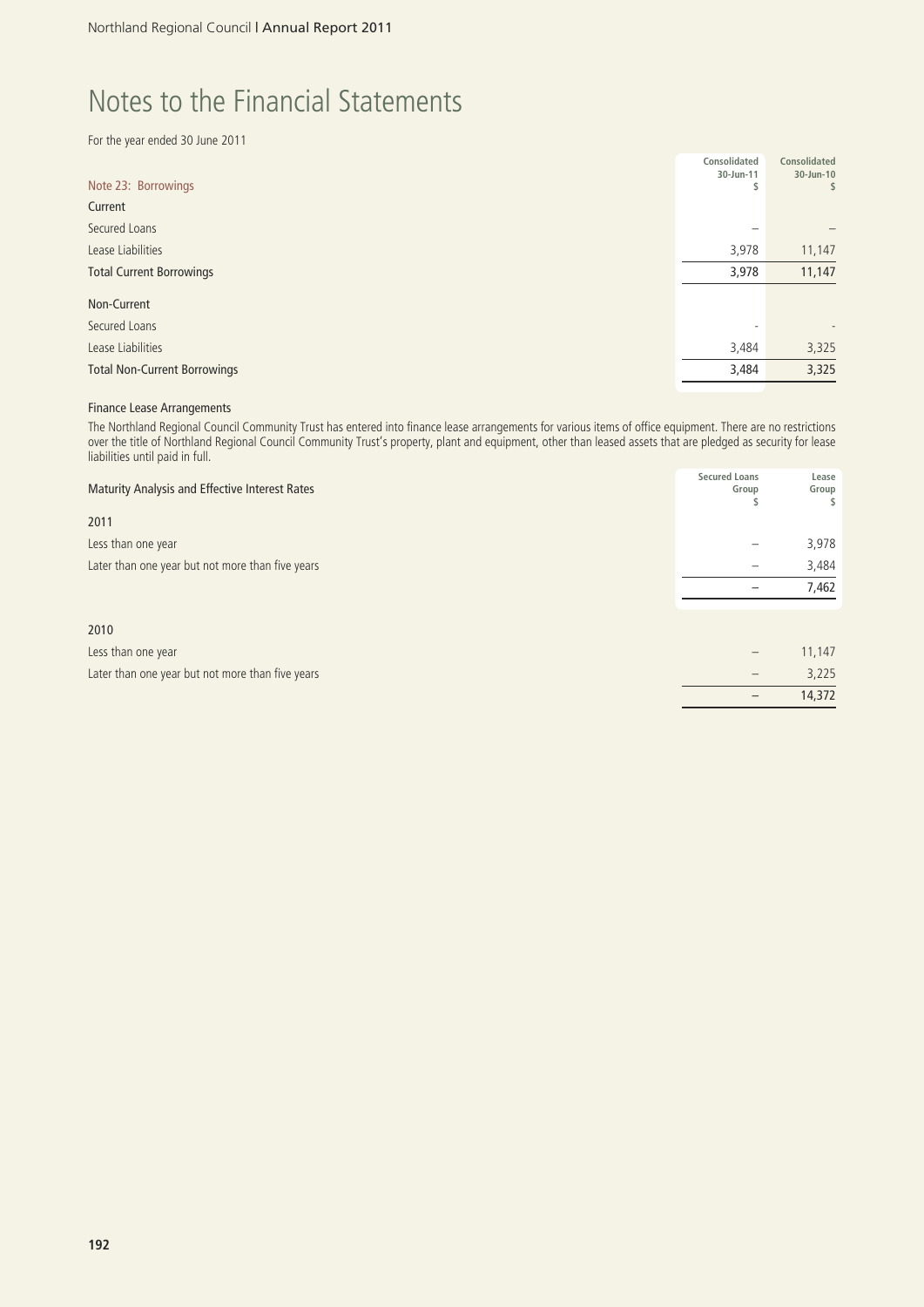# Notes to the Financial Statements

For the year ended 30 June 2011

| Note 23: Borrowings | Consolidated 30-Jun-11 $ | Consolidated 30-Jun-10 $ |
|---|---|---|
| **Current** | | |
| Secured Loans | – | – |
| Lease Liabilities | 3,978 | 11,147 |
| **Total Current Borrowings** | 3,978 | 11,147 |
| **Non-Current** | | |
| Secured Loans | - | - |
| Lease Liabilities | 3,484 | 3,325 |
| **Total Non-Current Borrowings** | 3,484 | 3,325 |

**Finance Lease Arrangements**

The Northland Regional Council Community Trust has entered into finance lease arrangements for various items of office equipment. There are no restrictions over the title of Northland Regional Council Community Trust's property, plant and equipment, other than leased assets that are pledged as security for lease liabilities until paid in full.

| Maturity Analysis and Effective Interest Rates | Secured Loans Group $ | Lease Group $ |
|---|---|---|
| **2011** | | |
| Less than one year | – | 3,978 |
| Later than one year but not more than five years | – | 3,484 |
| | – | 7,462 |
| **2010** | | |
| Less than one year | – | 11,147 |
| Later than one year but not more than five years | – | 3,225 |
| | – | 14,372 |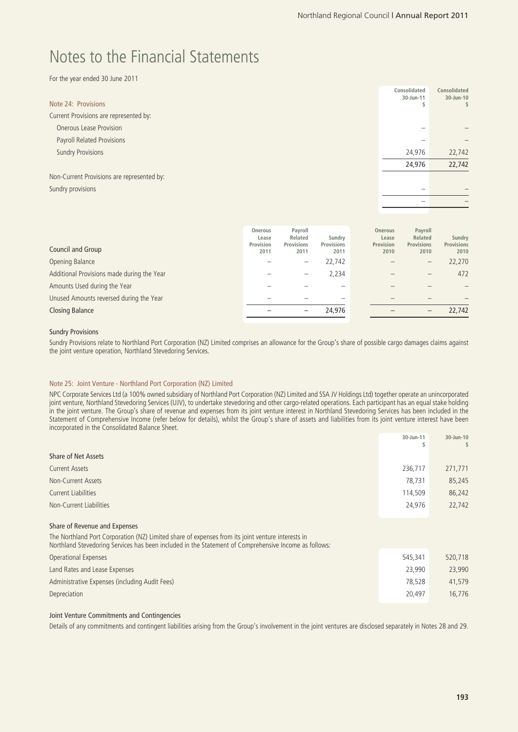# Notes to the Financial Statements

For the year ended 30 June 2011

## Note 24: Provisions

| | Consolidated 30-Jun-11 $ | Consolidated 30-Jun-10 $ |
|---|---|---|
| Current Provisions are represented by: | | |
| Onerous Lease Provision | – | – |
| Payroll Related Provisions | – | – |
| Sundry Provisions | 24,976 | 22,742 |
| | 24,976 | 22,742 |
| Non-Current Provisions are represented by: | | |
| Sundry provisions | – | – |
| | – | – |

| Council and Group | Onerous Lease Provision 2011 | Payroll Related Provisions 2011 | Sundry Provisions 2011 | Onerous Lease Provision 2010 | Payroll Related Provisions 2010 | Sundry Provisions 2010 |
|---|---|---|---|---|---|---|
| Opening Balance | – | – | 22,742 | – | – | 22,270 |
| Additional Provisions made during the Year | – | – | 2,234 | – | – | 472 |
| Amounts Used during the Year | – | – | – | – | – | – |
| Unused Amounts reversed during the Year | – | – | – | – | – | – |
| Closing Balance | – | – | 24,976 | – | – | 22,742 |

### Sundry Provisions

Sundry Provisions relate to Northland Port Corporation (NZ) Limited comprises an allowance for the Group's share of possible cargo damages claims against the joint venture operation, Northland Stevedoring Services.

## Note 25: Joint Venture - Northland Port Corporation (NZ) Limited

NPC Corporate Services Ltd (a 100% owned subsidiary of Northland Port Corporation (NZ) Limited and SSA JV Holdings Ltd) together operate an unincorporated joint venture, Northland Stevedoring Services (UJV), to undertake stevedoring and other cargo-related operations. Each participant has an equal stake holding in the joint venture. The Group's share of revenue and expenses from its joint venture interest in Northland Stevedoring Services has been included in the Statement of Comprehensive Income (refer below for details), whilst the Group's share of assets and liabilities from its joint venture interest have been incorporated in the Consolidated Balance Sheet.

| | 30-Jun-11 $ | 30-Jun-10 $ |
|---|---|---|
| **Share of Net Assets** | | |
| Current Assets | 236,717 | 271,771 |
| Non-Current Assets | 78,731 | 85,245 |
| Current Liabilities | 114,509 | 86,242 |
| Non-Current Liabilities | 24,976 | 22,742 |

### Share of Revenue and Expenses

The Northland Port Corporation (NZ) Limited share of expenses from its joint venture interests in Northland Stevedoring Services has been included in the Statement of Comprehensive Income as follows:

| | 30-Jun-11 $ | 30-Jun-10 $ |
|---|---|---|
| Operational Expenses | 545,341 | 520,718 |
| Land Rates and Lease Expenses | 23,990 | 23,990 |
| Administrative Expenses (including Audit Fees) | 78,528 | 41,579 |
| Depreciation | 20,497 | 16,776 |

### Joint Venture Commitments and Contingencies

Details of any commitments and contingent liabilities arising from the Group's involvement in the joint ventures are disclosed separately in Notes 28 and 29.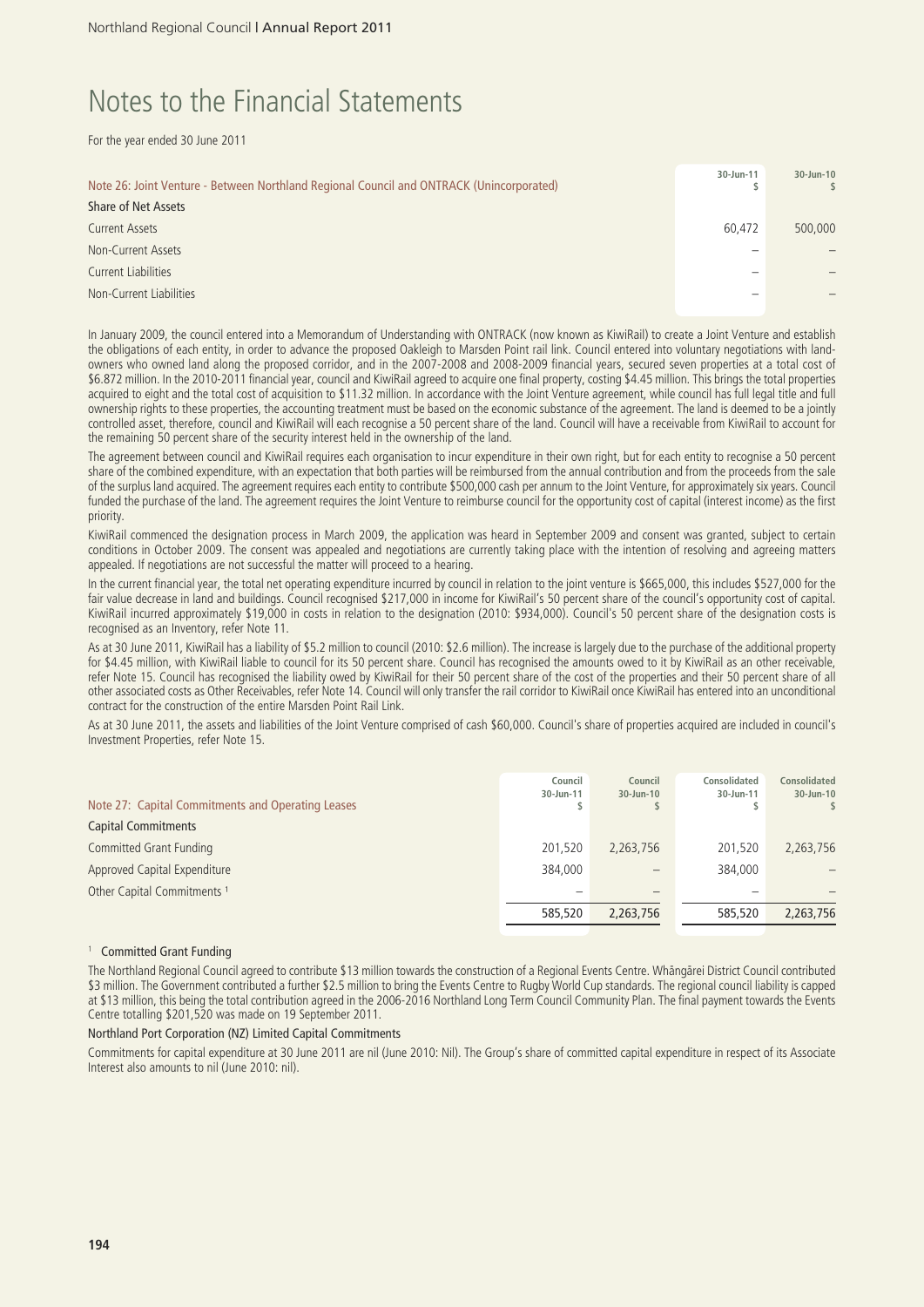# Notes to the Financial Statements

For the year ended 30 June 2011

| Note 26: Joint Venture - Between Northland Regional Council and ONTRACK (Unincorporated) | 30-Jun-11 $ | 30-Jun-10 $ |
|---|---|---|
| **Share of Net Assets** | | |
| Current Assets | 60,472 | 500,000 |
| Non-Current Assets | – | – |
| Current Liabilities | – | – |
| Non-Current Liabilities | – | – |

In January 2009, the council entered into a Memorandum of Understanding with ONTRACK (now known as KiwiRail) to create a Joint Venture and establish the obligations of each entity, in order to advance the proposed Oakleigh to Marsden Point rail link. Council entered into voluntary negotiations with land-owners who owned land along the proposed corridor, and in the 2007-2008 and 2008-2009 financial years, secured seven properties at a total cost of $6.872 million. In the 2010-2011 financial year, council and KiwiRail agreed to acquire one final property, costing $4.45 million. This brings the total properties acquired to eight and the total cost of acquisition to $11.32 million. In accordance with the Joint Venture agreement, while council has full legal title and full ownership rights to these properties, the accounting treatment must be based on the economic substance of the agreement. The land is deemed to be a jointly controlled asset, therefore, council and KiwiRail will each recognise a 50 percent share of the land. Council will have a receivable from KiwiRail to account for the remaining 50 percent share of the security interest held in the ownership of the land.

The agreement between council and KiwiRail requires each organisation to incur expenditure in their own right, but for each entity to recognise a 50 percent share of the combined expenditure, with an expectation that both parties will be reimbursed from the annual contribution and from the proceeds from the sale of the surplus land acquired. The agreement requires each entity to contribute $500,000 cash per annum to the Joint Venture, for approximately six years. Council funded the purchase of the land. The agreement requires the Joint Venture to reimburse council for the opportunity cost of capital (interest income) as the first priority.

KiwiRail commenced the designation process in March 2009, the application was heard in September 2009 and consent was granted, subject to certain conditions in October 2009. The consent was appealed and negotiations are currently taking place with the intention of resolving and agreeing matters appealed. If negotiations are not successful the matter will proceed to a hearing.

In the current financial year, the total net operating expenditure incurred by council in relation to the joint venture is $665,000, this includes $527,000 for the fair value decrease in land and buildings. Council recognised $217,000 in income for KiwiRail's 50 percent share of the council's opportunity cost of capital. KiwiRail incurred approximately $19,000 in costs in relation to the designation (2010: $934,000). Council's 50 percent share of the designation costs is recognised as an Inventory, refer Note 11.

As at 30 June 2011, KiwiRail has a liability of $5.2 million to council (2010: $2.6 million). The increase is largely due to the purchase of the additional property for $4.45 million, with KiwiRail liable to council for its 50 percent share. Council has recognised the amounts owed to it by KiwiRail as an other receivable, refer Note 15. Council has recognised the liability owed by KiwiRail for their 50 percent share of the cost of the properties and their 50 percent share of all other associated costs as Other Receivables, refer Note 14. Council will only transfer the rail corridor to KiwiRail once KiwiRail has entered into an unconditional contract for the construction of the entire Marsden Point Rail Link.

As at 30 June 2011, the assets and liabilities of the Joint Venture comprised of cash $60,000. Council's share of properties acquired are included in council's Investment Properties, refer Note 15.

| Note 27: Capital Commitments and Operating Leases | Council 30-Jun-11 $ | Council 30-Jun-10 $ | Consolidated 30-Jun-11 $ | Consolidated 30-Jun-10 $ |
|---|---|---|---|---|
| **Capital Commitments** | | | | |
| Committed Grant Funding | 201,520 | 2,263,756 | 201,520 | 2,263,756 |
| Approved Capital Expenditure | 384,000 | – | 384,000 | – |
| Other Capital Commitments [1] | – | – | – | – |
| | 585,520 | 2,263,756 | 585,520 | 2,263,756 |

[1] **Committed Grant Funding**

The Northland Regional Council agreed to contribute $13 million towards the construction of a Regional Events Centre. Whāngārei District Council contributed $3 million. The Government contributed a further $2.5 million to bring the Events Centre to Rugby World Cup standards. The regional council liability is capped at $13 million, this being the total contribution agreed in the 2006-2016 Northland Long Term Council Community Plan. The final payment towards the Events Centre totalling $201,520 was made on 19 September 2011.

**Northland Port Corporation (NZ) Limited Capital Commitments**

Commitments for capital expenditure at 30 June 2011 are nil (June 2010: Nil). The Group's share of committed capital expenditure in respect of its Associate Interest also amounts to nil (June 2010: nil).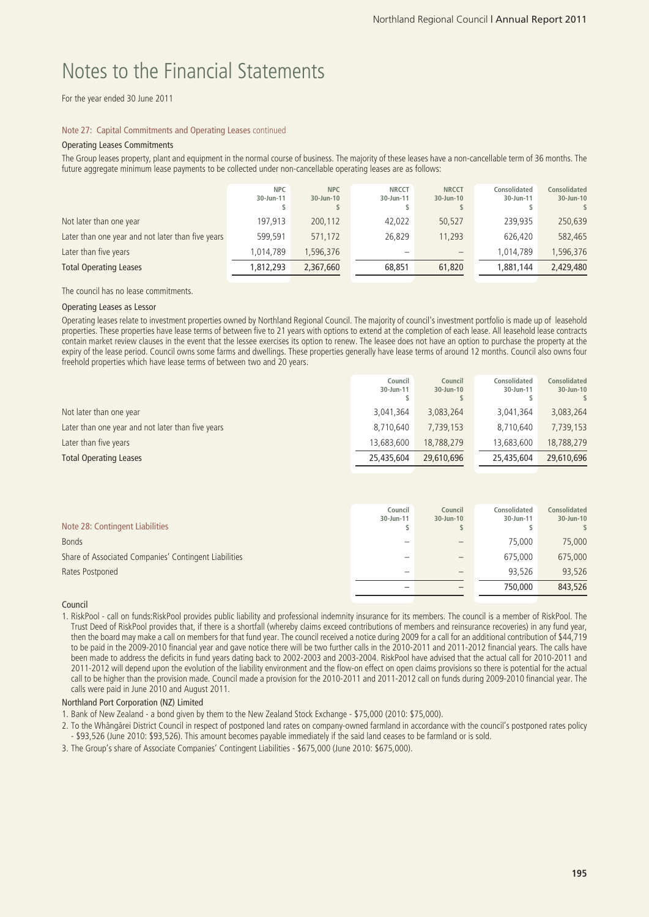# Notes to the Financial Statements

For the year ended 30 June 2011

### Note 27: Capital Commitments and Operating Leases continued

#### Operating Leases Commitments

The Group leases property, plant and equipment in the normal course of business. The majority of these leases have a non-cancellable term of 36 months. The future aggregate minimum lease payments to be collected under non-cancellable operating leases are as follows:

| | NPC 30-Jun-11 $ | NPC 30-Jun-10 $ | NRCCT 30-Jun-11 $ | NRCCT 30-Jun-10 $ | Consolidated 30-Jun-11 $ | Consolidated 30-Jun-10 $ |
|---|---|---|---|---|---|---|
| Not later than one year | 197,913 | 200,112 | 42,022 | 50,527 | 239,935 | 250,639 |
| Later than one year and not later than five years | 599,591 | 571,172 | 26,829 | 11,293 | 626,420 | 582,465 |
| Later than five years | 1,014,789 | 1,596,376 | – | – | 1,014,789 | 1,596,376 |
| **Total Operating Leases** | 1,812,293 | 2,367,660 | 68,851 | 61,820 | 1,881,144 | 2,429,480 |

The council has no lease commitments.

#### Operating Leases as Lessor

Operating leases relate to investment properties owned by Northland Regional Council. The majority of council's investment portfolio is made up of leasehold properties. These properties have lease terms of between five to 21 years with options to extend at the completion of each lease. All leasehold lease contracts contain market review clauses in the event that the lessee exercises its option to renew. The leasee does not have an option to purchase the property at the expiry of the lease period. Council owns some farms and dwellings. These properties generally have lease terms of around 12 months. Council also owns four freehold properties which have lease terms of between two and 20 years.

| | Council 30-Jun-11 $ | Council 30-Jun-10 $ | Consolidated 30-Jun-11 $ | Consolidated 30-Jun-10 $ |
|---|---|---|---|---|
| Not later than one year | 3,041,364 | 3,083,264 | 3,041,364 | 3,083,264 |
| Later than one year and not later than five years | 8,710,640 | 7,739,153 | 8,710,640 | 7,739,153 |
| Later than five years | 13,683,600 | 18,788,279 | 13,683,600 | 18,788,279 |
| **Total Operating Leases** | 25,435,604 | 29,610,696 | 25,435,604 | 29,610,696 |

### Note 28: Contingent Liabilities

| | Council 30-Jun-11 $ | Council 30-Jun-10 $ | Consolidated 30-Jun-11 $ | Consolidated 30-Jun-10 $ |
|---|---|---|---|---|
| Bonds | – | – | 75,000 | 75,000 |
| Share of Associated Companies' Contingent Liabilities | – | – | 675,000 | 675,000 |
| Rates Postponed | – | – | 93,526 | 93,526 |
| | – | – | 750,000 | 843,526 |

#### Council

1. RiskPool - call on funds:RiskPool provides public liability and professional indemnity insurance for its members. The council is a member of RiskPool. The Trust Deed of RiskPool provides that, if there is a shortfall (whereby claims exceed contributions of members and reinsurance recoveries) in any fund year, then the board may make a call on members for that fund year. The council received a notice during 2009 for a call for an additional contribution of $44,719 to be paid in the 2009-2010 financial year and gave notice there will be two further calls in the 2010-2011 and 2011-2012 financial years. The calls have been made to address the deficits in fund years dating back to 2002-2003 and 2003-2004. RiskPool have advised that the actual call for 2010-2011 and 2011-2012 will depend upon the evolution of the liability environment and the flow-on effect on open claims provisions so there is potential for the actual call to be higher than the provision made. Council made a provision for the 2010-2011 and 2011-2012 call on funds during 2009-2010 financial year. The calls were paid in June 2010 and August 2011.

#### Northland Port Corporation (NZ) Limited

1. Bank of New Zealand - a bond given by them to the New Zealand Stock Exchange - $75,000 (2010: $75,000).
2. To the Whāngārei District Council in respect of postponed land rates on company-owned farmland in accordance with the council's postponed rates policy - $93,526 (June 2010: $93,526). This amount becomes payable immediately if the said land ceases to be farmland or is sold.
3. The Group's share of Associate Companies' Contingent Liabilities - $675,000 (June 2010: $675,000).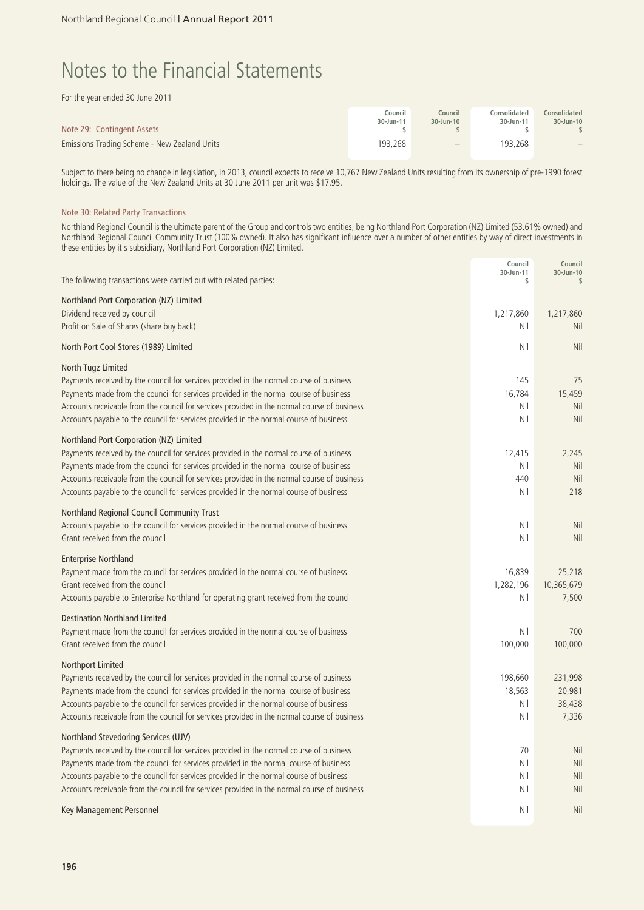# Notes to the Financial Statements

For the year ended 30 June 2011

| Note 29: Contingent Assets | Council 30-Jun-11 $ | Council 30-Jun-10 $ | Consolidated 30-Jun-11 $ | Consolidated 30-Jun-10 $ |
|---|---|---|---|---|
| Emissions Trading Scheme - New Zealand Units | 193,268 | – | 193,268 | – |

Subject to there being no change in legislation, in 2013, council expects to receive 10,767 New Zealand Units resulting from its ownership of pre-1990 forest holdings. The value of the New Zealand Units at 30 June 2011 per unit was $17.95.

## Note 30: Related Party Transactions

Northland Regional Council is the ultimate parent of the Group and controls two entities, being Northland Port Corporation (NZ) Limited (53.61% owned) and Northland Regional Council Community Trust (100% owned). It also has significant influence over a number of other entities by way of direct investments in these entities by it's subsidiary, Northland Port Corporation (NZ) Limited.

| The following transactions were carried out with related parties: | Council 30-Jun-11 $ | Council 30-Jun-10 $ |
|---|---|---|
| **Northland Port Corporation (NZ) Limited** | | |
| Dividend received by council | 1,217,860 | 1,217,860 |
| Profit on Sale of Shares (share buy back) | Nil | Nil |
| **North Port Cool Stores (1989) Limited** | Nil | Nil |
| **North Tugz Limited** | | |
| Payments received by the council for services provided in the normal course of business | 145 | 75 |
| Payments made from the council for services provided in the normal course of business | 16,784 | 15,459 |
| Accounts receivable from the council for services provided in the normal course of business | Nil | Nil |
| Accounts payable to the council for services provided in the normal course of business | Nil | Nil |
| **Northland Port Corporation (NZ) Limited** | | |
| Payments received by the council for services provided in the normal course of business | 12,415 | 2,245 |
| Payments made from the council for services provided in the normal course of business | Nil | Nil |
| Accounts receivable from the council for services provided in the normal course of business | 440 | Nil |
| Accounts payable to the council for services provided in the normal course of business | Nil | 218 |
| **Northland Regional Council Community Trust** | | |
| Accounts payable to the council for services provided in the normal course of business | Nil | Nil |
| Grant received from the council | Nil | Nil |
| **Enterprise Northland** | | |
| Payment made from the council for services provided in the normal course of business | 16,839 | 25,218 |
| Grant received from the council | 1,282,196 | 10,365,679 |
| Accounts payable to Enterprise Northland for operating grant received from the council | Nil | 7,500 |
| **Destination Northland Limited** | | |
| Payment made from the council for services provided in the normal course of business | Nil | 700 |
| Grant received from the council | 100,000 | 100,000 |
| **Northport Limited** | | |
| Payments received by the council for services provided in the normal course of business | 198,660 | 231,998 |
| Payments made from the council for services provided in the normal course of business | 18,563 | 20,981 |
| Accounts payable to the council for services provided in the normal course of business | Nil | 38,438 |
| Accounts receivable from the council for services provided in the normal course of business | Nil | 7,336 |
| **Northland Stevedoring Services (UJV)** | | |
| Payments received by the council for services provided in the normal course of business | 70 | Nil |
| Payments made from the council for services provided in the normal course of business | Nil | Nil |
| Accounts payable to the council for services provided in the normal course of business | Nil | Nil |
| Accounts receivable from the council for services provided in the normal course of business | Nil | Nil |
| **Key Management Personnel** | Nil | Nil |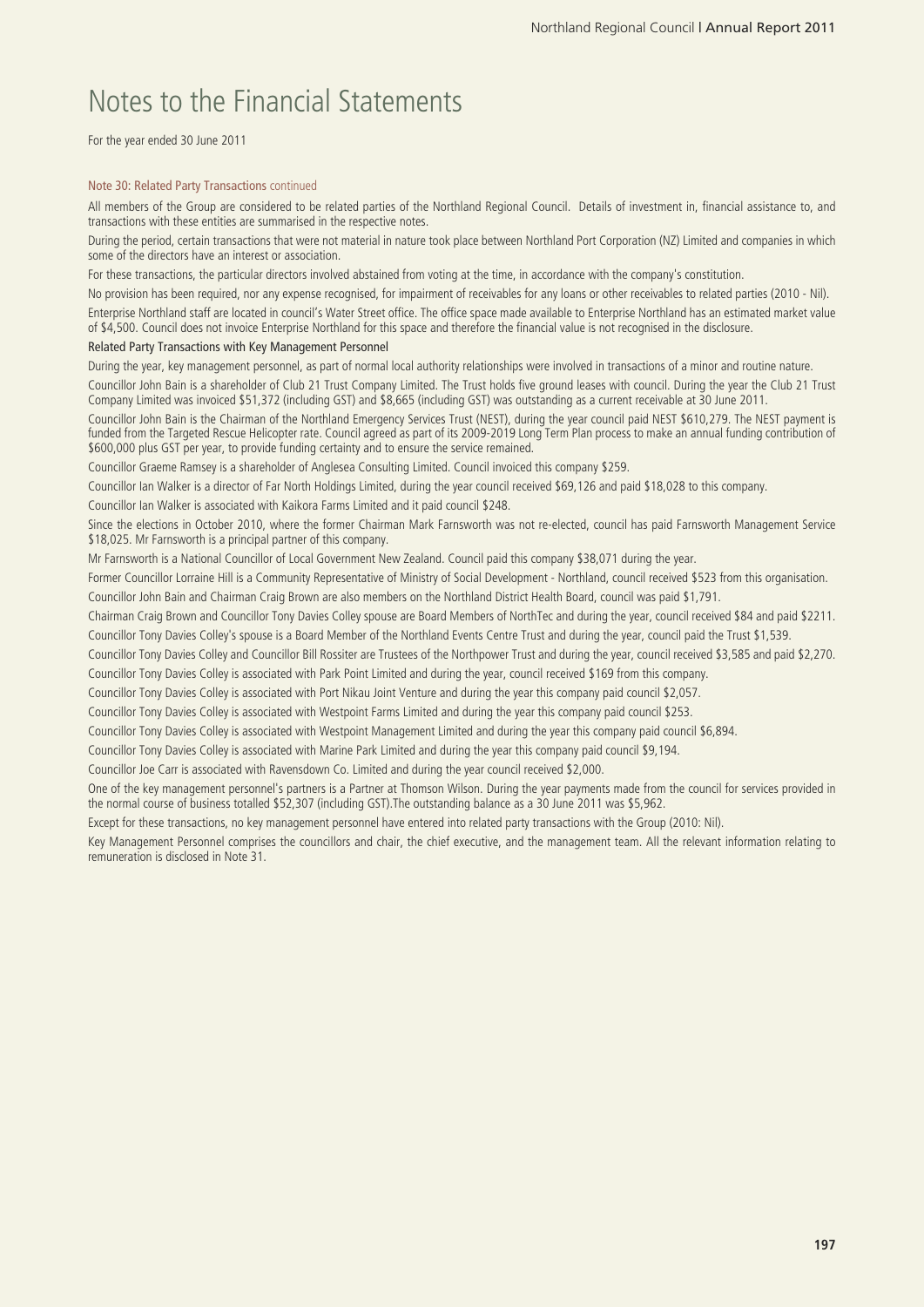# Notes to the Financial Statements

For the year ended 30 June 2011

### Note 30: Related Party Transactions continued

All members of the Group are considered to be related parties of the Northland Regional Council. Details of investment in, financial assistance to, and transactions with these entities are summarised in the respective notes.

During the period, certain transactions that were not material in nature took place between Northland Port Corporation (NZ) Limited and companies in which some of the directors have an interest or association.

For these transactions, the particular directors involved abstained from voting at the time, in accordance with the company's constitution.

No provision has been required, nor any expense recognised, for impairment of receivables for any loans or other receivables to related parties (2010 - Nil).

Enterprise Northland staff are located in council's Water Street office. The office space made available to Enterprise Northland has an estimated market value of $4,500. Council does not invoice Enterprise Northland for this space and therefore the financial value is not recognised in the disclosure.

**Related Party Transactions with Key Management Personnel**

During the year, key management personnel, as part of normal local authority relationships were involved in transactions of a minor and routine nature.

Councillor John Bain is a shareholder of Club 21 Trust Company Limited. The Trust holds five ground leases with council. During the year the Club 21 Trust Company Limited was invoiced $51,372 (including GST) and $8,665 (including GST) was outstanding as a current receivable at 30 June 2011.

Councillor John Bain is the Chairman of the Northland Emergency Services Trust (NEST), during the year council paid NEST $610,279. The NEST payment is funded from the Targeted Rescue Helicopter rate. Council agreed as part of its 2009-2019 Long Term Plan process to make an annual funding contribution of $600,000 plus GST per year, to provide funding certainty and to ensure the service remained.

Councillor Graeme Ramsey is a shareholder of Anglesea Consulting Limited. Council invoiced this company $259.

Councillor Ian Walker is a director of Far North Holdings Limited, during the year council received $69,126 and paid $18,028 to this company.

Councillor Ian Walker is associated with Kaikora Farms Limited and it paid council $248.

Since the elections in October 2010, where the former Chairman Mark Farnsworth was not re-elected, council has paid Farnsworth Management Service $18,025. Mr Farnsworth is a principal partner of this company.

Mr Farnsworth is a National Councillor of Local Government New Zealand. Council paid this company $38,071 during the year.

Former Councillor Lorraine Hill is a Community Representative of Ministry of Social Development - Northland, council received $523 from this organisation.

Councillor John Bain and Chairman Craig Brown are also members on the Northland District Health Board, council was paid $1,791.

Chairman Craig Brown and Councillor Tony Davies Colley spouse are Board Members of NorthTec and during the year, council received $84 and paid $2211.

Councillor Tony Davies Colley's spouse is a Board Member of the Northland Events Centre Trust and during the year, council paid the Trust $1,539.

Councillor Tony Davies Colley and Councillor Bill Rossiter are Trustees of the Northpower Trust and during the year, council received $3,585 and paid $2,270.

Councillor Tony Davies Colley is associated with Park Point Limited and during the year, council received $169 from this company.

Councillor Tony Davies Colley is associated with Port Nikau Joint Venture and during the year this company paid council $2,057.

Councillor Tony Davies Colley is associated with Westpoint Farms Limited and during the year this company paid council $253.

Councillor Tony Davies Colley is associated with Westpoint Management Limited and during the year this company paid council $6,894.

Councillor Tony Davies Colley is associated with Marine Park Limited and during the year this company paid council $9,194.

Councillor Joe Carr is associated with Ravensdown Co. Limited and during the year council received $2,000.

One of the key management personnel's partners is a Partner at Thomson Wilson. During the year payments made from the council for services provided in the normal course of business totalled $52,307 (including GST).The outstanding balance as a 30 June 2011 was $5,962.

Except for these transactions, no key management personnel have entered into related party transactions with the Group (2010: Nil).

Key Management Personnel comprises the councillors and chair, the chief executive, and the management team. All the relevant information relating to remuneration is disclosed in Note 31.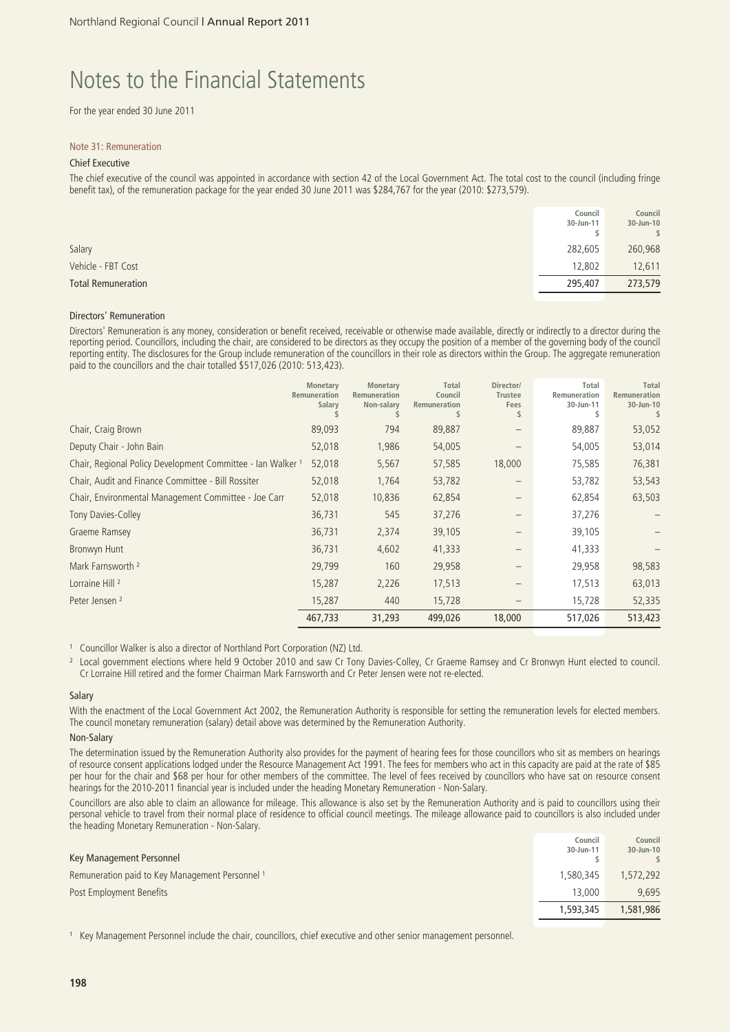# Notes to the Financial Statements

For the year ended 30 June 2011

### Note 31: Remuneration

#### Chief Executive

The chief executive of the council was appointed in accordance with section 42 of the Local Government Act. The total cost to the council (including fringe benefit tax), of the remuneration package for the year ended 30 June 2011 was $284,767 for the year (2010: $273,579).

| | Council 30-Jun-11 $ | Council 30-Jun-10 $ |
|---|---|---|
| Salary | 282,605 | 260,968 |
| Vehicle - FBT Cost | 12,802 | 12,611 |
| **Total Remuneration** | 295,407 | 273,579 |

#### Directors' Remuneration

Directors' Remuneration is any money, consideration or benefit received, receivable or otherwise made available, directly or indirectly to a director during the reporting period. Councillors, including the chair, are considered to be directors as they occupy the position of a member of the governing body of the council reporting entity. The disclosures for the Group include remuneration of the councillors in their role as directors within the Group. The aggregate remuneration paid to the councillors and the chair totalled $517,026 (2010: 513,423).

| | Monetary Remuneration Salary $ | Monetary Remuneration Non-salary $ | Total Council Remuneration $ | Director/ Trustee Fees $ | Total Remuneration 30-Jun-11 $ | Total Remuneration 30-Jun-10 $ |
|---|---|---|---|---|---|---|
| Chair, Craig Brown | 89,093 | 794 | 89,887 | – | 89,887 | 53,052 |
| Deputy Chair - John Bain | 52,018 | 1,986 | 54,005 | – | 54,005 | 53,014 |
| Chair, Regional Policy Development Committee - Ian Walker [1] | 52,018 | 5,567 | 57,585 | 18,000 | 75,585 | 76,381 |
| Chair, Audit and Finance Committee - Bill Rossiter | 52,018 | 1,764 | 53,782 | – | 53,782 | 53,543 |
| Chair, Environmental Management Committee - Joe Carr | 52,018 | 10,836 | 62,854 | – | 62,854 | 63,503 |
| Tony Davies-Colley | 36,731 | 545 | 37,276 | – | 37,276 | – |
| Graeme Ramsey | 36,731 | 2,374 | 39,105 | – | 39,105 | – |
| Bronwyn Hunt | 36,731 | 4,602 | 41,333 | – | 41,333 | – |
| Mark Farnsworth [2] | 29,799 | 160 | 29,958 | – | 29,958 | 98,583 |
| Lorraine Hill [2] | 15,287 | 2,226 | 17,513 | – | 17,513 | 63,013 |
| Peter Jensen [2] | 15,287 | 440 | 15,728 | – | 15,728 | 52,335 |
| | 467,733 | 31,293 | 499,026 | 18,000 | 517,026 | 513,423 |

[1] Councillor Walker is also a director of Northland Port Corporation (NZ) Ltd.

[2] Local government elections where held 9 October 2010 and saw Cr Tony Davies-Colley, Cr Graeme Ramsey and Cr Bronwyn Hunt elected to council. Cr Lorraine Hill retired and the former Chairman Mark Farnsworth and Cr Peter Jensen were not re-elected.

#### Salary

With the enactment of the Local Government Act 2002, the Remuneration Authority is responsible for setting the remuneration levels for elected members. The council monetary remuneration (salary) detail above was determined by the Remuneration Authority.

#### Non-Salary

The determination issued by the Remuneration Authority also provides for the payment of hearing fees for those councillors who sit as members on hearings of resource consent applications lodged under the Resource Management Act 1991. The fees for members who act in this capacity are paid at the rate of $85 per hour for the chair and $68 per hour for other members of the committee. The level of fees received by councillors who have sat on resource consent hearings for the 2010-2011 financial year is included under the heading Monetary Remuneration - Non-Salary.

Councillors are also able to claim an allowance for mileage. This allowance is also set by the Remuneration Authority and is paid to councillors using their personal vehicle to travel from their normal place of residence to official council meetings. The mileage allowance paid to councillors is also included under the heading Monetary Remuneration - Non-Salary.

| Key Management Personnel | Council 30-Jun-11 $ | Council 30-Jun-10 $ |
|---|---|---|
| Remuneration paid to Key Management Personnel [1] | 1,580,345 | 1,572,292 |
| Post Employment Benefits | 13,000 | 9,695 |
| | 1,593,345 | 1,581,986 |

[1] Key Management Personnel include the chair, councillors, chief executive and other senior management personnel.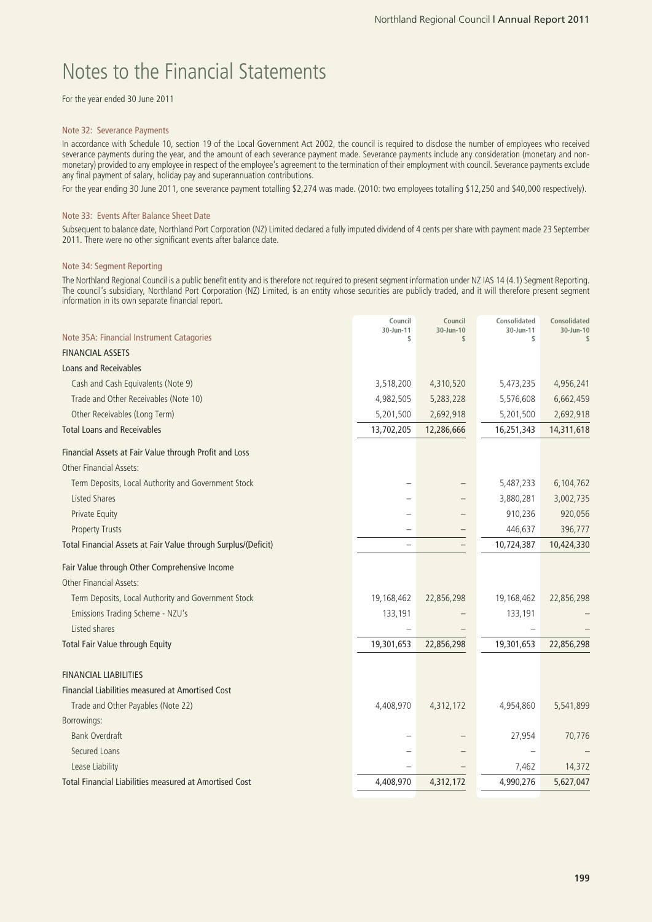# Notes to the Financial Statements

For the year ended 30 June 2011

### Note 32: Severance Payments

In accordance with Schedule 10, section 19 of the Local Government Act 2002, the council is required to disclose the number of employees who received severance payments during the year, and the amount of each severance payment made. Severance payments include any consideration (monetary and non-monetary) provided to any employee in respect of the employee's agreement to the termination of their employment with council. Severance payments exclude any final payment of salary, holiday pay and superannuation contributions.

For the year ending 30 June 2011, one severance payment totalling $2,274 was made. (2010: two employees totalling $12,250 and $40,000 respectively).

### Note 33: Events After Balance Sheet Date

Subsequent to balance date, Northland Port Corporation (NZ) Limited declared a fully imputed dividend of 4 cents per share with payment made 23 September 2011. There were no other significant events after balance date.

### Note 34: Segment Reporting

The Northland Regional Council is a public benefit entity and is therefore not required to present segment information under NZ IAS 14 (4.1) Segment Reporting. The council's subsidiary, Northland Port Corporation (NZ) Limited, is an entity whose securities are publicly traded, and it will therefore present segment information in its own separate financial report.

| Note 35A: Financial Instrument Catagories | Council 30-Jun-11 $ | Council 30-Jun-10 $ | Consolidated 30-Jun-11 $ | Consolidated 30-Jun-10 $ |
|---|---|---|---|---|
| FINANCIAL ASSETS | | | | |
| Loans and Receivables | | | | |
| Cash and Cash Equivalents (Note 9) | 3,518,200 | 4,310,520 | 5,473,235 | 4,956,241 |
| Trade and Other Receivables (Note 10) | 4,982,505 | 5,283,228 | 5,576,608 | 6,662,459 |
| Other Receivables (Long Term) | 5,201,500 | 2,692,918 | 5,201,500 | 2,692,918 |
| Total Loans and Receivables | 13,702,205 | 12,286,666 | 16,251,343 | 14,311,618 |
| Financial Assets at Fair Value through Profit and Loss | | | | |
| Other Financial Assets: | | | | |
| Term Deposits, Local Authority and Government Stock | – | – | 5,487,233 | 6,104,762 |
| Listed Shares | – | – | 3,880,281 | 3,002,735 |
| Private Equity | – | – | 910,236 | 920,056 |
| Property Trusts | – | – | 446,637 | 396,777 |
| Total Financial Assets at Fair Value through Surplus/(Deficit) | – | – | 10,724,387 | 10,424,330 |
| Fair Value through Other Comprehensive Income | | | | |
| Other Financial Assets: | | | | |
| Term Deposits, Local Authority and Government Stock | 19,168,462 | 22,856,298 | 19,168,462 | 22,856,298 |
| Emissions Trading Scheme - NZU's | 133,191 | – | 133,191 | – |
| Listed shares | – | – | – | – |
| Total Fair Value through Equity | 19,301,653 | 22,856,298 | 19,301,653 | 22,856,298 |
| FINANCIAL LIABILITIES | | | | |
| Financial Liabilities measured at Amortised Cost | | | | |
| Trade and Other Payables (Note 22) | 4,408,970 | 4,312,172 | 4,954,860 | 5,541,899 |
| Borrowings: | | | | |
| Bank Overdraft | – | – | 27,954 | 70,776 |
| Secured Loans | – | – | – | – |
| Lease Liability | – | – | 7,462 | 14,372 |
| Total Financial Liabilities measured at Amortised Cost | 4,408,970 | 4,312,172 | 4,990,276 | 5,627,047 |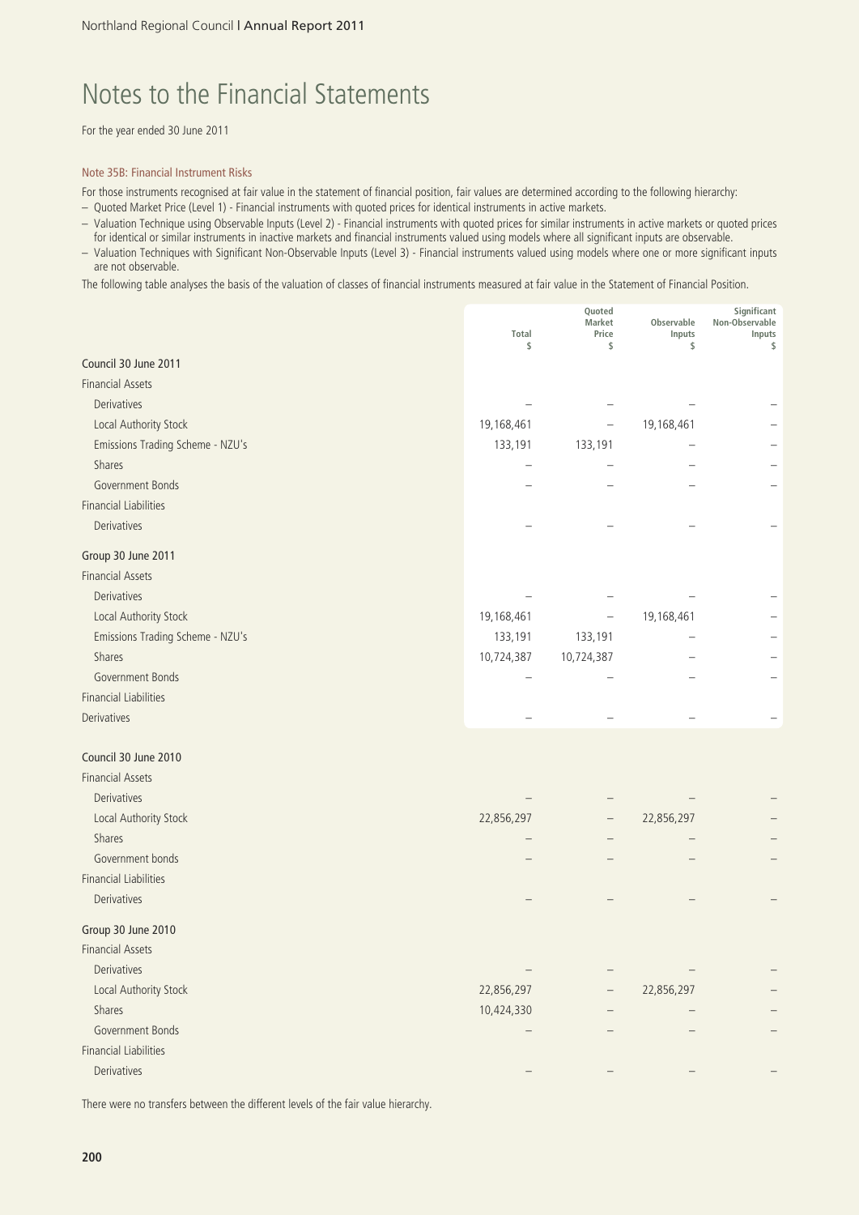# Notes to the Financial Statements

For the year ended 30 June 2011

### Note 35B: Financial Instrument Risks

For those instruments recognised at fair value in the statement of financial position, fair values are determined according to the following hierarchy:

- Quoted Market Price (Level 1) - Financial instruments with quoted prices for identical instruments in active markets.
- Valuation Technique using Observable Inputs (Level 2) - Financial instruments with quoted prices for similar instruments in active markets or quoted prices for identical or similar instruments in inactive markets and financial instruments valued using models where all significant inputs are observable.
- Valuation Techniques with Significant Non-Observable Inputs (Level 3) - Financial instruments valued using models where one or more significant inputs are not observable.

The following table analyses the basis of the valuation of classes of financial instruments measured at fair value in the Statement of Financial Position.

| | Total $ | Quoted Market Price $ | Observable Inputs $ | Significant Non-Observable Inputs $ |
|---|---|---|---|---|
| **Council 30 June 2011** | | | | |
| Financial Assets | | | | |
| Derivatives | – | – | – | – |
| Local Authority Stock | 19,168,461 | – | 19,168,461 | – |
| Emissions Trading Scheme - NZU's | 133,191 | 133,191 | – | – |
| Shares | – | – | – | – |
| Government Bonds | – | – | – | – |
| Financial Liabilities | | | | |
| Derivatives | – | – | – | – |
| **Group 30 June 2011** | | | | |
| Financial Assets | | | | |
| Derivatives | – | – | – | – |
| Local Authority Stock | 19,168,461 | – | 19,168,461 | – |
| Emissions Trading Scheme - NZU's | 133,191 | 133,191 | – | – |
| Shares | 10,724,387 | 10,724,387 | – | – |
| Government Bonds | – | – | – | – |
| Financial Liabilities | | | | |
| Derivatives | – | – | – | – |
| **Council 30 June 2010** | | | | |
| Financial Assets | | | | |
| Derivatives | – | – | – | – |
| Local Authority Stock | 22,856,297 | – | 22,856,297 | – |
| Shares | – | – | – | – |
| Government bonds | – | – | – | – |
| Financial Liabilities | | | | |
| Derivatives | – | – | – | – |
| **Group 30 June 2010** | | | | |
| Financial Assets | | | | |
| Derivatives | – | – | – | – |
| Local Authority Stock | 22,856,297 | – | 22,856,297 | – |
| Shares | 10,424,330 | – | – | – |
| Government Bonds | – | – | – | – |
| Financial Liabilities | | | | |
| Derivatives | – | – | – | – |

There were no transfers between the different levels of the fair value hierarchy.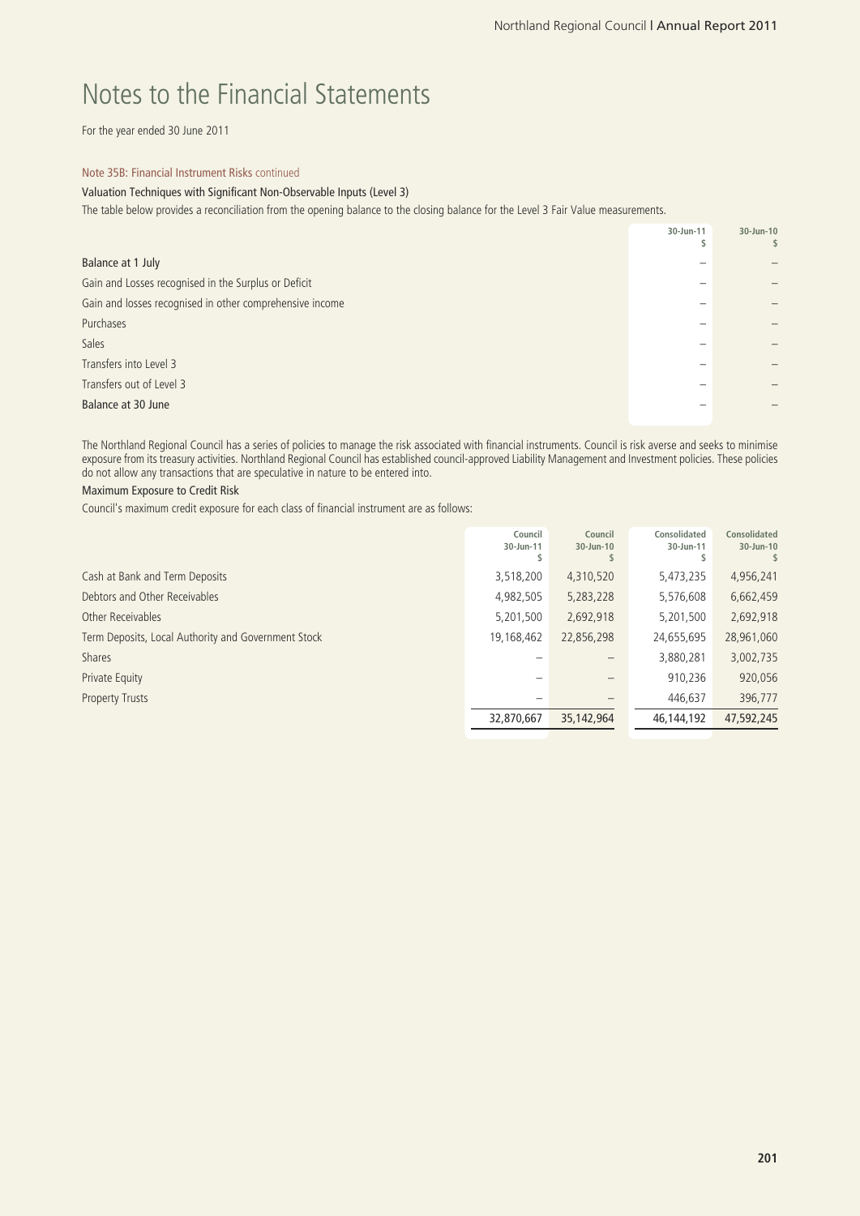# Notes to the Financial Statements

For the year ended 30 June 2011

Note 35B: Financial Instrument Risks continued

**Valuation Techniques with Significant Non-Observable Inputs (Level 3)**

The table below provides a reconciliation from the opening balance to the closing balance for the Level 3 Fair Value measurements.

| | 30-Jun-11 $ | 30-Jun-10 $ |
|---|---|---|
| **Balance at 1 July** | – | – |
| Gain and Losses recognised in the Surplus or Deficit | – | – |
| Gain and losses recognised in other comprehensive income | – | – |
| Purchases | – | – |
| Sales | – | – |
| Transfers into Level 3 | – | – |
| Transfers out of Level 3 | – | – |
| **Balance at 30 June** | – | – |

The Northland Regional Council has a series of policies to manage the risk associated with financial instruments. Council is risk averse and seeks to minimise exposure from its treasury activities. Northland Regional Council has established council-approved Liability Management and Investment policies. These policies do not allow any transactions that are speculative in nature to be entered into.

**Maximum Exposure to Credit Risk**

Council's maximum credit exposure for each class of financial instrument are as follows:

| | Council 30-Jun-11 $ | Council 30-Jun-10 $ | Consolidated 30-Jun-11 $ | Consolidated 30-Jun-10 $ |
|---|---|---|---|---|
| Cash at Bank and Term Deposits | 3,518,200 | 4,310,520 | 5,473,235 | 4,956,241 |
| Debtors and Other Receivables | 4,982,505 | 5,283,228 | 5,576,608 | 6,662,459 |
| Other Receivables | 5,201,500 | 2,692,918 | 5,201,500 | 2,692,918 |
| Term Deposits, Local Authority and Government Stock | 19,168,462 | 22,856,298 | 24,655,695 | 28,961,060 |
| Shares | – | – | 3,880,281 | 3,002,735 |
| Private Equity | – | – | 910,236 | 920,056 |
| Property Trusts | – | – | 446,637 | 396,777 |
| | 32,870,667 | 35,142,964 | 46,144,192 | 47,592,245 |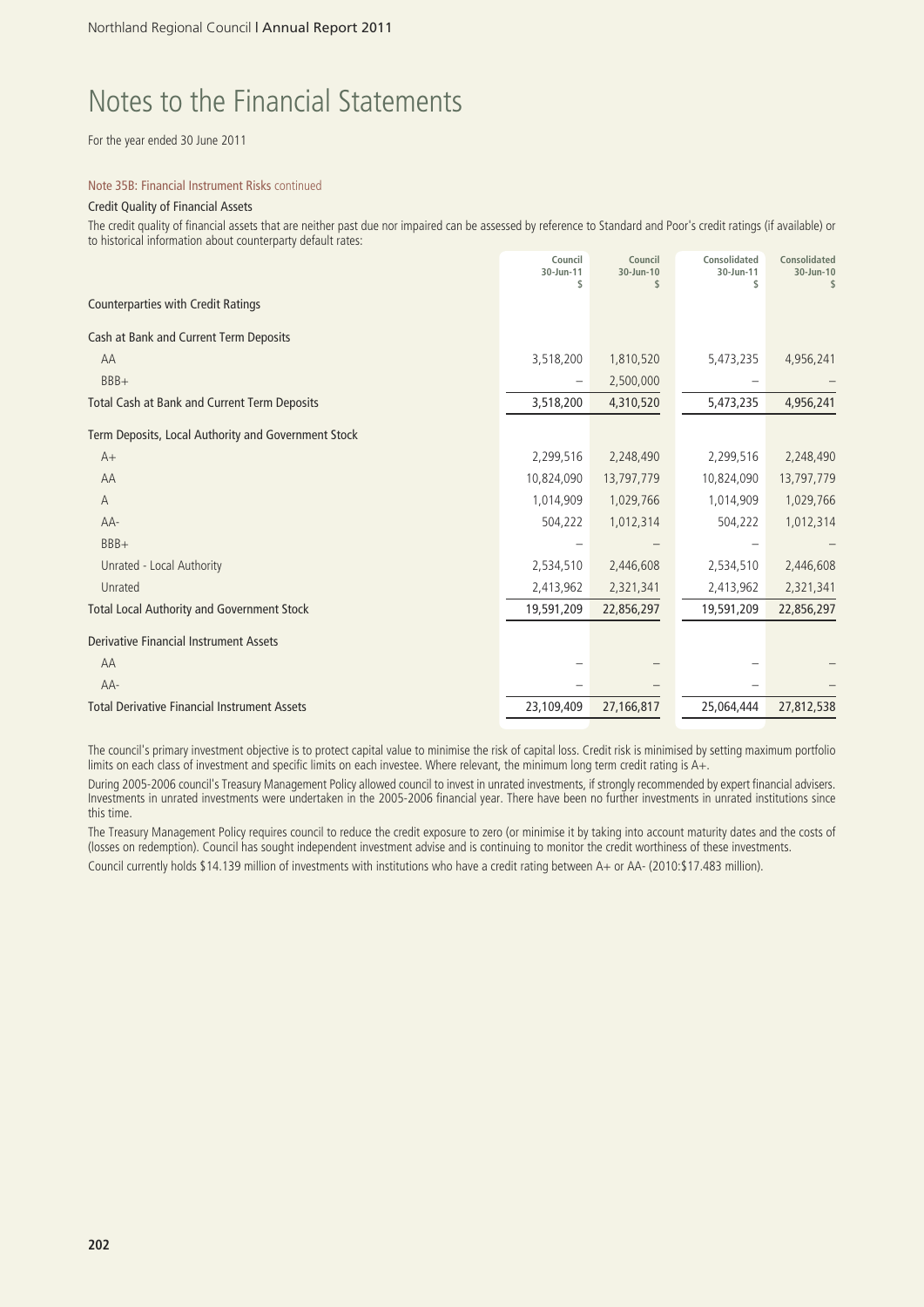# Notes to the Financial Statements

For the year ended 30 June 2011

Note 35B: Financial Instrument Risks continued

### Credit Quality of Financial Assets

The credit quality of financial assets that are neither past due nor impaired can be assessed by reference to Standard and Poor's credit ratings (if available) or to historical information about counterparty default rates:

| | Council 30-Jun-11 $ | Council 30-Jun-10 $ | Consolidated 30-Jun-11 $ | Consolidated 30-Jun-10 $ |
|---|---|---|---|---|
| Counterparties with Credit Ratings | | | | |
| Cash at Bank and Current Term Deposits | | | | |
| AA | 3,518,200 | 1,810,520 | 5,473,235 | 4,956,241 |
| BBB+ | – | 2,500,000 | – | – |
| Total Cash at Bank and Current Term Deposits | 3,518,200 | 4,310,520 | 5,473,235 | 4,956,241 |
| Term Deposits, Local Authority and Government Stock | | | | |
| A+ | 2,299,516 | 2,248,490 | 2,299,516 | 2,248,490 |
| AA | 10,824,090 | 13,797,779 | 10,824,090 | 13,797,779 |
| A | 1,014,909 | 1,029,766 | 1,014,909 | 1,029,766 |
| AA- | 504,222 | 1,012,314 | 504,222 | 1,012,314 |
| BBB+ | – | – | – | – |
| Unrated - Local Authority | 2,534,510 | 2,446,608 | 2,534,510 | 2,446,608 |
| Unrated | 2,413,962 | 2,321,341 | 2,413,962 | 2,321,341 |
| Total Local Authority and Government Stock | 19,591,209 | 22,856,297 | 19,591,209 | 22,856,297 |
| Derivative Financial Instrument Assets | | | | |
| AA | – | – | – | – |
| AA- | – | – | – | – |
| Total Derivative Financial Instrument Assets | 23,109,409 | 27,166,817 | 25,064,444 | 27,812,538 |

The council's primary investment objective is to protect capital value to minimise the risk of capital loss. Credit risk is minimised by setting maximum portfolio limits on each class of investment and specific limits on each investee. Where relevant, the minimum long term credit rating is A+.

During 2005-2006 council's Treasury Management Policy allowed council to invest in unrated investments, if strongly recommended by expert financial advisers. Investments in unrated investments were undertaken in the 2005-2006 financial year. There have been no further investments in unrated institutions since this time.

The Treasury Management Policy requires council to reduce the credit exposure to zero (or minimise it by taking into account maturity dates and the costs of (losses on redemption). Council has sought independent investment advise and is continuing to monitor the credit worthiness of these investments.

Council currently holds $14.139 million of investments with institutions who have a credit rating between A+ or AA- (2010:$17.483 million).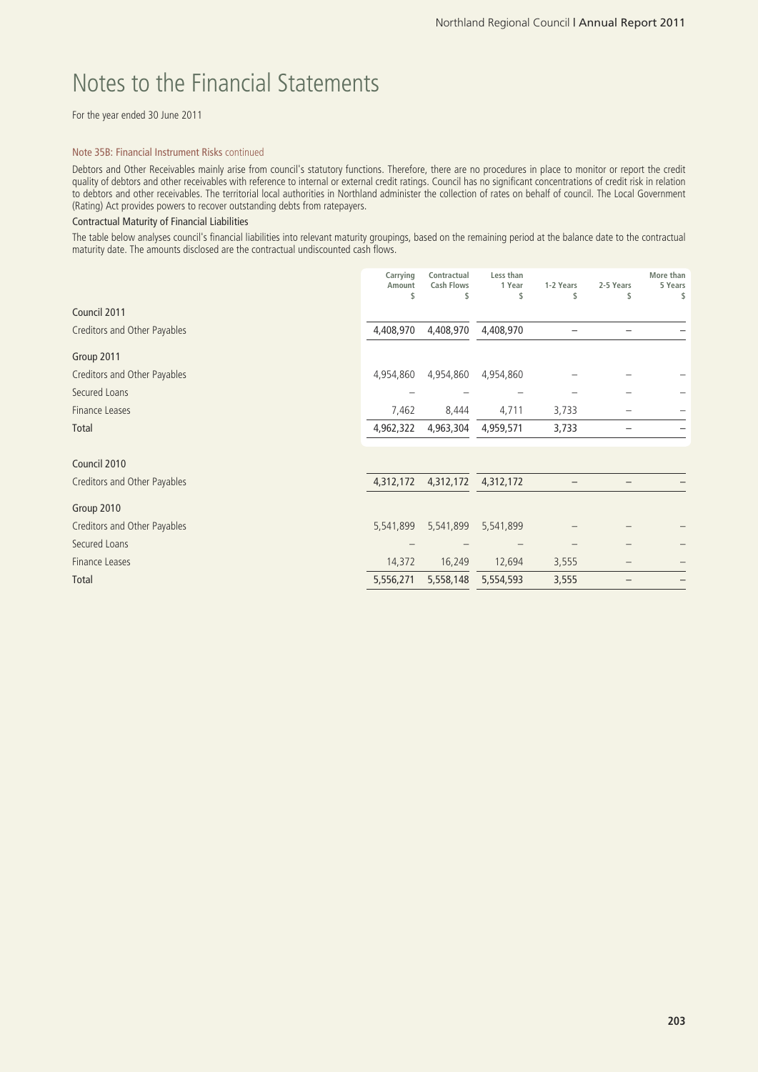# Notes to the Financial Statements

For the year ended 30 June 2011

### Note 35B: Financial Instrument Risks continued

Debtors and Other Receivables mainly arise from council's statutory functions. Therefore, there are no procedures in place to monitor or report the credit quality of debtors and other receivables with reference to internal or external credit ratings. Council has no significant concentrations of credit risk in relation to debtors and other receivables. The territorial local authorities in Northland administer the collection of rates on behalf of council. The Local Government (Rating) Act provides powers to recover outstanding debts from ratepayers.

#### Contractual Maturity of Financial Liabilities

The table below analyses council's financial liabilities into relevant maturity groupings, based on the remaining period at the balance date to the contractual maturity date. The amounts disclosed are the contractual undiscounted cash flows.

| | Carrying Amount $ | Contractual Cash Flows $ | Less than 1 Year $ | 1-2 Years $ | 2-5 Years $ | More than 5 Years $ |
|---|---|---|---|---|---|---|
| **Council 2011** | | | | | | |
| Creditors and Other Payables | 4,408,970 | 4,408,970 | 4,408,970 | – | – | – |
| **Group 2011** | | | | | | |
| Creditors and Other Payables | 4,954,860 | 4,954,860 | 4,954,860 | – | – | – |
| Secured Loans | – | – | – | – | – | – |
| Finance Leases | 7,462 | 8,444 | 4,711 | 3,733 | – | – |
| Total | 4,962,322 | 4,963,304 | 4,959,571 | 3,733 | – | – |
| **Council 2010** | | | | | | |
| Creditors and Other Payables | 4,312,172 | 4,312,172 | 4,312,172 | – | – | – |
| **Group 2010** | | | | | | |
| Creditors and Other Payables | 5,541,899 | 5,541,899 | 5,541,899 | – | – | – |
| Secured Loans | – | – | – | – | – | – |
| Finance Leases | 14,372 | 16,249 | 12,694 | 3,555 | – | – |
| Total | 5,556,271 | 5,558,148 | 5,554,593 | 3,555 | – | – |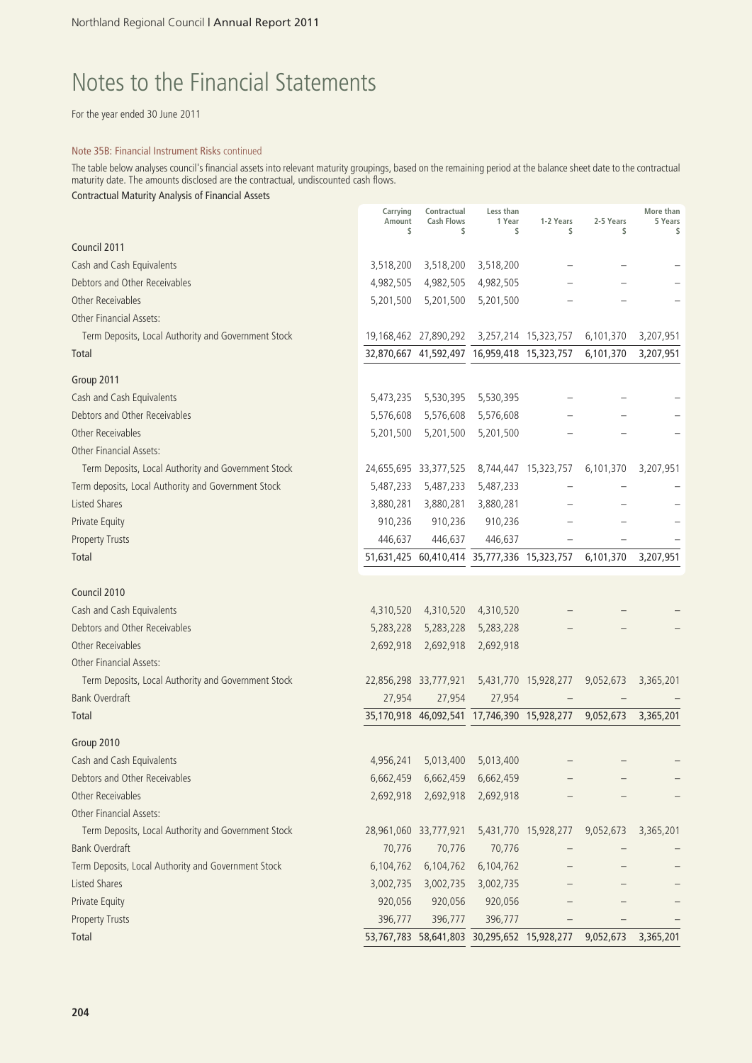# Notes to the Financial Statements

For the year ended 30 June 2011

Note 35B: Financial Instrument Risks continued

The table below analyses council's financial assets into relevant maturity groupings, based on the remaining period at the balance sheet date to the contractual maturity date. The amounts disclosed are the contractual, undiscounted cash flows.

Contractual Maturity Analysis of Financial Assets

| | Carrying Amount $ | Contractual Cash Flows $ | Less than 1 Year $ | 1-2 Years $ | 2-5 Years $ | More than 5 Years $ |
|---|---|---|---|---|---|---|
| **Council 2011** | | | | | | |
| Cash and Cash Equivalents | 3,518,200 | 3,518,200 | 3,518,200 | – | – | – |
| Debtors and Other Receivables | 4,982,505 | 4,982,505 | 4,982,505 | – | – | – |
| Other Receivables | 5,201,500 | 5,201,500 | 5,201,500 | – | – | – |
| Other Financial Assets: | | | | | | |
| Term Deposits, Local Authority and Government Stock | 19,168,462 | 27,890,292 | 3,257,214 | 15,323,757 | 6,101,370 | 3,207,951 |
| **Total** | 32,870,667 | 41,592,497 | 16,959,418 | 15,323,757 | 6,101,370 | 3,207,951 |
| **Group 2011** | | | | | | |
| Cash and Cash Equivalents | 5,473,235 | 5,530,395 | 5,530,395 | – | – | – |
| Debtors and Other Receivables | 5,576,608 | 5,576,608 | 5,576,608 | – | – | – |
| Other Receivables | 5,201,500 | 5,201,500 | 5,201,500 | – | – | – |
| Other Financial Assets: | | | | | | |
| Term Deposits, Local Authority and Government Stock | 24,655,695 | 33,377,525 | 8,744,447 | 15,323,757 | 6,101,370 | 3,207,951 |
| Term deposits, Local Authority and Government Stock | 5,487,233 | 5,487,233 | 5,487,233 | – | – | – |
| Listed Shares | 3,880,281 | 3,880,281 | 3,880,281 | – | – | – |
| Private Equity | 910,236 | 910,236 | 910,236 | – | – | – |
| Property Trusts | 446,637 | 446,637 | 446,637 | – | – | – |
| **Total** | 51,631,425 | 60,410,414 | 35,777,336 | 15,323,757 | 6,101,370 | 3,207,951 |
| **Council 2010** | | | | | | |
| Cash and Cash Equivalents | 4,310,520 | 4,310,520 | 4,310,520 | – | – | – |
| Debtors and Other Receivables | 5,283,228 | 5,283,228 | 5,283,228 | – | – | – |
| Other Receivables | 2,692,918 | 2,692,918 | 2,692,918 | | | |
| Other Financial Assets: | | | | | | |
| Term Deposits, Local Authority and Government Stock | 22,856,298 | 33,777,921 | 5,431,770 | 15,928,277 | 9,052,673 | 3,365,201 |
| Bank Overdraft | 27,954 | 27,954 | 27,954 | – | – | – |
| **Total** | 35,170,918 | 46,092,541 | 17,746,390 | 15,928,277 | 9,052,673 | 3,365,201 |
| **Group 2010** | | | | | | |
| Cash and Cash Equivalents | 4,956,241 | 5,013,400 | 5,013,400 | – | – | – |
| Debtors and Other Receivables | 6,662,459 | 6,662,459 | 6,662,459 | – | – | – |
| Other Receivables | 2,692,918 | 2,692,918 | 2,692,918 | – | – | – |
| Other Financial Assets: | | | | | | |
| Term Deposits, Local Authority and Government Stock | 28,961,060 | 33,777,921 | 5,431,770 | 15,928,277 | 9,052,673 | 3,365,201 |
| Bank Overdraft | 70,776 | 70,776 | 70,776 | – | – | – |
| Term Deposits, Local Authority and Government Stock | 6,104,762 | 6,104,762 | 6,104,762 | – | – | – |
| Listed Shares | 3,002,735 | 3,002,735 | 3,002,735 | – | – | – |
| Private Equity | 920,056 | 920,056 | 920,056 | – | – | – |
| Property Trusts | 396,777 | 396,777 | 396,777 | – | – | – |
| **Total** | 53,767,783 | 58,641,803 | 30,295,652 | 15,928,277 | 9,052,673 | 3,365,201 |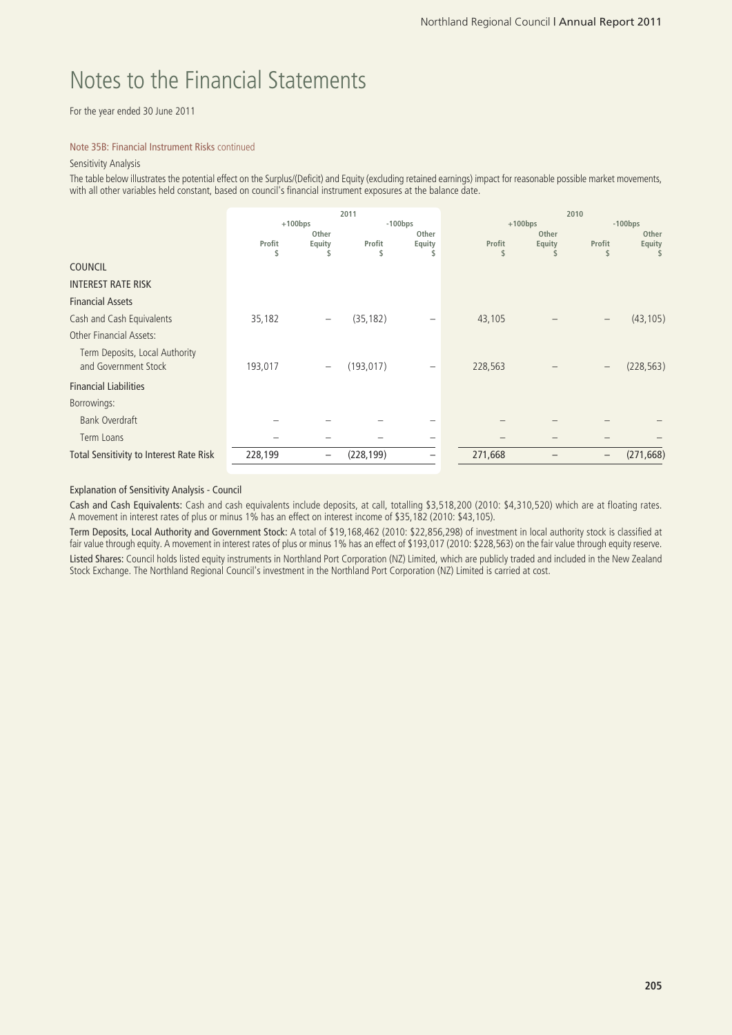# Notes to the Financial Statements

For the year ended 30 June 2011

### Note 35B: Financial Instrument Risks continued

Sensitivity Analysis

The table below illustrates the potential effect on the Surplus/(Deficit) and Equity (excluding retained earnings) impact for reasonable possible market movements, with all other variables held constant, based on council's financial instrument exposures at the balance date.

| | 2011 | | | | 2010 | | | |
|---|---|---|---|---|---|---|---|---|
| | +100bps | | -100bps | | +100bps | | -100bps | |
| | Profit $ | Other Equity $ | Profit $ | Other Equity $ | Profit $ | Other Equity $ | Profit $ | Other Equity $ |
| **COUNCIL** | | | | | | | | |
| **INTEREST RATE RISK** | | | | | | | | |
| **Financial Assets** | | | | | | | | |
| Cash and Cash Equivalents | 35,182 | – | (35,182) | – | 43,105 | – | – | (43,105) |
| Other Financial Assets: | | | | | | | | |
| Term Deposits, Local Authority and Government Stock | 193,017 | – | (193,017) | – | 228,563 | – | – | (228,563) |
| **Financial Liabilities** | | | | | | | | |
| Borrowings: | | | | | | | | |
| Bank Overdraft | – | – | – | – | – | – | – | – |
| Term Loans | – | – | – | – | – | – | – | – |
| **Total Sensitivity to Interest Rate Risk** | 228,199 | – | (228,199) | – | 271,668 | – | – | (271,668) |

Explanation of Sensitivity Analysis - Council

**Cash and Cash Equivalents:** Cash and cash equivalents include deposits, at call, totalling $3,518,200 (2010: $4,310,520) which are at floating rates. A movement in interest rates of plus or minus 1% has an effect on interest income of $35,182 (2010: $43,105).

**Term Deposits, Local Authority and Government Stock:** A total of $19,168,462 (2010: $22,856,298) of investment in local authority stock is classified at fair value through equity. A movement in interest rates of plus or minus 1% has an effect of $193,017 (2010: $228,563) on the fair value through equity reserve.

**Listed Shares:** Council holds listed equity instruments in Northland Port Corporation (NZ) Limited, which are publicly traded and included in the New Zealand Stock Exchange. The Northland Regional Council's investment in the Northland Port Corporation (NZ) Limited is carried at cost.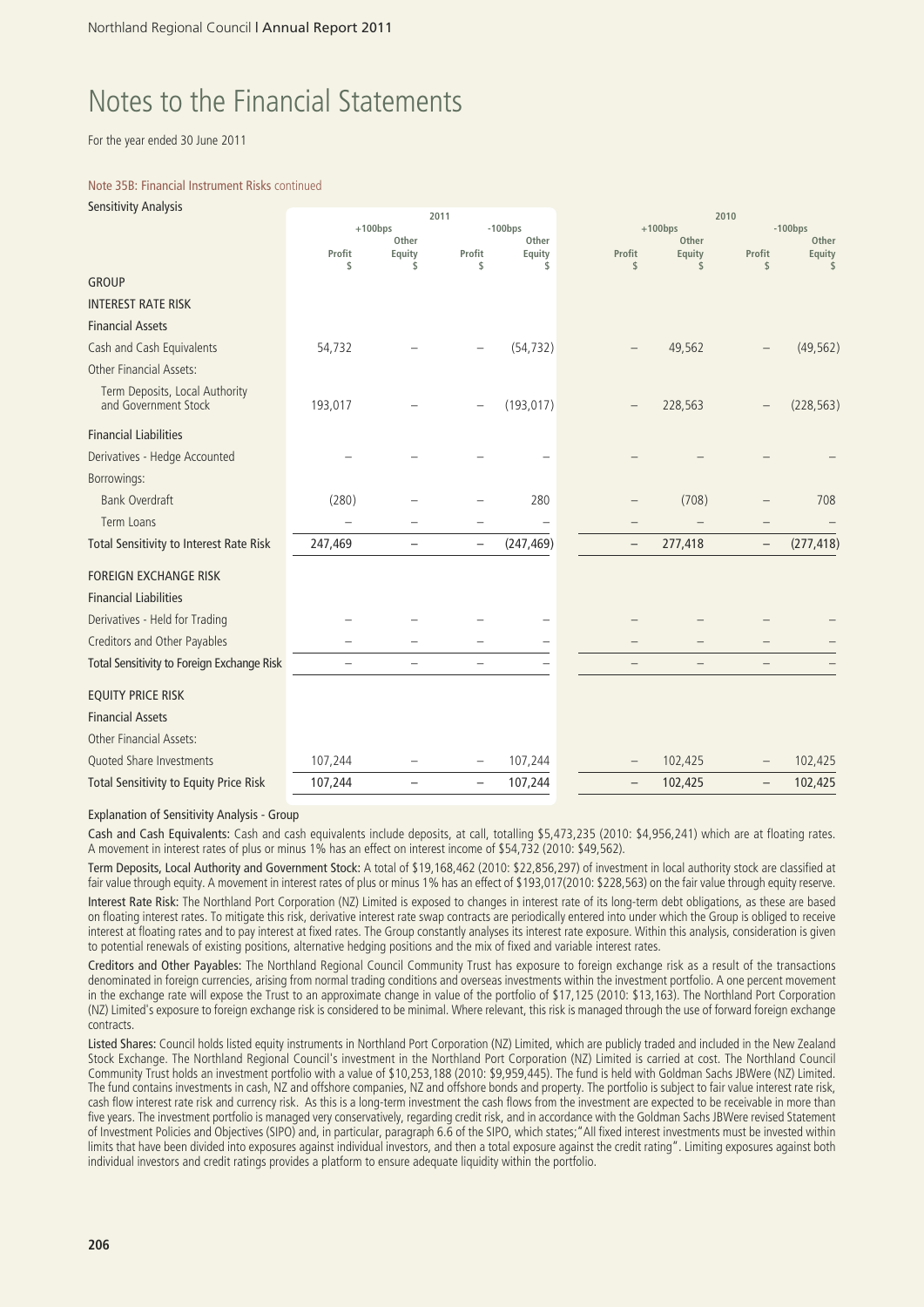# Notes to the Financial Statements

For the year ended 30 June 2011

Note 35B: Financial Instrument Risks continued

Sensitivity Analysis

| | 2011 | | | | 2010 | | | |
|---|---|---|---|---|---|---|---|---|
| | +100bps | | -100bps | | +100bps | | -100bps | |
| | Profit $ | Other Equity $ | Profit $ | Other Equity $ | Profit $ | Other Equity $ | Profit $ | Other Equity $ |
| **GROUP** | | | | | | | | |
| **INTEREST RATE RISK** | | | | | | | | |
| **Financial Assets** | | | | | | | | |
| Cash and Cash Equivalents | 54,732 | – | – | (54,732) | – | 49,562 | – | (49,562) |
| Other Financial Assets: | | | | | | | | |
| Term Deposits, Local Authority and Government Stock | 193,017 | – | – | (193,017) | – | 228,563 | – | (228,563) |
| **Financial Liabilities** | | | | | | | | |
| Derivatives - Hedge Accounted | – | – | – | – | – | – | – | – |
| Borrowings: | | | | | | | | |
| Bank Overdraft | (280) | – | – | 280 | – | (708) | – | 708 |
| Term Loans | – | – | – | – | – | – | – | – |
| **Total Sensitivity to Interest Rate Risk** | 247,469 | – | – | (247,469) | – | 277,418 | – | (277,418) |
| **FOREIGN EXCHANGE RISK** | | | | | | | | |
| **Financial Liabilities** | | | | | | | | |
| Derivatives - Held for Trading | – | – | – | – | – | – | – | – |
| Creditors and Other Payables | – | – | – | – | – | – | – | – |
| **Total Sensitivity to Foreign Exchange Risk** | – | – | – | – | – | – | – | – |
| **EQUITY PRICE RISK** | | | | | | | | |
| **Financial Assets** | | | | | | | | |
| Other Financial Assets: | | | | | | | | |
| Quoted Share Investments | 107,244 | – | – | 107,244 | – | 102,425 | – | 102,425 |
| **Total Sensitivity to Equity Price Risk** | 107,244 | – | – | 107,244 | – | 102,425 | – | 102,425 |

Explanation of Sensitivity Analysis - Group

**Cash and Cash Equivalents:** Cash and cash equivalents include deposits, at call, totalling $5,473,235 (2010: $4,956,241) which are at floating rates. A movement in interest rates of plus or minus 1% has an effect on interest income of $54,732 (2010: $49,562).

**Term Deposits, Local Authority and Government Stock:** A total of $19,168,462 (2010: $22,856,297) of investment in local authority stock are classified at fair value through equity. A movement in interest rates of plus or minus 1% has an effect of $193,017(2010: $228,563) on the fair value through equity reserve.

**Interest Rate Risk:** The Northland Port Corporation (NZ) Limited is exposed to changes in interest rate of its long-term debt obligations, as these are based on floating interest rates. To mitigate this risk, derivative interest rate swap contracts are periodically entered into under which the Group is obliged to receive interest at floating rates and to pay interest at fixed rates. The Group constantly analyses its interest rate exposure. Within this analysis, consideration is given to potential renewals of existing positions, alternative hedging positions and the mix of fixed and variable interest rates.

**Creditors and Other Payables:** The Northland Regional Council Community Trust has exposure to foreign exchange risk as a result of the transactions denominated in foreign currencies, arising from normal trading conditions and overseas investments within the investment portfolio. A one percent movement in the exchange rate will expose the Trust to an approximate change in value of the portfolio of $17,125 (2010: $13,163). The Northland Port Corporation (NZ) Limited's exposure to foreign exchange risk is considered to be minimal. Where relevant, this risk is managed through the use of forward foreign exchange contracts.

**Listed Shares:** Council holds listed equity instruments in Northland Port Corporation (NZ) Limited, which are publicly traded and included in the New Zealand Stock Exchange. The Northland Regional Council's investment in the Northland Port Corporation (NZ) Limited is carried at cost. The Northland Council Community Trust holds an investment portfolio with a value of $10,253,188 (2010: $9,959,445). The fund is held with Goldman Sachs JBWere (NZ) Limited. The fund contains investments in cash, NZ and offshore companies, NZ and offshore bonds and property. The portfolio is subject to fair value interest rate risk, cash flow interest rate risk and currency risk. As this is a long-term investment the cash flows from the investment are expected to be receivable in more than five years. The investment portfolio is managed very conservatively, regarding credit risk, and in accordance with the Goldman Sachs JBWere revised Statement of Investment Policies and Objectives (SIPO) and, in particular, paragraph 6.6 of the SIPO, which states; "All fixed interest investments must be invested within limits that have been divided into exposures against individual investors, and then a total exposure against the credit rating". Limiting exposures against both individual investors and credit ratings provides a platform to ensure adequate liquidity within the portfolio.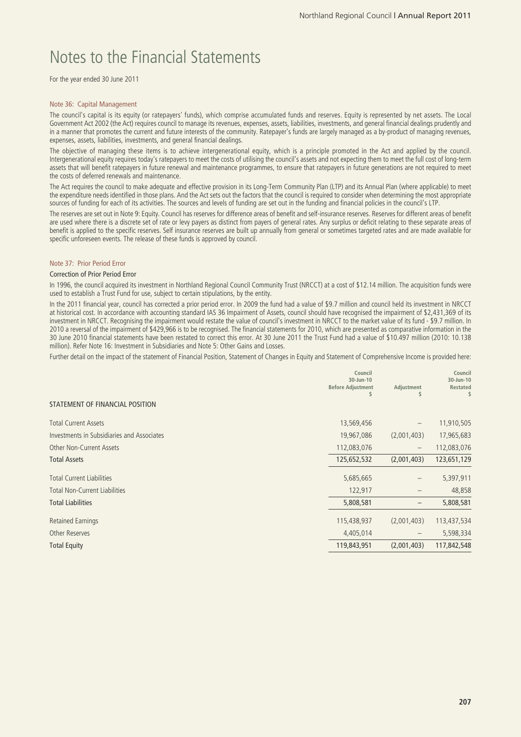# Notes to the Financial Statements

For the year ended 30 June 2011

## Note 36: Capital Management

The council's capital is its equity (or ratepayers' funds), which comprise accumulated funds and reserves. Equity is represented by net assets. The Local Government Act 2002 (the Act) requires council to manage its revenues, expenses, assets, liabilities, investments, and general financial dealings prudently and in a manner that promotes the current and future interests of the community. Ratepayer's funds are largely managed as a by-product of managing revenues, expenses, assets, liabilities, investments, and general financial dealings.

The objective of managing these items is to achieve intergenerational equity, which is a principle promoted in the Act and applied by the council. Intergenerational equity requires today's ratepayers to meet the costs of utilising the council's assets and not expecting them to meet the full cost of long-term assets that will benefit ratepayers in future renewal and maintenance programmes, to ensure that ratepayers in future generations are not required to meet the costs of deferred renewals and maintenance.

The Act requires the council to make adequate and effective provision in its Long-Term Community Plan (LTP) and its Annual Plan (where applicable) to meet the expenditure needs identified in those plans. And the Act sets out the factors that the council is required to consider when determining the most appropriate sources of funding for each of its activities. The sources and levels of funding are set out in the funding and financial policies in the council's LTP.

The reserves are set out in Note 9: Equity. Council has reserves for difference areas of benefit and self-insurance reserves. Reserves for different areas of benefit are used where there is a discrete set of rate or levy payers as distinct from payers of general rates. Any surplus or deficit relating to these separate areas of benefit is applied to the specific reserves. Self insurance reserves are built up annually from general or sometimes targeted rates and are made available for specific unforeseen events. The release of these funds is approved by council.

## Note 37: Prior Period Error

### Correction of Prior Period Error

In 1996, the council acquired its investment in Northland Regional Council Community Trust (NRCCT) at a cost of $12.14 million. The acquisition funds were used to establish a Trust Fund for use, subject to certain stipulations, by the entity.

In the 2011 financial year, council has corrected a prior period error. In 2009 the fund had a value of $9.7 million and council held its investment in NRCCT at historical cost. In accordance with accounting standard IAS 36 Impairment of Assets, council should have recognised the impairment of $2,431,369 of its investment in NRCCT. Recognising the impairment would restate the value of council's investment in NRCCT to the market value of its fund - $9.7 million. In 2010 a reversal of the impairment of $429,966 is to be recognised. The financial statements for 2010, which are presented as comparative information in the 30 June 2010 financial statements have been restated to correct this error. At 30 June 2011 the Trust Fund had a value of $10.497 million (2010: 10.138 million). Refer Note 16: Investment in Subsidiaries and Note 5: Other Gains and Losses.

Further detail on the impact of the statement of Financial Position, Statement of Changes in Equity and Statement of Comprehensive Income is provided here:

| | Council 30-Jun-10 Before Adjustment $ | Adjustment $ | Council 30-Jun-10 Restated $ |
|---|---|---|---|
| STATEMENT OF FINANCIAL POSITION | | | |
| Total Current Assets | 13,569,456 | – | 11,910,505 |
| Investments in Subsidiaries and Associates | 19,967,086 | (2,001,403) | 17,965,683 |
| Other Non-Current Assets | 112,083,076 | – | 112,083,076 |
| **Total Assets** | 125,652,532 | (2,001,403) | 123,651,129 |
| Total Current Liabilities | 5,685,665 | – | 5,397,911 |
| Total Non-Current Liabilities | 122,917 | – | 48,858 |
| **Total Liabilities** | 5,808,581 | – | 5,808,581 |
| Retained Earnings | 115,438,937 | (2,001,403) | 113,437,534 |
| Other Reserves | 4,405,014 | – | 5,598,334 |
| **Total Equity** | 119,843,951 | (2,001,403) | 117,842,548 |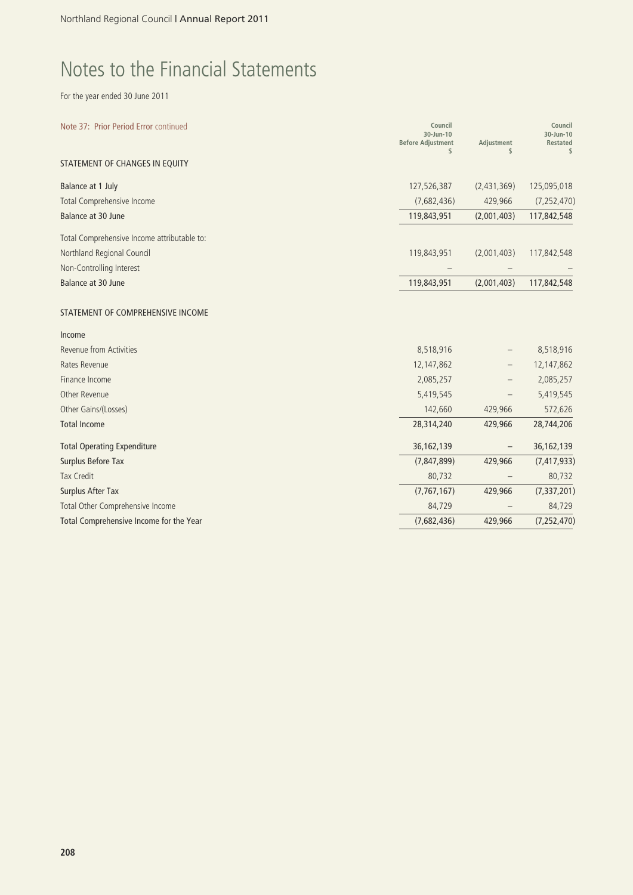# Notes to the Financial Statements

For the year ended 30 June 2011

| Note 37: Prior Period Error continued | Council 30-Jun-10 Before Adjustment $ | Adjustment $ | Council 30-Jun-10 Restated $ |
|---|---|---|---|
| STATEMENT OF CHANGES IN EQUITY | | | |
| **Balance at 1 July** | 127,526,387 | (2,431,369) | 125,095,018 |
| Total Comprehensive Income | (7,682,436) | 429,966 | (7,252,470) |
| **Balance at 30 June** | **119,843,951** | **(2,001,403)** | **117,842,548** |
| Total Comprehensive Income attributable to: | | | |
| Northland Regional Council | 119,843,951 | (2,001,403) | 117,842,548 |
| Non-Controlling Interest | – | – | – |
| **Balance at 30 June** | **119,843,951** | **(2,001,403)** | **117,842,548** |
| STATEMENT OF COMPREHENSIVE INCOME | | | |
| Income | | | |
| Revenue from Activities | 8,518,916 | – | 8,518,916 |
| Rates Revenue | 12,147,862 | – | 12,147,862 |
| Finance Income | 2,085,257 | – | 2,085,257 |
| Other Revenue | 5,419,545 | – | 5,419,545 |
| Other Gains/(Losses) | 142,660 | 429,966 | 572,626 |
| **Total Income** | **28,314,240** | **429,966** | **28,744,206** |
| **Total Operating Expenditure** | **36,162,139** | **–** | **36,162,139** |
| **Surplus Before Tax** | **(7,847,899)** | **429,966** | **(7,417,933)** |
| Tax Credit | 80,732 | – | 80,732 |
| **Surplus After Tax** | **(7,767,167)** | **429,966** | **(7,337,201)** |
| Total Other Comprehensive Income | 84,729 | – | 84,729 |
| **Total Comprehensive Income for the Year** | **(7,682,436)** | **429,966** | **(7,252,470)** |